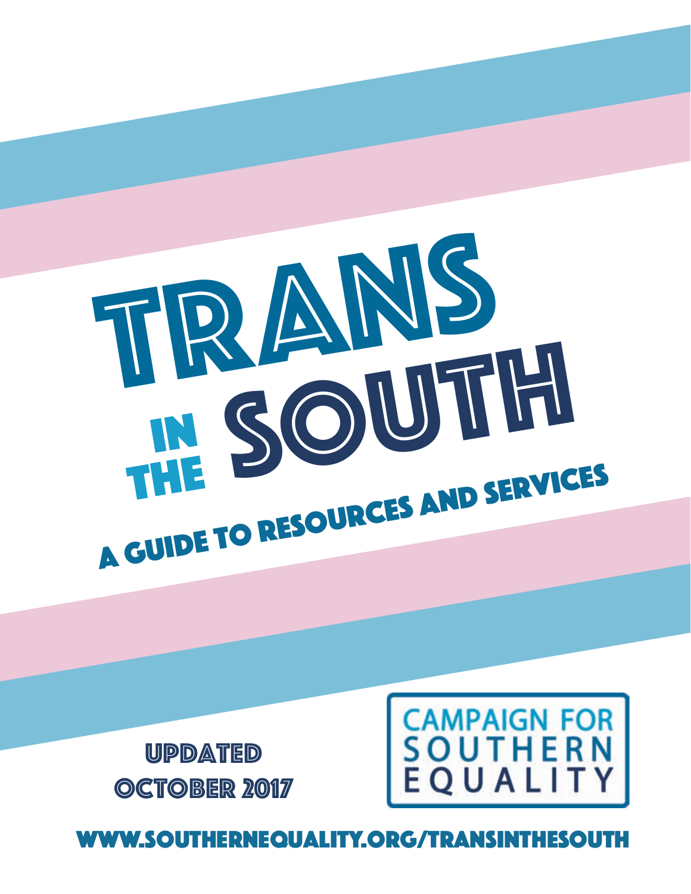# Trans in the South

## A Guide to Resources and Services

Updated October 2017

Campaign for Southern Equality

www.southernequality.org/transinthesouth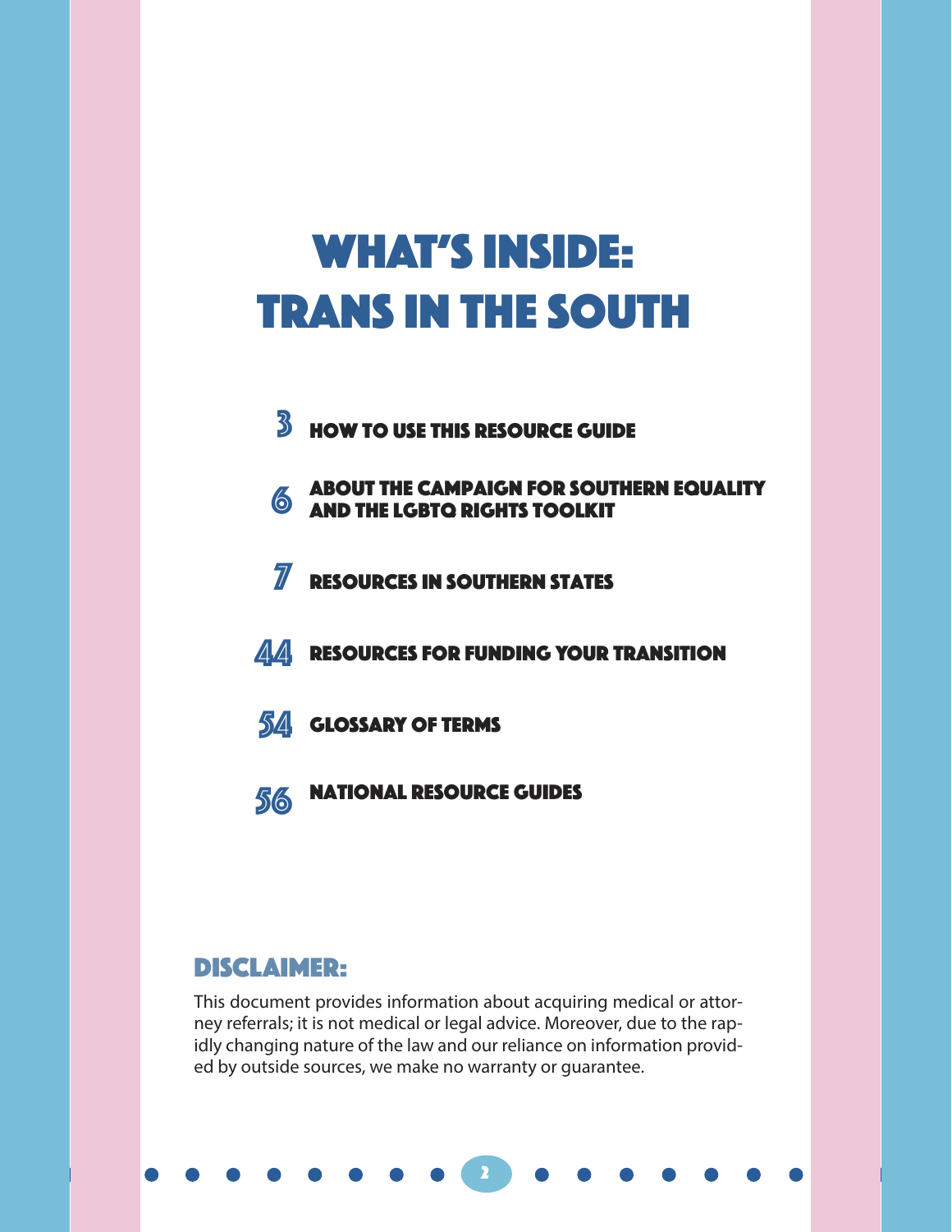# What's Inside: Trans in the South

- **3** How to Use This Resource Guide
- **6** About the Campaign for Southern Equality and the LGBTQ Rights Toolkit
- **7** Resources in Southern States
- **44** Resources for Funding Your Transition
- **54** Glossary of Terms
- **56** National Resource Guides

## Disclaimer:

This document provides information about acquiring medical or attorney referrals; it is not medical or legal advice. Moreover, due to the rapidly changing nature of the law and our reliance on information provided by outside sources, we make no warranty or guarantee.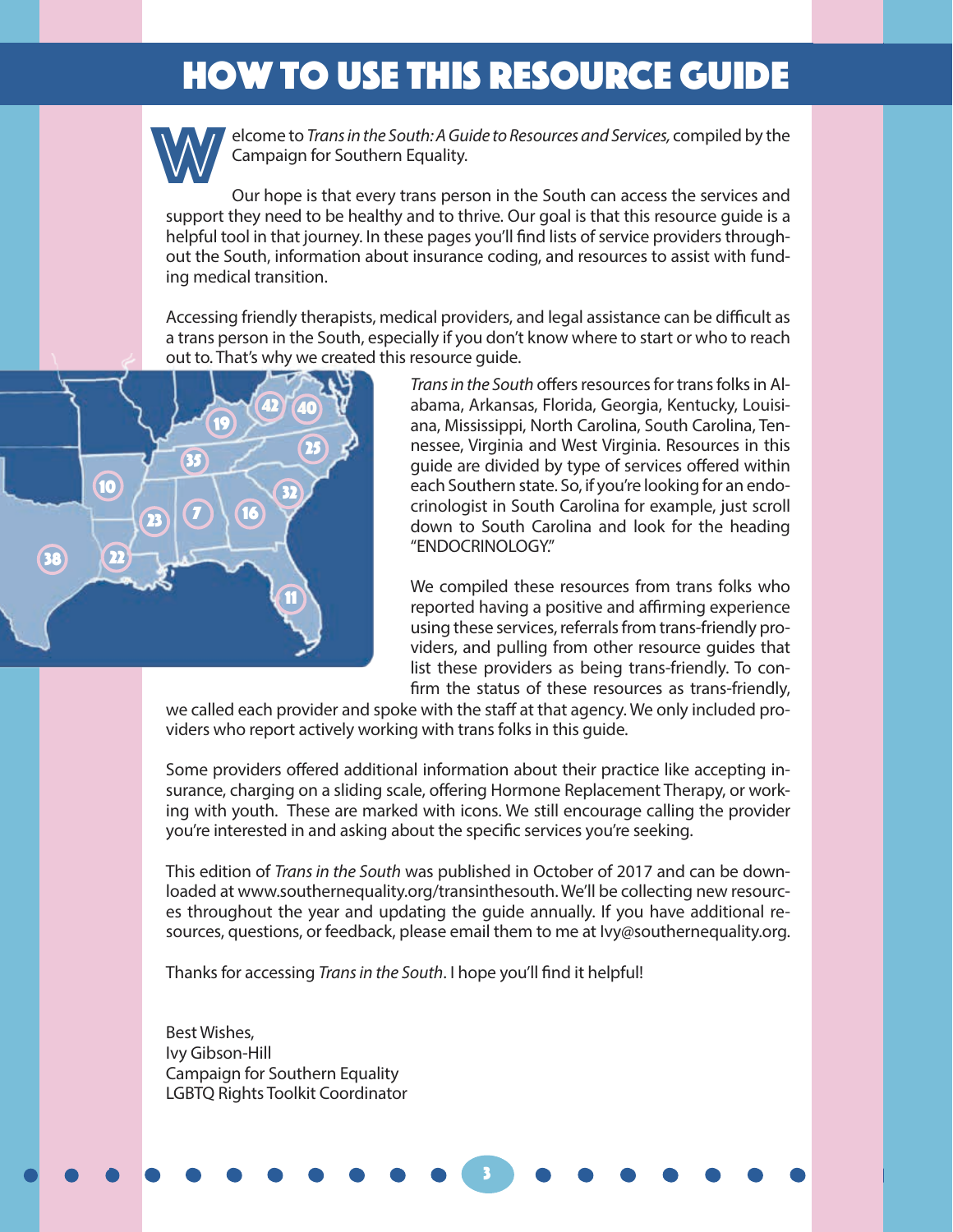# HOW TO USE THIS RESOURCE GUIDE

Welcome to *Trans in the South: A Guide to Resources and Services,* compiled by the Campaign for Southern Equality.

Our hope is that every trans person in the South can access the services and support they need to be healthy and to thrive. Our goal is that this resource guide is a helpful tool in that journey. In these pages you'll find lists of service providers throughout the South, information about insurance coding, and resources to assist with funding medical transition.

Accessing friendly therapists, medical providers, and legal assistance can be difficult as a trans person in the South, especially if you don't know where to start or who to reach out to. That's why we created this resource guide.

*Trans in the South* offers resources for trans folks in Alabama, Arkansas, Florida, Georgia, Kentucky, Louisiana, Mississippi, North Carolina, South Carolina, Tennessee, Virginia and West Virginia. Resources in this guide are divided by type of services offered within each Southern state. So, if you're looking for an endocrinologist in South Carolina for example, just scroll down to South Carolina and look for the heading "ENDOCRINOLOGY."

We compiled these resources from trans folks who reported having a positive and affirming experience using these services, referrals from trans-friendly providers, and pulling from other resource guides that list these providers as being trans-friendly. To confirm the status of these resources as trans-friendly, we called each provider and spoke with the staff at that agency. We only included providers who report actively working with trans folks in this guide.

Some providers offered additional information about their practice like accepting insurance, charging on a sliding scale, offering Hormone Replacement Therapy, or working with youth. These are marked with icons. We still encourage calling the provider you're interested in and asking about the specific services you're seeking.

This edition of *Trans in the South* was published in October of 2017 and can be downloaded at www.southernequality.org/transinthesouth. We'll be collecting new resources throughout the year and updating the guide annually. If you have additional resources, questions, or feedback, please email them to me at Ivy@southernequality.org.

Thanks for accessing *Trans in the South*. I hope you'll find it helpful!

Best Wishes,
Ivy Gibson-Hill
Campaign for Southern Equality
LGBTQ Rights Toolkit Coordinator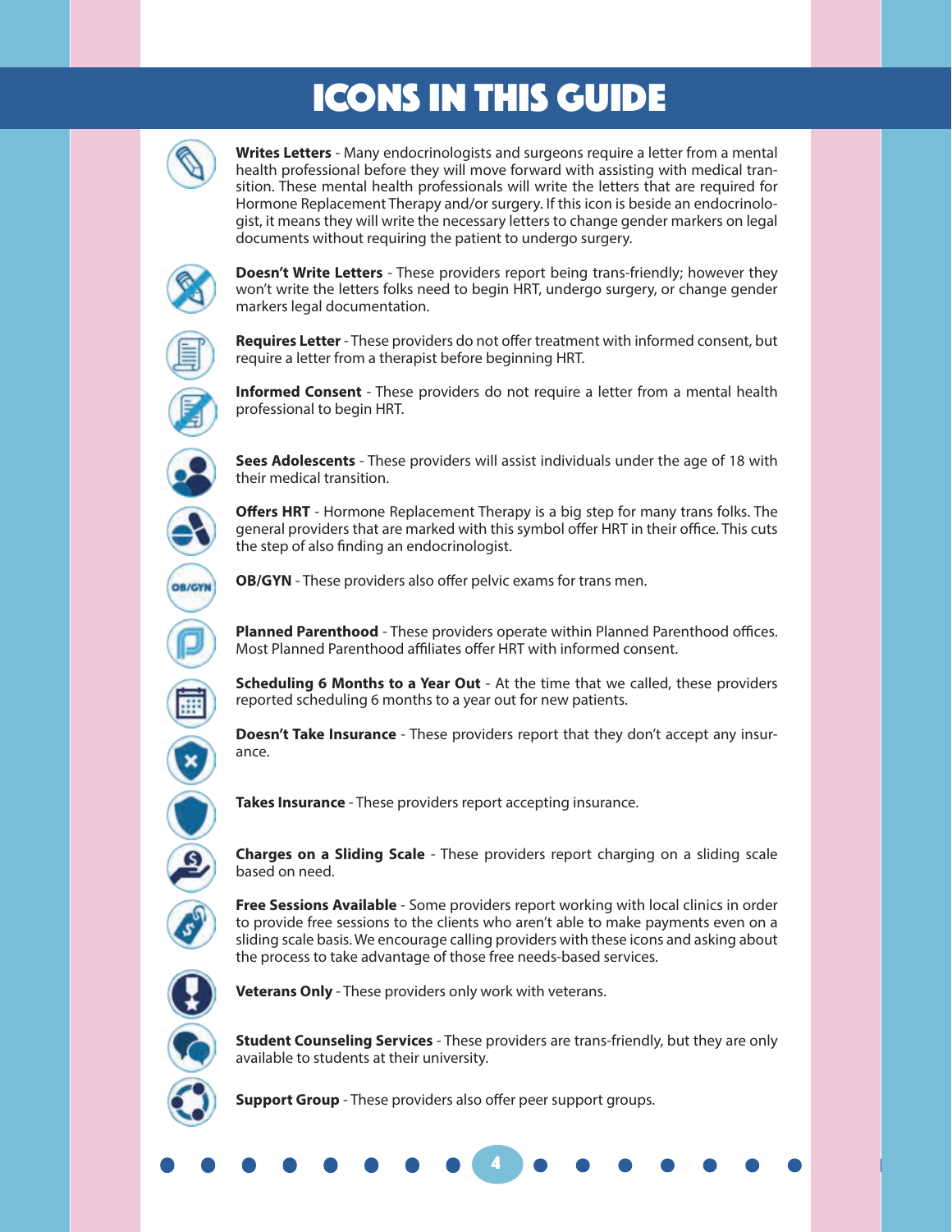# ICONS IN THIS GUIDE

**Writes Letters** - Many endocrinologists and surgeons require a letter from a mental health professional before they will move forward with assisting with medical transition. These mental health professionals will write the letters that are required for Hormone Replacement Therapy and/or surgery. If this icon is beside an endocrinologist, it means they will write the necessary letters to change gender markers on legal documents without requiring the patient to undergo surgery.

**Doesn't Write Letters** - These providers report being trans-friendly; however they won't write the letters folks need to begin HRT, undergo surgery, or change gender markers legal documentation.

**Requires Letter** - These providers do not offer treatment with informed consent, but require a letter from a therapist before beginning HRT.

**Informed Consent** - These providers do not require a letter from a mental health professional to begin HRT.

**Sees Adolescents** - These providers will assist individuals under the age of 18 with their medical transition.

**Offers HRT** - Hormone Replacement Therapy is a big step for many trans folks. The general providers that are marked with this symbol offer HRT in their office. This cuts the step of also finding an endocrinologist.

**OB/GYN** - These providers also offer pelvic exams for trans men.

**Planned Parenthood** - These providers operate within Planned Parenthood offices. Most Planned Parenthood affiliates offer HRT with informed consent.

**Scheduling 6 Months to a Year Out** - At the time that we called, these providers reported scheduling 6 months to a year out for new patients.

**Doesn't Take Insurance** - These providers report that they don't accept any insurance.

**Takes Insurance** - These providers report accepting insurance.

**Charges on a Sliding Scale** - These providers report charging on a sliding scale based on need.

**Free Sessions Available** - Some providers report working with local clinics in order to provide free sessions to the clients who aren't able to make payments even on a sliding scale basis. We encourage calling providers with these icons and asking about the process to take advantage of those free needs-based services.

**Veterans Only** - These providers only work with veterans.

**Student Counseling Services** - These providers are trans-friendly, but they are only available to students at their university.

**Support Group** - These providers also offer peer support groups.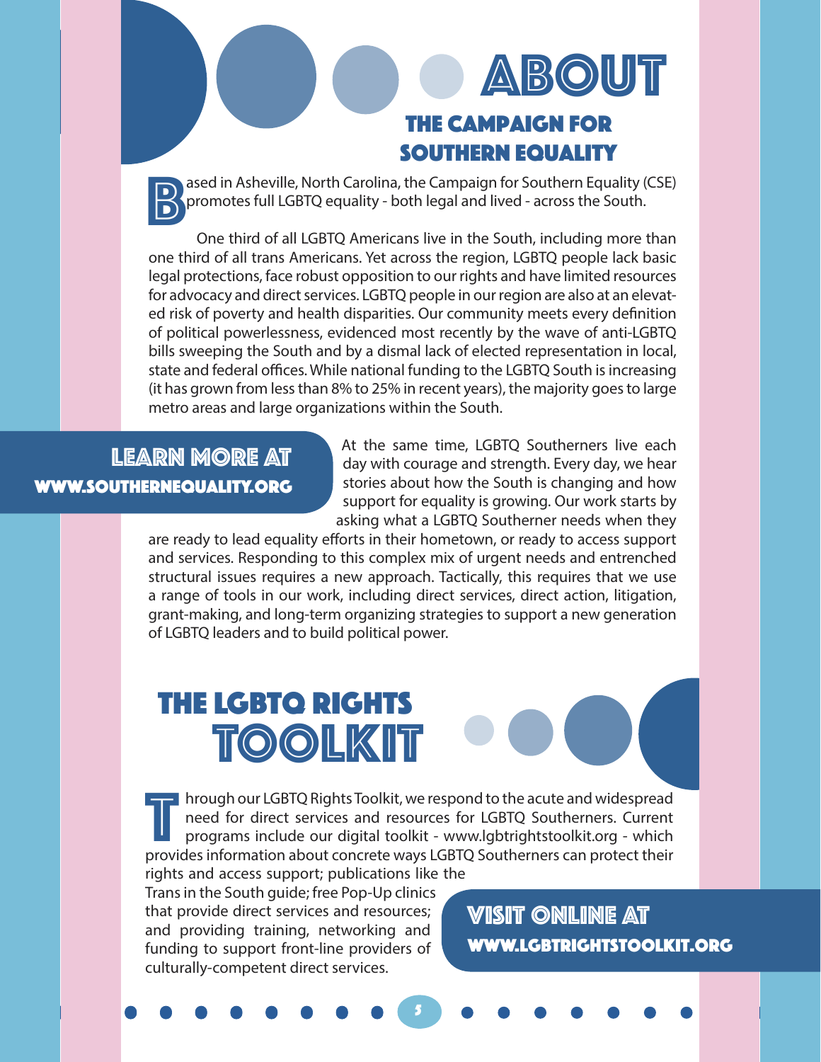# ABOUT

## THE CAMPAIGN FOR SOUTHERN EQUALITY

Based in Asheville, North Carolina, the Campaign for Southern Equality (CSE) promotes full LGBTQ equality - both legal and lived - across the South.

One third of all LGBTQ Americans live in the South, including more than one third of all trans Americans. Yet across the region, LGBTQ people lack basic legal protections, face robust opposition to our rights and have limited resources for advocacy and direct services. LGBTQ people in our region are also at an elevated risk of poverty and health disparities. Our community meets every definition of political powerlessness, evidenced most recently by the wave of anti-LGBTQ bills sweeping the South and by a dismal lack of elected representation in local, state and federal offices. While national funding to the LGBTQ South is increasing (it has grown from less than 8% to 25% in recent years), the majority goes to large metro areas and large organizations within the South.

**LEARN MORE AT WWW.SOUTHERNEQUALITY.ORG**

At the same time, LGBTQ Southerners live each day with courage and strength. Every day, we hear stories about how the South is changing and how support for equality is growing. Our work starts by asking what a LGBTQ Southerner needs when they are ready to lead equality efforts in their hometown, or ready to access support and services. Responding to this complex mix of urgent needs and entrenched structural issues requires a new approach. Tactically, this requires that we use a range of tools in our work, including direct services, direct action, litigation, grant-making, and long-term organizing strategies to support a new generation of LGBTQ leaders and to build political power.

# THE LGBTQ RIGHTS TOOLKIT

Through our LGBTQ Rights Toolkit, we respond to the acute and widespread need for direct services and resources for LGBTQ Southerners. Current programs include our digital toolkit - www.lgbtrightstoolkit.org - which provides information about concrete ways LGBTQ Southerners can protect their rights and access support; publications like the Trans in the South guide; free Pop-Up clinics that provide direct services and resources; and providing training, networking and funding to support front-line providers of culturally-competent direct services.

**VISIT ONLINE AT WWW.LGBTRIGHTSTOOLKIT.ORG**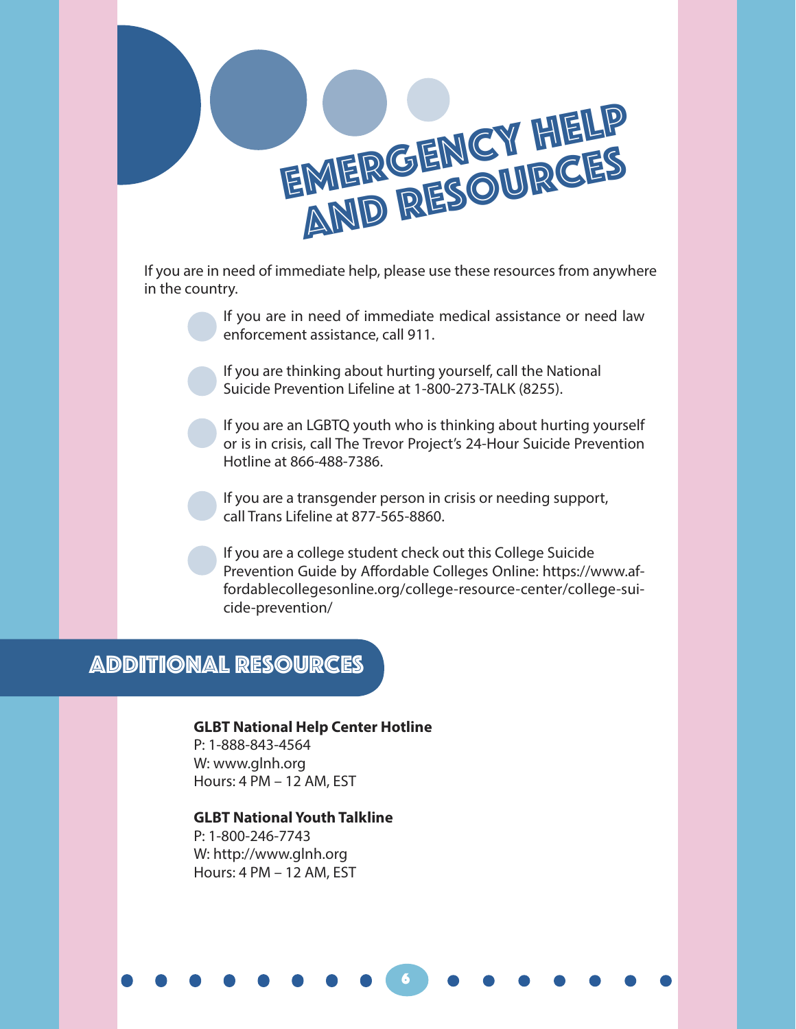# Emergency Help and Resources

If you are in need of immediate help, please use these resources from anywhere in the country.

- If you are in need of immediate medical assistance or need law enforcement assistance, call 911.
- If you are thinking about hurting yourself, call the National Suicide Prevention Lifeline at 1-800-273-TALK (8255).
- If you are an LGBTQ youth who is thinking about hurting yourself or is in crisis, call The Trevor Project's 24-Hour Suicide Prevention Hotline at 866-488-7386.
- If you are a transgender person in crisis or needing support, call Trans Lifeline at 877-565-8860.
- If you are a college student check out this College Suicide Prevention Guide by Affordable Colleges Online: https://www.affordablecollegesonline.org/college-resource-center/college-suicide-prevention/

## Additional Resources

**GLBT National Help Center Hotline**
P: 1-888-843-4564
W: www.glnh.org
Hours: 4 PM – 12 AM, EST

**GLBT National Youth Talkline**
P: 1-800-246-7743
W: http://www.glnh.org
Hours: 4 PM – 12 AM, EST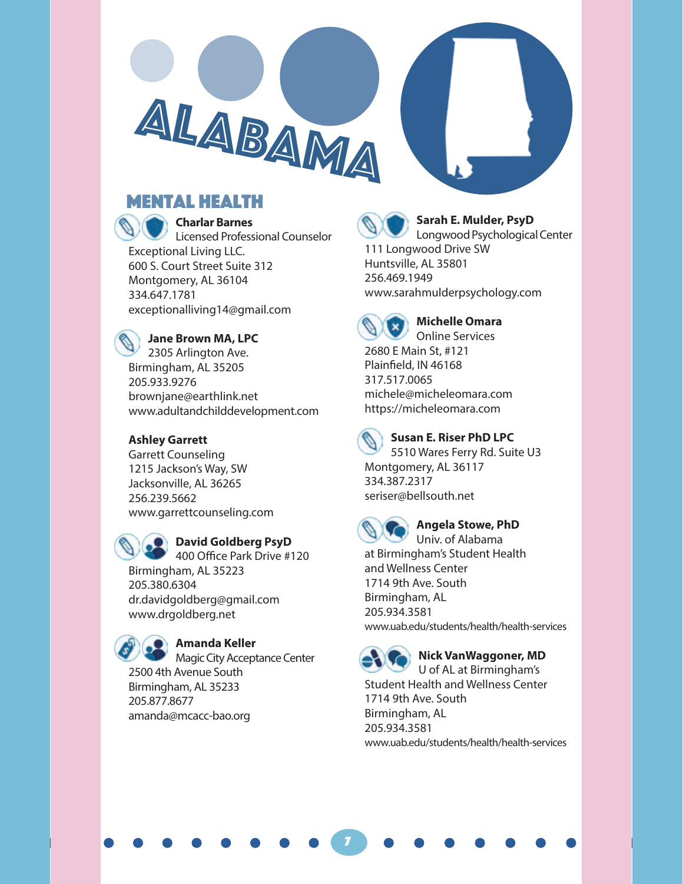# ALABAMA

## MENTAL HEALTH

**Charlar Barnes**
Licensed Professional Counselor
Exceptional Living LLC.
600 S. Court Street Suite 312
Montgomery, AL 36104
334.647.1781
exceptionalliving14@gmail.com

**Jane Brown MA, LPC**
2305 Arlington Ave.
Birmingham, AL 35205
205.933.9276
brownjane@earthlink.net
www.adultandchilddevelopment.com

**Ashley Garrett**
Garrett Counseling
1215 Jackson's Way, SW
Jacksonville, AL 36265
256.239.5662
www.garrettcounseling.com

**David Goldberg PsyD**
400 Office Park Drive #120
Birmingham, AL 35223
205.380.6304
dr.davidgoldberg@gmail.com
www.drgoldberg.net

**Amanda Keller**
Magic City Acceptance Center
2500 4th Avenue South
Birmingham, AL 35233
205.877.8677
amanda@mcacc-bao.org

**Sarah E. Mulder, PsyD**
Longwood Psychological Center
111 Longwood Drive SW
Huntsville, AL 35801
256.469.1949
www.sarahmulderpsychology.com

**Michelle Omara**
Online Services
2680 E Main St, #121
Plainfield, IN 46168
317.517.0065
michele@micheleomara.com
https://micheleomara.com

**Susan E. Riser PhD LPC**
5510 Wares Ferry Rd. Suite U3
Montgomery, AL 36117
334.387.2317
seriser@bellsouth.net

**Angela Stowe, PhD**
Univ. of Alabama
at Birmingham's Student Health
and Wellness Center
1714 9th Ave. South
Birmingham, AL
205.934.3581
www.uab.edu/students/health/health-services

**Nick VanWaggoner, MD**
U of AL at Birmingham's
Student Health and Wellness Center
1714 9th Ave. South
Birmingham, AL
205.934.3581
www.uab.edu/students/health/health-services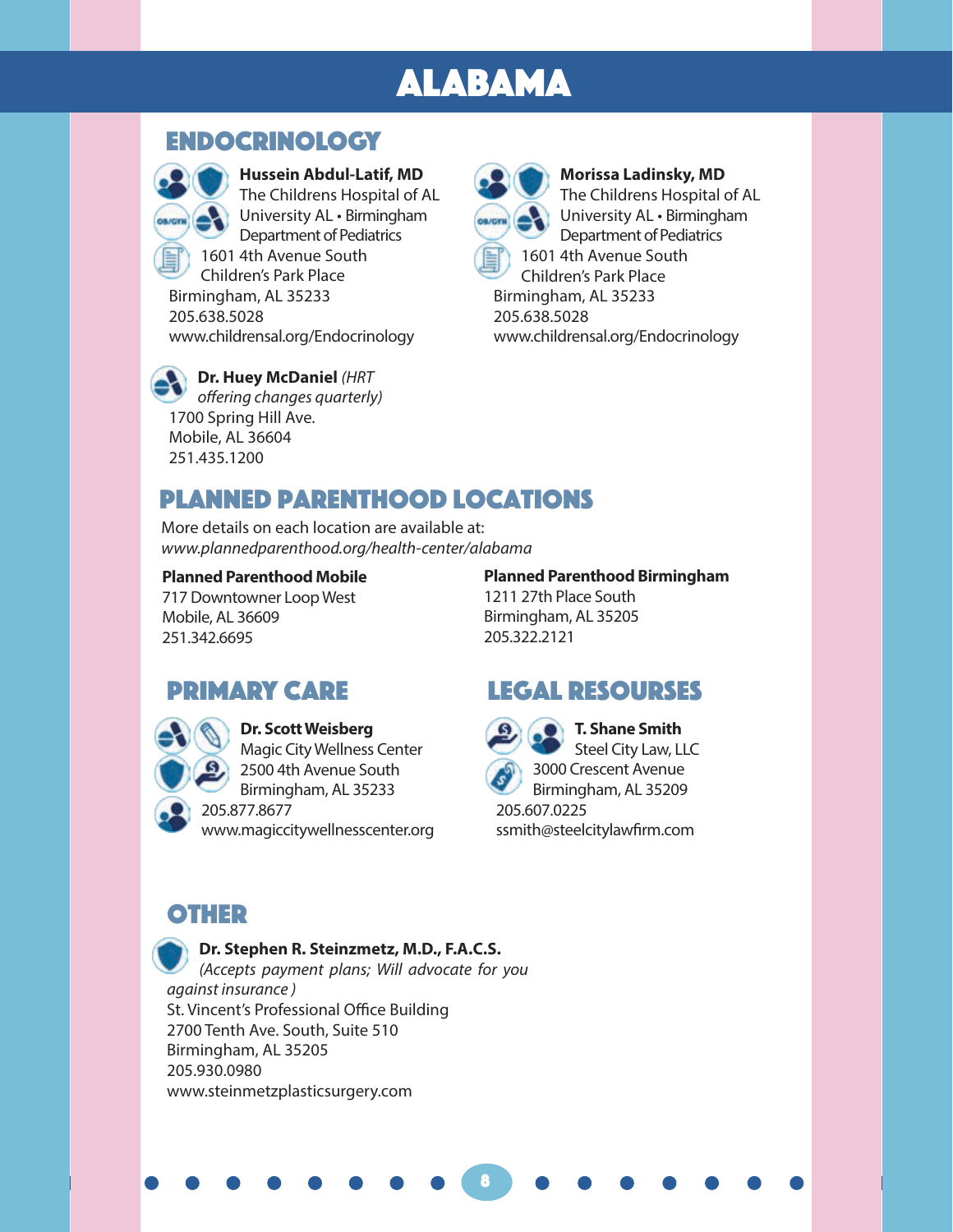# ALABAMA

## ENDOCRINOLOGY

**Hussein Abdul-Latif, MD**
The Childrens Hospital of AL
University AL • Birmingham
Department of Pediatrics
1601 4th Avenue South
Children's Park Place
Birmingham, AL 35233
205.638.5028
www.childrensal.org/Endocrinology

**Morissa Ladinsky, MD**
The Childrens Hospital of AL
University AL • Birmingham
Department of Pediatrics
1601 4th Avenue South
Children's Park Place
Birmingham, AL 35233
205.638.5028
www.childrensal.org/Endocrinology

**Dr. Huey McDaniel** *(HRT offering changes quarterly)*
1700 Spring Hill Ave.
Mobile, AL 36604
251.435.1200

## PLANNED PARENTHOOD LOCATIONS

More details on each location are available at:
*www.plannedparenthood.org/health-center/alabama*

**Planned Parenthood Mobile**
717 Downtowner Loop West
Mobile, AL 36609
251.342.6695

**Planned Parenthood Birmingham**
1211 27th Place South
Birmingham, AL 35205
205.322.2121

## PRIMARY CARE

**Dr. Scott Weisberg**
Magic City Wellness Center
2500 4th Avenue South
Birmingham, AL 35233
205.877.8677
www.magiccitywellnesscenter.org

## LEGAL RESOURSES

**T. Shane Smith**
Steel City Law, LLC
3000 Crescent Avenue
Birmingham, AL 35209
205.607.0225
ssmith@steelcitylawfirm.com

## OTHER

**Dr. Stephen R. Steinzmetz, M.D., F.A.C.S.**
*(Accepts payment plans; Will advocate for you against insurance )*
St. Vincent's Professional Office Building
2700 Tenth Ave. South, Suite 510
Birmingham, AL 35205
205.930.0980
www.steinmetzplasticsurgery.com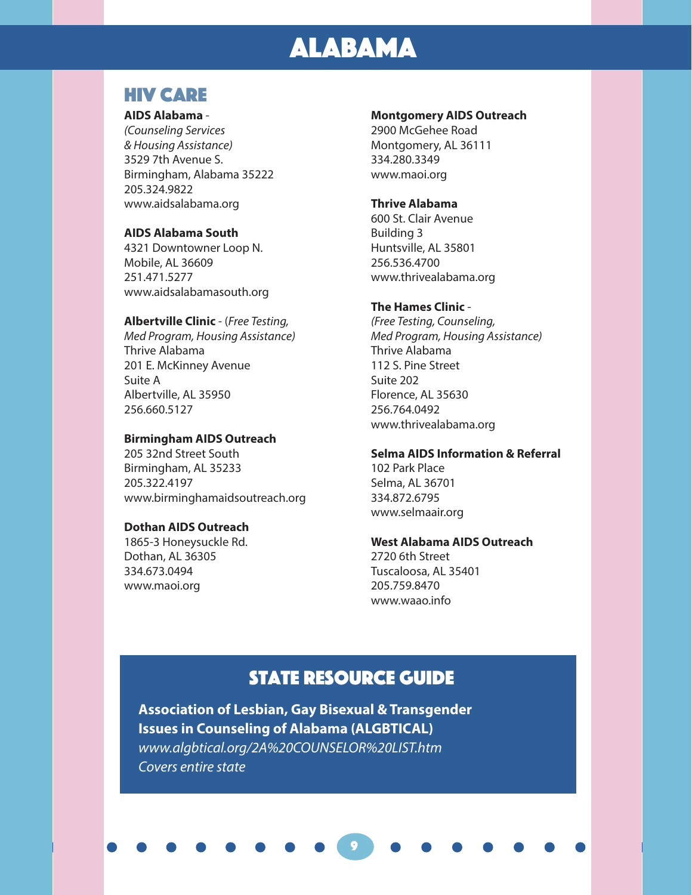# ALABAMA

## HIV CARE

**AIDS Alabama** -
*(Counseling Services & Housing Assistance)*
3529 7th Avenue S.
Birmingham, Alabama 35222
205.324.9822
www.aidsalabama.org

**AIDS Alabama South**
4321 Downtowner Loop N.
Mobile, AL 36609
251.471.5277
www.aidsalabamasouth.org

**Albertville Clinic** - (*Free Testing, Med Program, Housing Assistance)*
Thrive Alabama
201 E. McKinney Avenue
Suite A
Albertville, AL 35950
256.660.5127

**Birmingham AIDS Outreach**
205 32nd Street South
Birmingham, AL 35233
205.322.4197
www.birminghamaidsoutreach.org

**Dothan AIDS Outreach**
1865-3 Honeysuckle Rd.
Dothan, AL 36305
334.673.0494
www.maoi.org

**Montgomery AIDS Outreach**
2900 McGehee Road
Montgomery, AL 36111
334.280.3349
www.maoi.org

**Thrive Alabama**
600 St. Clair Avenue
Building 3
Huntsville, AL 35801
256.536.4700
www.thrivealabama.org

**The Hames Clinic** -
*(Free Testing, Counseling, Med Program, Housing Assistance)*
Thrive Alabama
112 S. Pine Street
Suite 202
Florence, AL 35630
256.764.0492
www.thrivealabama.org

**Selma AIDS Information & Referral**
102 Park Place
Selma, AL 36701
334.872.6795
www.selmaair.org

**West Alabama AIDS Outreach**
2720 6th Street
Tuscaloosa, AL 35401
205.759.8470
www.waao.info

## STATE RESOURCE GUIDE

**Association of Lesbian, Gay Bisexual & Transgender Issues in Counseling of Alabama (ALGBTICAL)**
*www.algbtical.org/2A%20COUNSELOR%20LIST.htm*
*Covers entire state*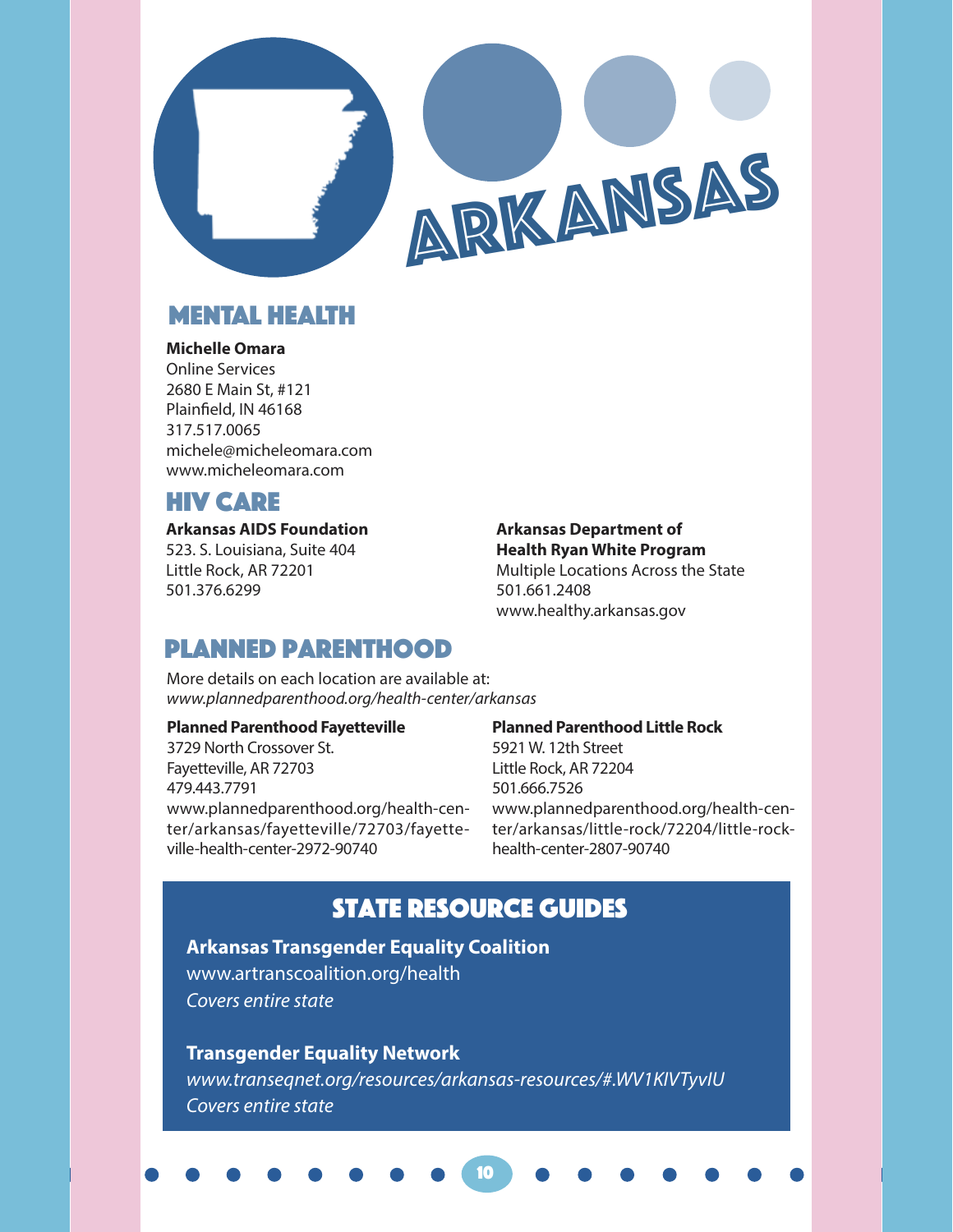# ARKANSAS

## MENTAL HEALTH

**Michelle Omara**
Online Services
2680 E Main St, #121
Plainfield, IN 46168
317.517.0065
michele@micheleomara.com
www.micheleomara.com

## HIV CARE

**Arkansas AIDS Foundation**
523. S. Louisiana, Suite 404
Little Rock, AR 72201
501.376.6299

**Arkansas Department of Health Ryan White Program**
Multiple Locations Across the State
501.661.2408
www.healthy.arkansas.gov

## PLANNED PARENTHOOD

More details on each location are available at:
*www.plannedparenthood.org/health-center/arkansas*

**Planned Parenthood Fayetteville**
3729 North Crossover St.
Fayetteville, AR 72703
479.443.7791
www.plannedparenthood.org/health-center/arkansas/fayetteville/72703/fayetteville-health-center-2972-90740

**Planned Parenthood Little Rock**
5921 W. 12th Street
Little Rock, AR 72204
501.666.7526
www.plannedparenthood.org/health-center/arkansas/little-rock/72204/little-rock-health-center-2807-90740

## STATE RESOURCE GUIDES

**Arkansas Transgender Equality Coalition**
www.artranscoalition.org/health
*Covers entire state*

**Transgender Equality Network**
*www.transeqnet.org/resources/arkansas-resources/#.WV1KIVTyvIU*
*Covers entire state*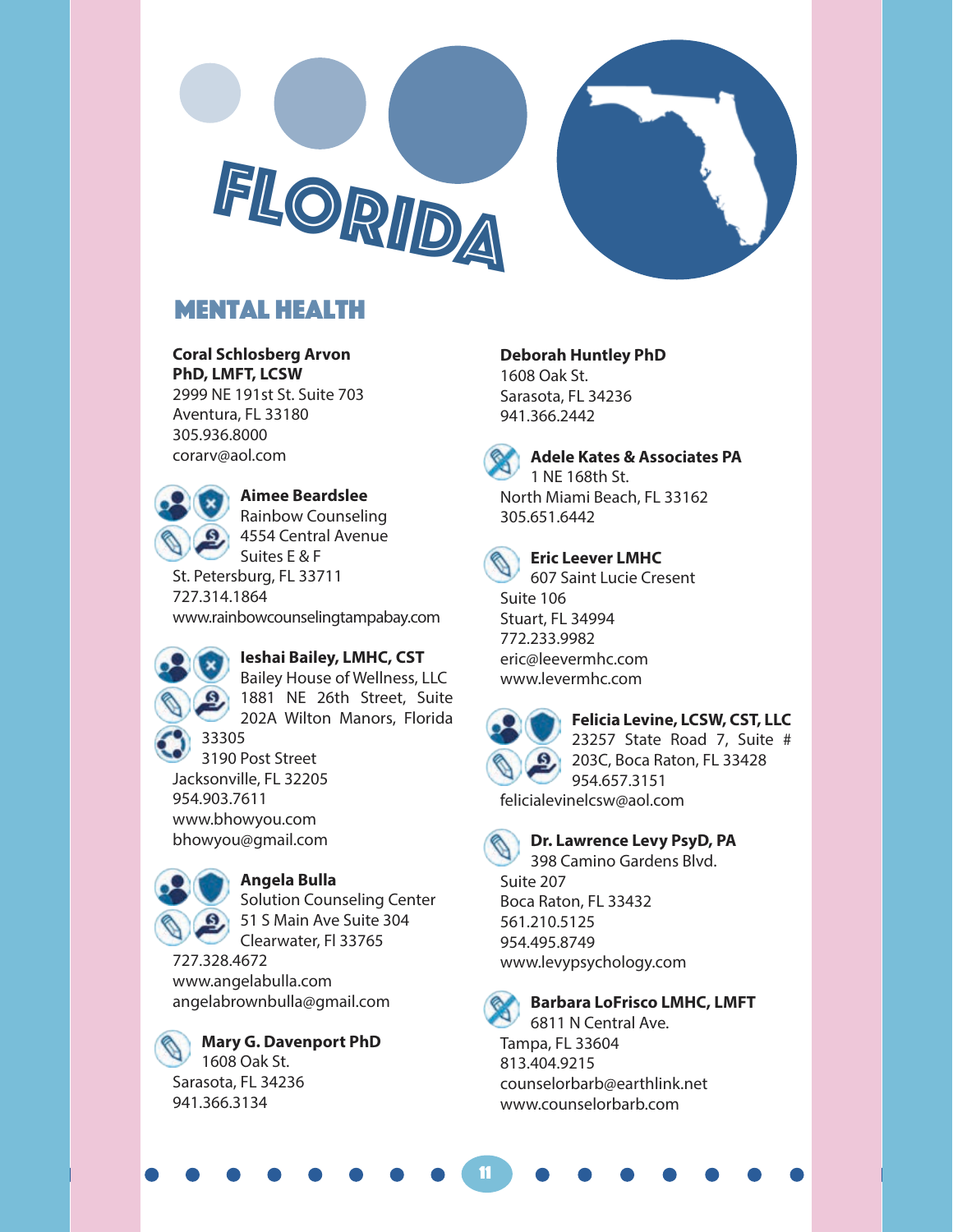# FLORIDA

## MENTAL HEALTH

**Coral Schlosberg Arvon PhD, LMFT, LCSW**
2999 NE 191st St. Suite 703
Aventura, FL 33180
305.936.8000
corarv@aol.com

**Aimee Beardslee**
Rainbow Counseling
4554 Central Avenue
Suites E & F
St. Petersburg, FL 33711
727.314.1864
www.rainbowcounselingtampabay.com

**Ieshai Bailey, LMHC, CST**
Bailey House of Wellness, LLC
1881 NE 26th Street, Suite 202A Wilton Manors, Florida 33305
3190 Post Street
Jacksonville, FL 32205
954.903.7611
www.bhowyou.com
bhowyou@gmail.com

**Angela Bulla**
Solution Counseling Center
51 S Main Ave Suite 304
Clearwater, Fl 33765
727.328.4672
www.angelabulla.com
angelabrownbulla@gmail.com

**Mary G. Davenport PhD**
1608 Oak St.
Sarasota, FL 34236
941.366.3134

**Deborah Huntley PhD**
1608 Oak St.
Sarasota, FL 34236
941.366.2442

**Adele Kates & Associates PA**
1 NE 168th St.
North Miami Beach, FL 33162
305.651.6442

**Eric Leever LMHC**
607 Saint Lucie Cresent
Suite 106
Stuart, FL 34994
772.233.9982
eric@leevermhc.com
www.levermhc.com

**Felicia Levine, LCSW, CST, LLC**
23257 State Road 7, Suite # 203C, Boca Raton, FL 33428
954.657.3151
felicialevinelcsw@aol.com

**Dr. Lawrence Levy PsyD, PA**
398 Camino Gardens Blvd.
Suite 207
Boca Raton, FL 33432
561.210.5125
954.495.8749
www.levypsychology.com

**Barbara LoFrisco LMHC, LMFT**
6811 N Central Ave.
Tampa, FL 33604
813.404.9215
counselorbarb@earthlink.net
www.counselorbarb.com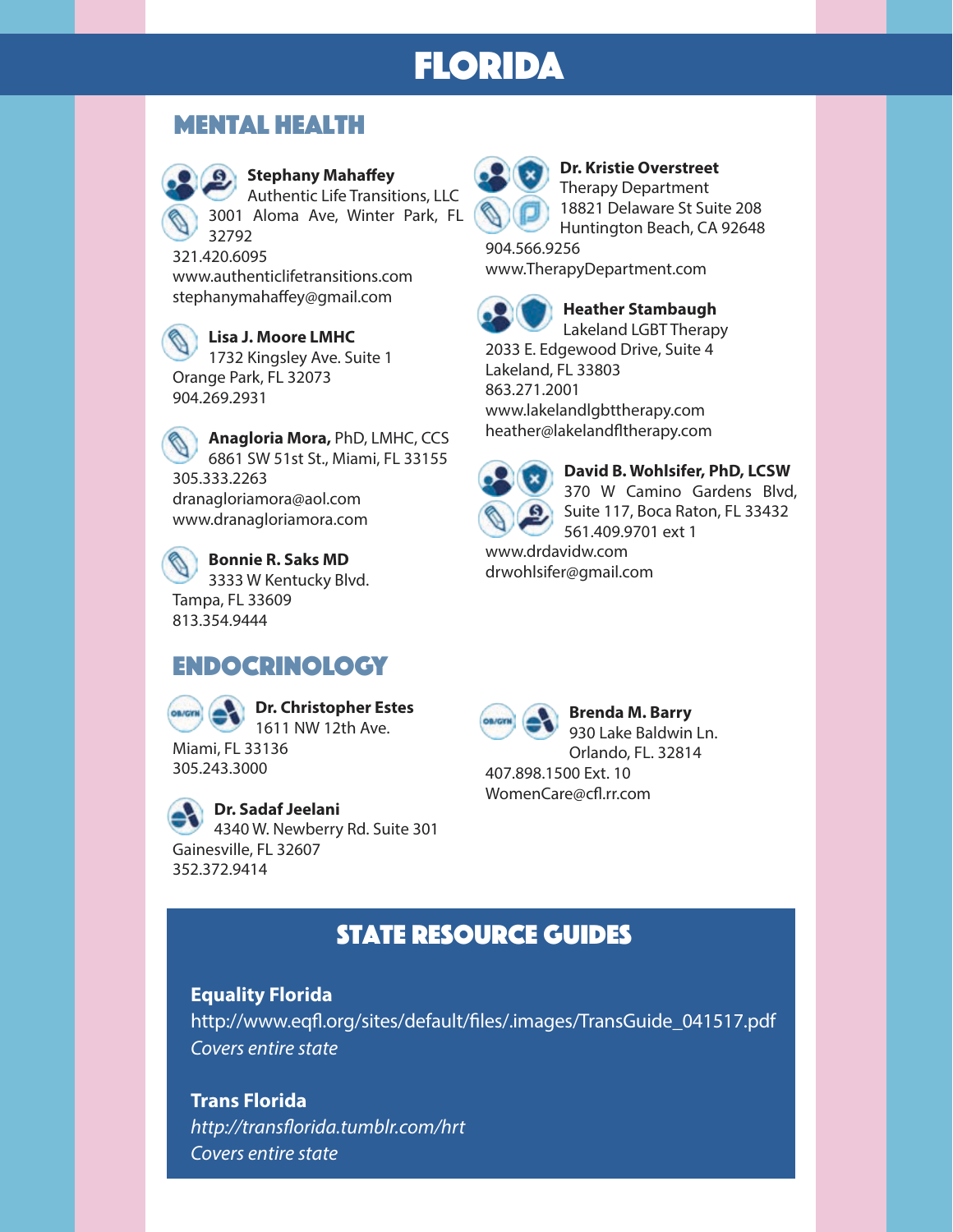# FLORIDA

## MENTAL HEALTH

**Stephany Mahaffey**
Authentic Life Transitions, LLC
3001 Aloma Ave, Winter Park, FL 32792
321.420.6095
www.authenticlifetransitions.com
stephanymahaffey@gmail.com

**Lisa J. Moore LMHC**
1732 Kingsley Ave. Suite 1
Orange Park, FL 32073
904.269.2931

**Anagloria Mora,** PhD, LMHC, CCS
6861 SW 51st St., Miami, FL 33155
305.333.2263
dranagloriamora@aol.com
www.dranagloriamora.com

**Bonnie R. Saks MD**
3333 W Kentucky Blvd.
Tampa, FL 33609
813.354.9444

**Dr. Kristie Overstreet**
Therapy Department
18821 Delaware St Suite 208
Huntington Beach, CA 92648
904.566.9256
www.TherapyDepartment.com

**Heather Stambaugh**
Lakeland LGBT Therapy
2033 E. Edgewood Drive, Suite 4
Lakeland, FL 33803
863.271.2001
www.lakelandlgbttherapy.com
heather@lakelandfltherapy.com

**David B. Wohlsifer, PhD, LCSW**
370 W Camino Gardens Blvd, Suite 117, Boca Raton, FL 33432
561.409.9701 ext 1
www.drdavidw.com
drwohlsifer@gmail.com

## ENDOCRINOLOGY

**Dr. Christopher Estes**
1611 NW 12th Ave.
Miami, FL 33136
305.243.3000

**Dr. Sadaf Jeelani**
4340 W. Newberry Rd. Suite 301
Gainesville, FL 32607
352.372.9414

**Brenda M. Barry**
930 Lake Baldwin Ln.
Orlando, FL. 32814
407.898.1500 Ext. 10
WomenCare@cfl.rr.com

## STATE RESOURCE GUIDES

**Equality Florida**
http://www.eqfl.org/sites/default/files/.images/TransGuide_041517.pdf
*Covers entire state*

**Trans Florida**
*http://transflorida.tumblr.com/hrt*
*Covers entire state*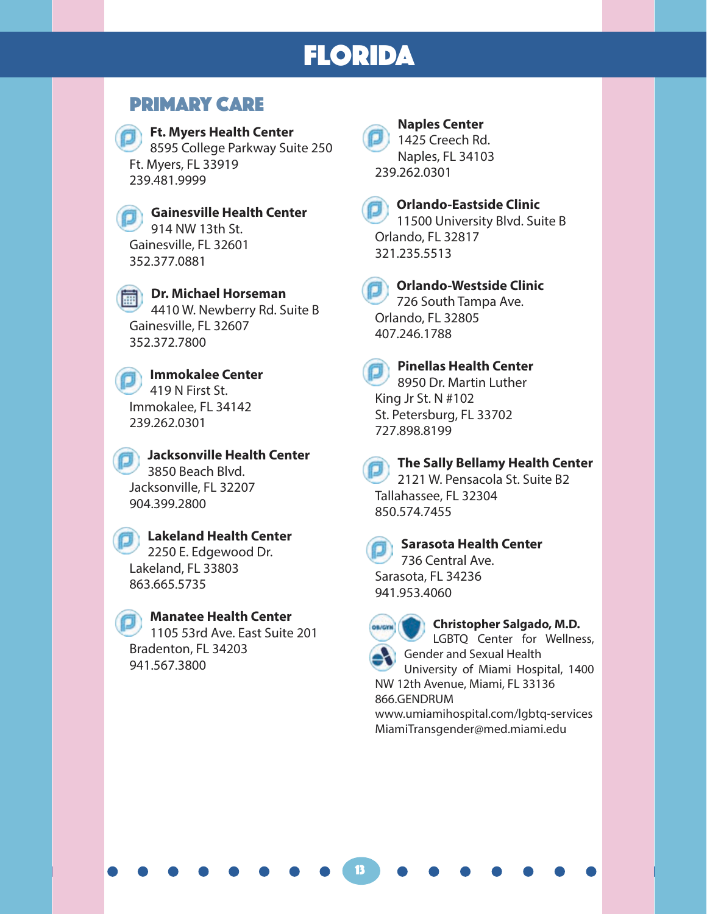# FLORIDA

## PRIMARY CARE

**Ft. Myers Health Center**
8595 College Parkway Suite 250
Ft. Myers, FL 33919
239.481.9999

**Gainesville Health Center**
914 NW 13th St.
Gainesville, FL 32601
352.377.0881

**Dr. Michael Horseman**
4410 W. Newberry Rd. Suite B
Gainesville, FL 32607
352.372.7800

**Immokalee Center**
419 N First St.
Immokalee, FL 34142
239.262.0301

**Jacksonville Health Center**
3850 Beach Blvd.
Jacksonville, FL 32207
904.399.2800

**Lakeland Health Center**
2250 E. Edgewood Dr.
Lakeland, FL 33803
863.665.5735

**Manatee Health Center**
1105 53rd Ave. East Suite 201
Bradenton, FL 34203
941.567.3800

**Naples Center**
1425 Creech Rd.
Naples, FL 34103
239.262.0301

**Orlando-Eastside Clinic**
11500 University Blvd. Suite B
Orlando, FL 32817
321.235.5513

**Orlando-Westside Clinic**
726 South Tampa Ave.
Orlando, FL 32805
407.246.1788

**Pinellas Health Center**
8950 Dr. Martin Luther King Jr St. N #102
St. Petersburg, FL 33702
727.898.8199

**The Sally Bellamy Health Center**
2121 W. Pensacola St. Suite B2
Tallahassee, FL 32304
850.574.7455

**Sarasota Health Center**
736 Central Ave.
Sarasota, FL 34236
941.953.4060

**Christopher Salgado, M.D.**
LGBTQ Center for Wellness, Gender and Sexual Health
University of Miami Hospital, 1400 NW 12th Avenue, Miami, FL 33136
866.GENDRUM
www.umiamihospital.com/lgbtq-services
MiamiTransgender@med.miami.edu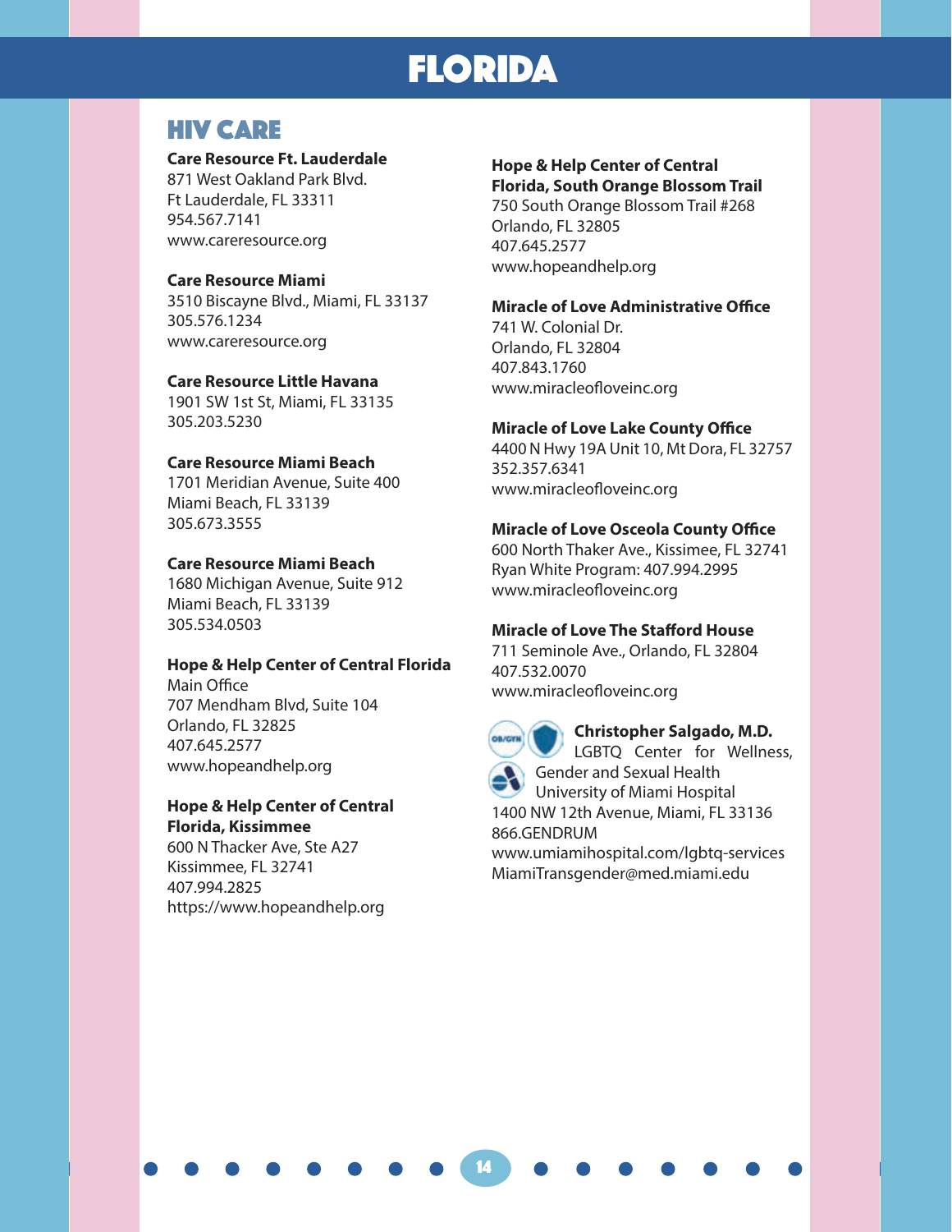# FLORIDA

## HIV CARE

**Care Resource Ft. Lauderdale**
871 West Oakland Park Blvd.
Ft Lauderdale, FL 33311
954.567.7141
www.careresource.org

**Care Resource Miami**
3510 Biscayne Blvd., Miami, FL 33137
305.576.1234
www.careresource.org

**Care Resource Little Havana**
1901 SW 1st St, Miami, FL 33135
305.203.5230

**Care Resource Miami Beach**
1701 Meridian Avenue, Suite 400
Miami Beach, FL 33139
305.673.3555

**Care Resource Miami Beach**
1680 Michigan Avenue, Suite 912
Miami Beach, FL 33139
305.534.0503

**Hope & Help Center of Central Florida**
Main Office
707 Mendham Blvd, Suite 104
Orlando, FL 32825
407.645.2577
www.hopeandhelp.org

**Hope & Help Center of Central Florida, Kissimmee**
600 N Thacker Ave, Ste A27
Kissimmee, FL 32741
407.994.2825
https://www.hopeandhelp.org

**Hope & Help Center of Central Florida, South Orange Blossom Trail**
750 South Orange Blossom Trail #268
Orlando, FL 32805
407.645.2577
www.hopeandhelp.org

**Miracle of Love Administrative Office**
741 W. Colonial Dr.
Orlando, FL 32804
407.843.1760
www.miracleofloveinc.org

**Miracle of Love Lake County Office**
4400 N Hwy 19A Unit 10, Mt Dora, FL 32757
352.357.6341
www.miracleofloveinc.org

**Miracle of Love Osceola County Office**
600 North Thaker Ave., Kissimee, FL 32741
Ryan White Program: 407.994.2995
www.miracleofloveinc.org

**Miracle of Love The Stafford House**
711 Seminole Ave., Orlando, FL 32804
407.532.0070
www.miracleofloveinc.org

**Christopher Salgado, M.D.**
LGBTQ Center for Wellness, Gender and Sexual Health
University of Miami Hospital
1400 NW 12th Avenue, Miami, FL 33136
866.GENDRUM
www.umiamihospital.com/lgbtq-services
MiamiTransgender@med.miami.edu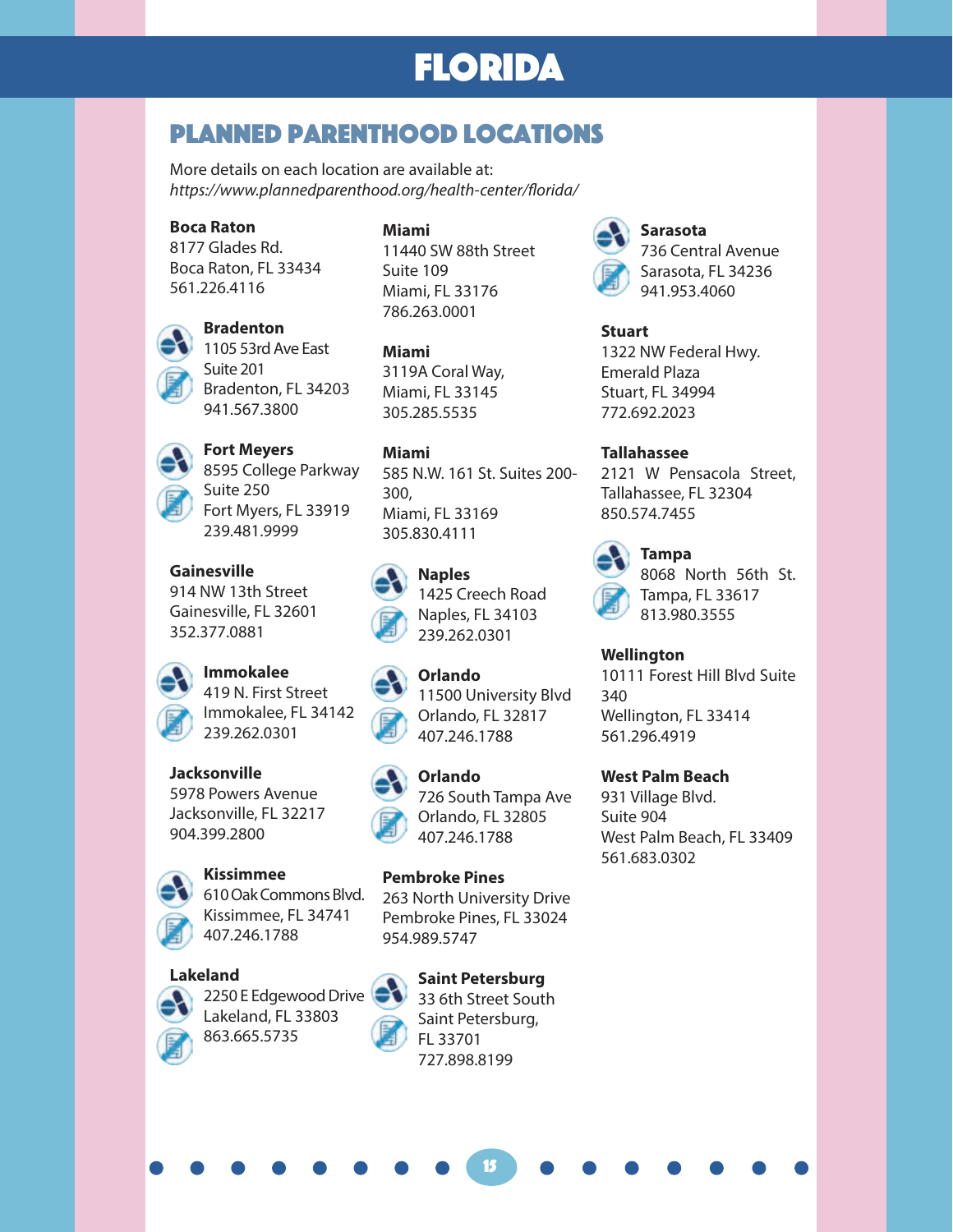# FLORIDA

## PLANNED PARENTHOOD LOCATIONS

More details on each location are available at:
*https://www.plannedparenthood.org/health-center/florida/*

**Boca Raton**
8177 Glades Rd.
Boca Raton, FL 33434
561.226.4116

**Bradenton**
1105 53rd Ave East
Suite 201
Bradenton, FL 34203
941.567.3800

**Fort Meyers**
8595 College Parkway
Suite 250
Fort Myers, FL 33919
239.481.9999

**Gainesville**
914 NW 13th Street
Gainesville, FL 32601
352.377.0881

**Immokalee**
419 N. First Street
Immokalee, FL 34142
239.262.0301

**Jacksonville**
5978 Powers Avenue
Jacksonville, FL 32217
904.399.2800

**Kissimmee**
610 Oak Commons Blvd.
Kissimmee, FL 34741
407.246.1788

**Lakeland**
2250 E Edgewood Drive
Lakeland, FL 33803
863.665.5735

**Miami**
11440 SW 88th Street
Suite 109
Miami, FL 33176
786.263.0001

**Miami**
3119A Coral Way,
Miami, FL 33145
305.285.5535

**Miami**
585 N.W. 161 St. Suites 200-300,
Miami, FL 33169
305.830.4111

**Naples**
1425 Creech Road
Naples, FL 34103
239.262.0301

**Orlando**
11500 University Blvd
Orlando, FL 32817
407.246.1788

**Orlando**
726 South Tampa Ave
Orlando, FL 32805
407.246.1788

**Pembroke Pines**
263 North University Drive
Pembroke Pines, FL 33024
954.989.5747

**Saint Petersburg**
33 6th Street South
Saint Petersburg,
FL 33701
727.898.8199

**Sarasota**
736 Central Avenue
Sarasota, FL 34236
941.953.4060

**Stuart**
1322 NW Federal Hwy.
Emerald Plaza
Stuart, FL 34994
772.692.2023

**Tallahassee**
2121 W Pensacola Street,
Tallahassee, FL 32304
850.574.7455

**Tampa**
8068 North 56th St.
Tampa, FL 33617
813.980.3555

**Wellington**
10111 Forest Hill Blvd Suite 340
Wellington, FL 33414
561.296.4919

**West Palm Beach**
931 Village Blvd.
Suite 904
West Palm Beach, FL 33409
561.683.0302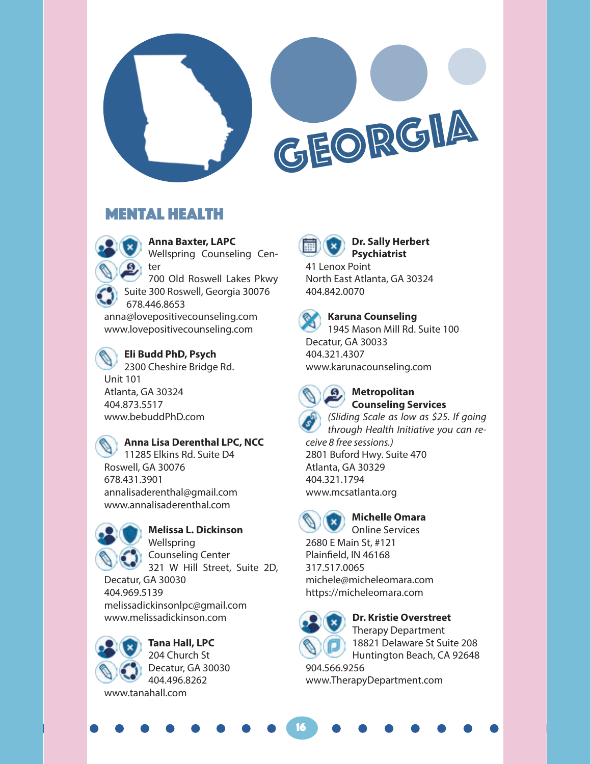# GEORGIA

## MENTAL HEALTH

**Anna Baxter, LAPC**
Wellspring Counseling Center
700 Old Roswell Lakes Pkwy
Suite 300 Roswell, Georgia 30076
678.446.8653
anna@lovepositivecounseling.com
www.lovepositivecounseling.com

**Eli Budd PhD, Psych**
2300 Cheshire Bridge Rd.
Unit 101
Atlanta, GA 30324
404.873.5517
www.bebuddPhD.com

**Anna Lisa Derenthal LPC, NCC**
11285 Elkins Rd. Suite D4
Roswell, GA 30076
678.431.3901
annalisaderenthal@gmail.com
www.annalisaderenthal.com

**Melissa L. Dickinson**
Wellspring
Counseling Center
321 W Hill Street, Suite 2D,
Decatur, GA 30030
404.969.5139
melissadickinsonlpc@gmail.com
www.melissadickinson.com

**Tana Hall, LPC**
204 Church St
Decatur, GA 30030
404.496.8262
www.tanahall.com

**Dr. Sally Herbert Psychiatrist**
41 Lenox Point
North East Atlanta, GA 30324
404.842.0070

**Karuna Counseling**
1945 Mason Mill Rd. Suite 100
Decatur, GA 30033
404.321.4307
www.karunacounseling.com

**Metropolitan Counseling Services**
*(Sliding Scale as low as $25. If going through Health Initiative you can receive 8 free sessions.)*
2801 Buford Hwy. Suite 470
Atlanta, GA 30329
404.321.1794
www.mcsatlanta.org

**Michelle Omara**
Online Services
2680 E Main St, #121
Plainfield, IN 46168
317.517.0065
michele@micheleomara.com
https://micheleomara.com

**Dr. Kristie Overstreet**
Therapy Department
18821 Delaware St Suite 208
Huntington Beach, CA 92648
904.566.9256
www.TherapyDepartment.com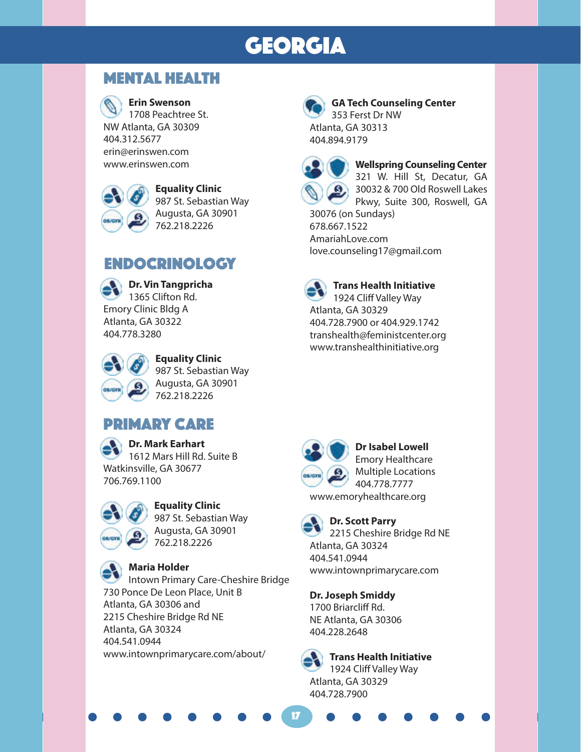# GEORGIA

## MENTAL HEALTH

**Erin Swenson**
1708 Peachtree St.
NW Atlanta, GA 30309
404.312.5677
erin@erinswen.com
www.erinswen.com

**Equality Clinic**
987 St. Sebastian Way
Augusta, GA 30901
762.218.2226

**GA Tech Counseling Center**
353 Ferst Dr NW
Atlanta, GA 30313
404.894.9179

**Wellspring Counseling Center**
321 W. Hill St, Decatur, GA 30032 & 700 Old Roswell Lakes Pkwy, Suite 300, Roswell, GA 30076 (on Sundays)
678.667.1522
AmariahLove.com
love.counseling17@gmail.com

## ENDOCRINOLOGY

**Dr. Vin Tangpricha**
1365 Clifton Rd.
Emory Clinic Bldg A
Atlanta, GA 30322
404.778.3280

**Equality Clinic**
987 St. Sebastian Way
Augusta, GA 30901
762.218.2226

**Trans Health Initiative**
1924 Cliff Valley Way
Atlanta, GA 30329
404.728.7900 or 404.929.1742
transhealth@feministcenter.org
www.transhealthinitiative.org

## PRIMARY CARE

**Dr. Mark Earhart**
1612 Mars Hill Rd. Suite B
Watkinsville, GA 30677
706.769.1100

**Equality Clinic**
987 St. Sebastian Way
Augusta, GA 30901
762.218.2226

**Maria Holder**
Intown Primary Care-Cheshire Bridge
730 Ponce De Leon Place, Unit B
Atlanta, GA 30306 and
2215 Cheshire Bridge Rd NE
Atlanta, GA 30324
404.541.0944
www.intownprimarycare.com/about/

**Dr Isabel Lowell**
Emory Healthcare
Multiple Locations
404.778.7777
www.emoryhealthcare.org

**Dr. Scott Parry**
2215 Cheshire Bridge Rd NE
Atlanta, GA 30324
404.541.0944
www.intownprimarycare.com

**Dr. Joseph Smiddy**
1700 Briarcliff Rd.
NE Atlanta, GA 30306
404.228.2648

**Trans Health Initiative**
1924 Cliff Valley Way
Atlanta, GA 30329
404.728.7900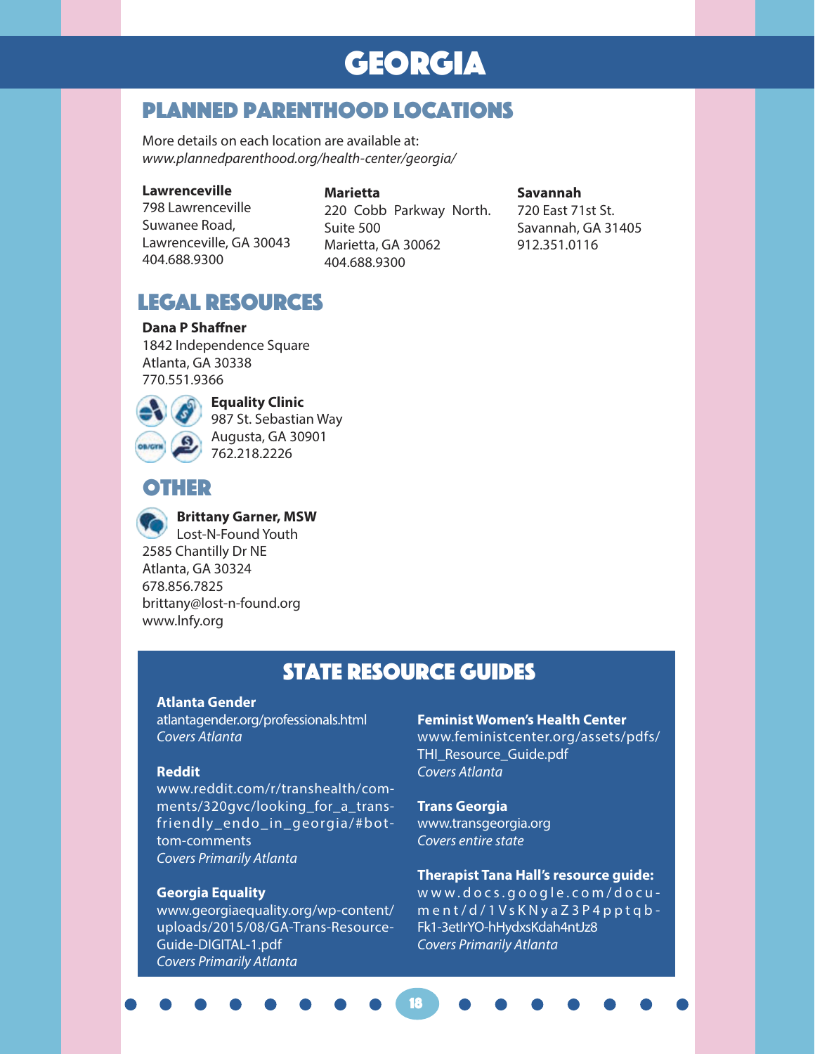# GEORGIA

## PLANNED PARENTHOOD LOCATIONS

More details on each location are available at:
*www.plannedparenthood.org/health-center/georgia/*

**Lawrenceville**
798 Lawrenceville
Suwanee Road,
Lawrenceville, GA 30043
404.688.9300

**Marietta**
220 Cobb Parkway North.
Suite 500
Marietta, GA 30062
404.688.9300

**Savannah**
720 East 71st St.
Savannah, GA 31405
912.351.0116

## LEGAL RESOURCES

**Dana P Shaffner**
1842 Independence Square
Atlanta, GA 30338
770.551.9366

**Equality Clinic**
987 St. Sebastian Way
Augusta, GA 30901
762.218.2226

## OTHER

**Brittany Garner, MSW**
Lost-N-Found Youth
2585 Chantilly Dr NE
Atlanta, GA 30324
678.856.7825
brittany@lost-n-found.org
www.lnfy.org

## STATE RESOURCE GUIDES

**Atlanta Gender**
atlantagender.org/professionals.html
*Covers Atlanta*

**Reddit**
www.reddit.com/r/transhealth/comments/320gvc/looking_for_a_trans-friendly_endo_in_georgia/#bottom-comments
*Covers Primarily Atlanta*

**Georgia Equality**
www.georgiaequality.org/wp-content/uploads/2015/08/GA-Trans-Resource-Guide-DIGITAL-1.pdf
*Covers Primarily Atlanta*

**Feminist Women's Health Center**
www.feministcenter.org/assets/pdfs/THI_Resource_Guide.pdf
*Covers Atlanta*

**Trans Georgia**
www.transgeorgia.org
*Covers entire state*

**Therapist Tana Hall's resource guide:**
www.docs.google.com/document/d/1VsKNyaZ3P4pptqb-Fk1-3etIrYO-hHydxsKdah4ntJz8
*Covers Primarily Atlanta*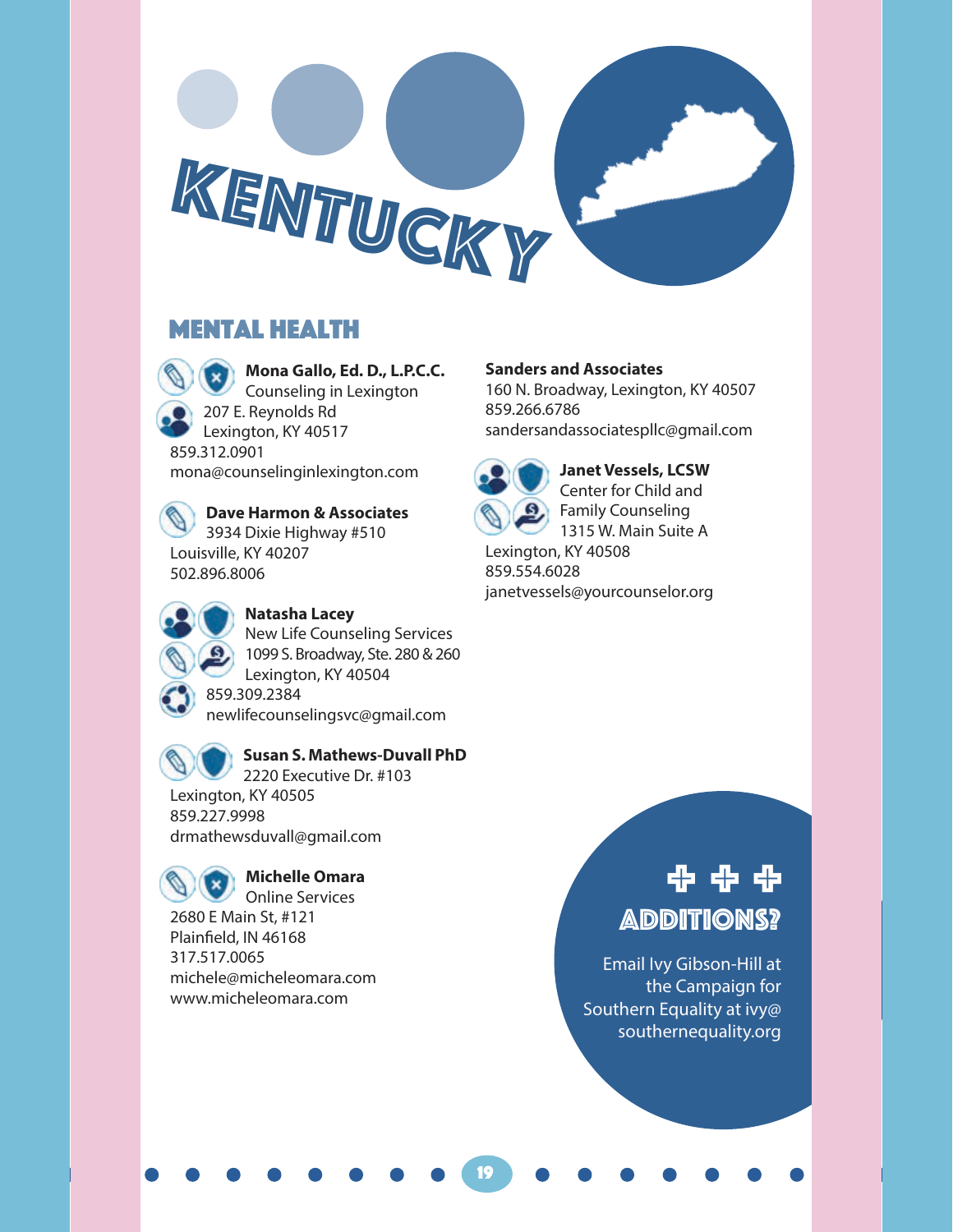# KENTUCKY

## MENTAL HEALTH

**Mona Gallo, Ed. D., L.P.C.C.**
Counseling in Lexington
207 E. Reynolds Rd
Lexington, KY 40517
859.312.0901
mona@counselinginlexington.com

**Dave Harmon & Associates**
3934 Dixie Highway #510
Louisville, KY 40207
502.896.8006

**Natasha Lacey**
New Life Counseling Services
1099 S. Broadway, Ste. 280 & 260
Lexington, KY 40504
859.309.2384
newlifecounselingsvc@gmail.com

**Susan S. Mathews-Duvall PhD**
2220 Executive Dr. #103
Lexington, KY 40505
859.227.9998
drmathewsduvall@gmail.com

**Michelle Omara**
Online Services
2680 E Main St, #121
Plainfield, IN 46168
317.517.0065
michele@micheleomara.com
www.micheleomara.com

**Sanders and Associates**
160 N. Broadway, Lexington, KY 40507
859.266.6786
sandersandassociatespllc@gmail.com

**Janet Vessels, LCSW**
Center for Child and Family Counseling
1315 W. Main Suite A
Lexington, KY 40508
859.554.6028
janetvessels@yourcounselor.org

## ADDITIONS?

Email Ivy Gibson-Hill at the Campaign for Southern Equality at ivy@southernequality.org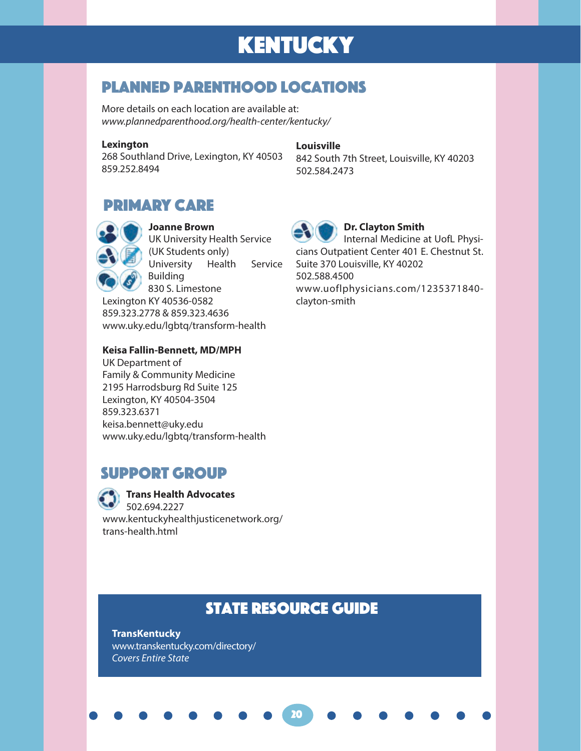# KENTUCKY

## PLANNED PARENTHOOD LOCATIONS

More details on each location are available at:
*www.plannedparenthood.org/health-center/kentucky/*

**Lexington**
268 Southland Drive, Lexington, KY 40503
859.252.8494

**Louisville**
842 South 7th Street, Louisville, KY 40203
502.584.2473

## PRIMARY CARE

**Joanne Brown**
UK University Health Service
(UK Students only)
University Health Service Building
830 S. Limestone
Lexington KY 40536-0582
859.323.2778 & 859.323.4636
www.uky.edu/lgbtq/transform-health

**Keisa Fallin-Bennett, MD/MPH**
UK Department of
Family & Community Medicine
2195 Harrodsburg Rd Suite 125
Lexington, KY 40504-3504
859.323.6371
keisa.bennett@uky.edu
www.uky.edu/lgbtq/transform-health

**Dr. Clayton Smith**
Internal Medicine at UofL Physicians Outpatient Center 401 E. Chestnut St. Suite 370 Louisville, KY 40202
502.588.4500
www.uoflphysicians.com/1235371840-clayton-smith

## SUPPORT GROUP

**Trans Health Advocates**
502.694.2227
www.kentuckyhealthjusticenetwork.org/trans-health.html

## STATE RESOURCE GUIDE

**TransKentucky**
www.transkentucky.com/directory/
*Covers Entire State*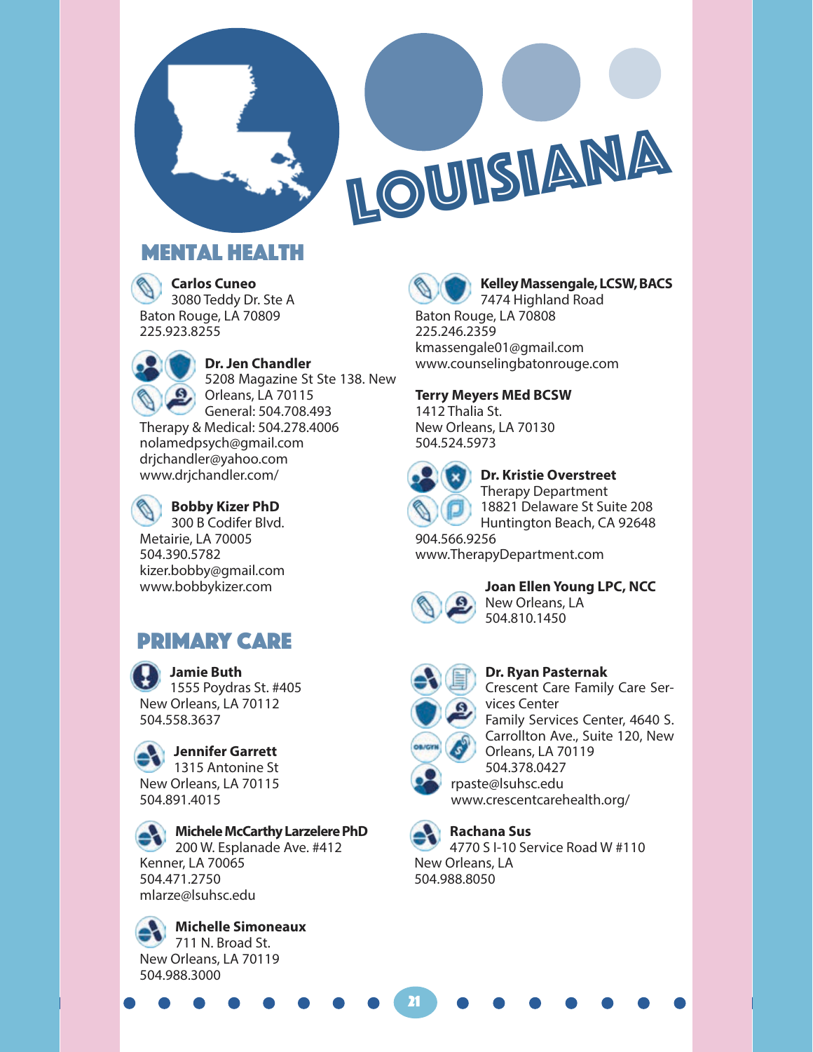# LOUISIANA

## MENTAL HEALTH

**Carlos Cuneo**
3080 Teddy Dr. Ste A
Baton Rouge, LA 70809
225.923.8255

**Dr. Jen Chandler**
5208 Magazine St Ste 138. New Orleans, LA 70115
General: 504.708.493
Therapy & Medical: 504.278.4006
nolamedpsych@gmail.com
drjchandler@yahoo.com
www.drjchandler.com/

**Bobby Kizer PhD**
300 B Codifer Blvd.
Metairie, LA 70005
504.390.5782
kizer.bobby@gmail.com
www.bobbykizer.com

**Kelley Massengale, LCSW, BACS**
7474 Highland Road
Baton Rouge, LA 70808
225.246.2359
kmassengale01@gmail.com
www.counselingbatonrouge.com

**Terry Meyers MEd BCSW**
1412 Thalia St.
New Orleans, LA 70130
504.524.5973

**Dr. Kristie Overstreet**
Therapy Department
18821 Delaware St Suite 208
Huntington Beach, CA 92648
904.566.9256
www.TherapyDepartment.com

**Joan Ellen Young LPC, NCC**
New Orleans, LA
504.810.1450

## PRIMARY CARE

**Jamie Buth**
1555 Poydras St. #405
New Orleans, LA 70112
504.558.3637

**Jennifer Garrett**
1315 Antonine St
New Orleans, LA 70115
504.891.4015

**Michele McCarthy Larzelere PhD**
200 W. Esplanade Ave. #412
Kenner, LA 70065
504.471.2750
mlarze@lsuhsc.edu

**Michelle Simoneaux**
711 N. Broad St.
New Orleans, LA 70119
504.988.3000

**Dr. Ryan Pasternak**
Crescent Care Family Care Services Center
Family Services Center, 4640 S. Carrollton Ave., Suite 120, New Orleans, LA 70119
504.378.0427
rpaste@lsuhsc.edu
www.crescentcarehealth.org/

**Rachana Sus**
4770 S I-10 Service Road W #110
New Orleans, LA
504.988.8050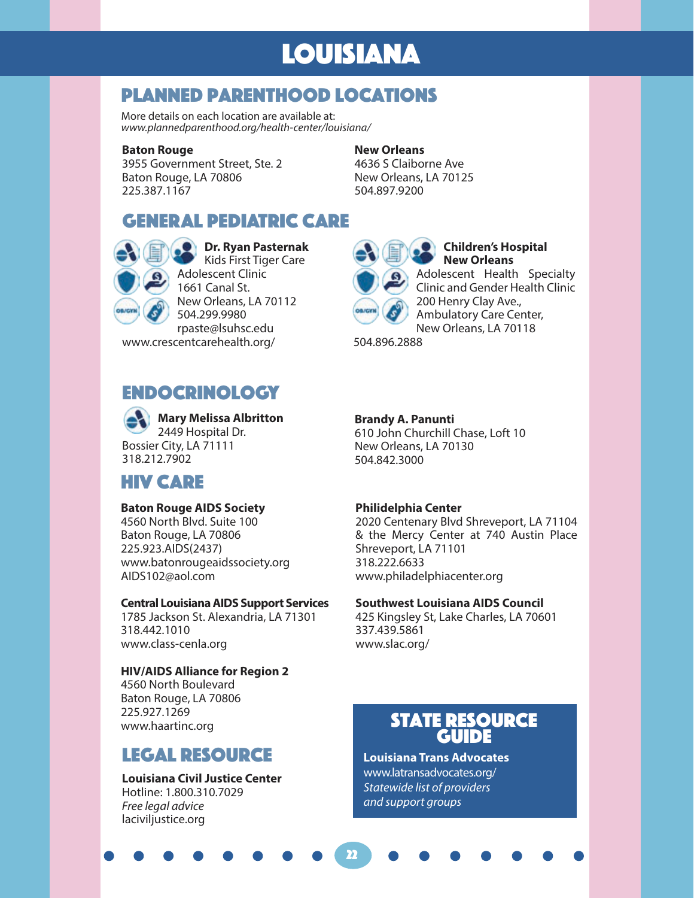# LOUISIANA

## PLANNED PARENTHOOD LOCATIONS

More details on each location are available at:
*www.plannedparenthood.org/health-center/louisiana/*

**Baton Rouge**
3955 Government Street, Ste. 2
Baton Rouge, LA 70806
225.387.1167

**New Orleans**
4636 S Claiborne Ave
New Orleans, LA 70125
504.897.9200

## GENERAL PEDIATRIC CARE

**Dr. Ryan Pasternak**
Kids First Tiger Care
Adolescent Clinic
1661 Canal St.
New Orleans, LA 70112
504.299.9980
rpaste@lsuhsc.edu
www.crescentcarehealth.org/

**Children's Hospital New Orleans**
Adolescent Health Specialty Clinic and Gender Health Clinic
200 Henry Clay Ave.,
Ambulatory Care Center,
New Orleans, LA 70118
504.896.2888

## ENDOCRINOLOGY

**Mary Melissa Albritton**
2449 Hospital Dr.
Bossier City, LA 71111
318.212.7902

**Brandy A. Panunti**
610 John Churchill Chase, Loft 10
New Orleans, LA 70130
504.842.3000

## HIV CARE

**Baton Rouge AIDS Society**
4560 North Blvd. Suite 100
Baton Rouge, LA 70806
225.923.AIDS(2437)
www.batonrougeaidssociety.org
AIDS102@aol.com

**Central Louisiana AIDS Support Services**
1785 Jackson St. Alexandria, LA 71301
318.442.1010
www.class-cenla.org

**HIV/AIDS Alliance for Region 2**
4560 North Boulevard
Baton Rouge, LA 70806
225.927.1269
www.haartinc.org

**Philidelphia Center**
2020 Centenary Blvd Shreveport, LA 71104
& the Mercy Center at 740 Austin Place
Shreveport, LA 71101
318.222.6633
www.philadelphiacenter.org

**Southwest Louisiana AIDS Council**
425 Kingsley St, Lake Charles, LA 70601
337.439.5861
www.slac.org/

## LEGAL RESOURCE

**Louisiana Civil Justice Center**
Hotline: 1.800.310.7029
*Free legal advice*
laciviljustice.org

## STATE RESOURCE GUIDE

**Louisiana Trans Advocates**
www.latransadvocates.org/
*Statewide list of providers and support groups*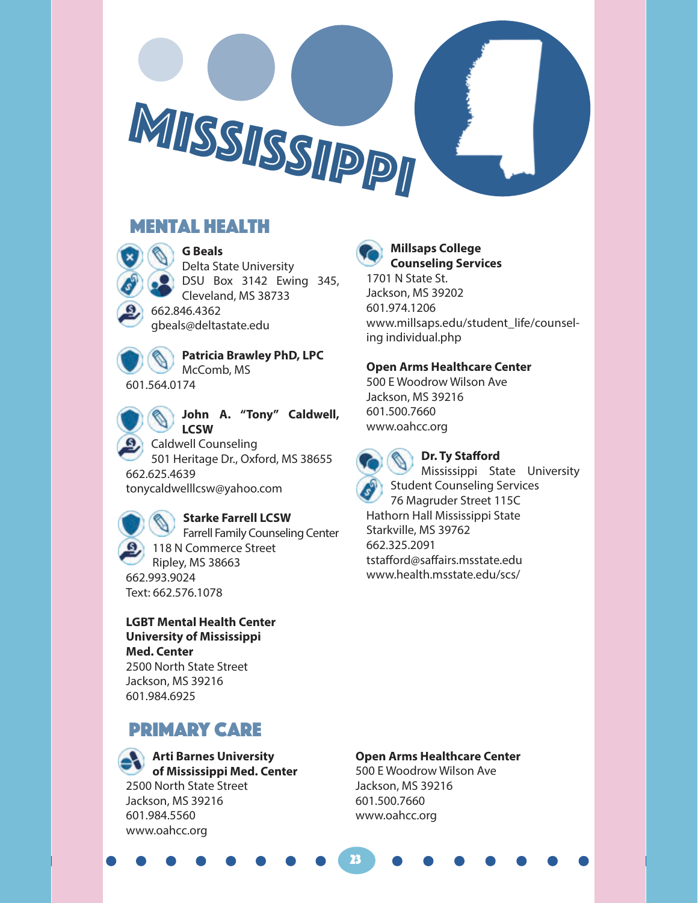# MISSISSIPPI

## MENTAL HEALTH

**G Beals**
Delta State University
DSU Box 3142 Ewing 345,
Cleveland, MS 38733
662.846.4362
gbeals@deltastate.edu

**Patricia Brawley PhD, LPC**
McComb, MS
601.564.0174

**John A. "Tony" Caldwell, LCSW**
Caldwell Counseling
501 Heritage Dr., Oxford, MS 38655
662.625.4639
tonycaldwelllcsw@yahoo.com

**Starke Farrell LCSW**
Farrell Family Counseling Center
118 N Commerce Street
Ripley, MS 38663
662.993.9024
Text: 662.576.1078

**LGBT Mental Health Center University of Mississippi Med. Center**
2500 North State Street
Jackson, MS 39216
601.984.6925

**Millsaps College Counseling Services**
1701 N State St.
Jackson, MS 39202
601.974.1206
www.millsaps.edu/student_life/counseling individual.php

**Open Arms Healthcare Center**
500 E Woodrow Wilson Ave
Jackson, MS 39216
601.500.7660
www.oahcc.org

**Dr. Ty Stafford**
Mississippi State University
Student Counseling Services
76 Magruder Street 115C
Hathorn Hall Mississippi State
Starkville, MS 39762
662.325.2091
tstafford@saffairs.msstate.edu
www.health.msstate.edu/scs/

## PRIMARY CARE

**Arti Barnes University of Mississippi Med. Center**
2500 North State Street
Jackson, MS 39216
601.984.5560
www.oahcc.org

**Open Arms Healthcare Center**
500 E Woodrow Wilson Ave
Jackson, MS 39216
601.500.7660
www.oahcc.org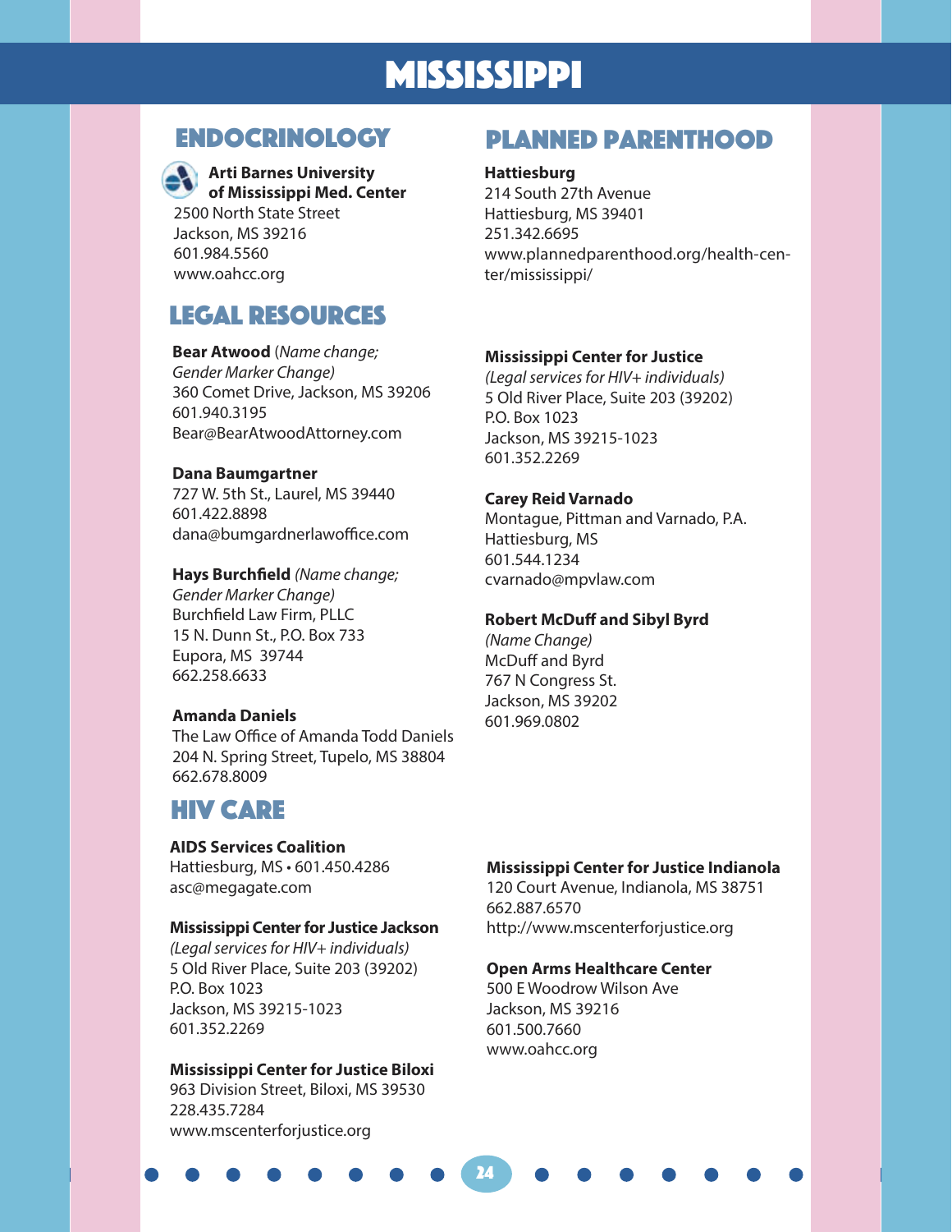# MISSISSIPPI

## ENDOCRINOLOGY

**Arti Barnes University of Mississippi Med. Center**
2500 North State Street
Jackson, MS 39216
601.984.5560
www.oahcc.org

## LEGAL RESOURCES

**Bear Atwood** (*Name change; Gender Marker Change)*
360 Comet Drive, Jackson, MS 39206
601.940.3195
Bear@BearAtwoodAttorney.com

**Dana Baumgartner**
727 W. 5th St., Laurel, MS 39440
601.422.8898
dana@bumgardnerlawoffice.com

**Hays Burchfield** *(Name change; Gender Marker Change)*
Burchfield Law Firm, PLLC
15 N. Dunn St., P.O. Box 733
Eupora, MS 39744
662.258.6633

**Amanda Daniels**
The Law Office of Amanda Todd Daniels
204 N. Spring Street, Tupelo, MS 38804
662.678.8009

**Mississippi Center for Justice**
*(Legal services for HIV+ individuals)*
5 Old River Place, Suite 203 (39202)
P.O. Box 1023
Jackson, MS 39215-1023
601.352.2269

**Carey Reid Varnado**
Montague, Pittman and Varnado, P.A.
Hattiesburg, MS
601.544.1234
cvarnado@mpvlaw.com

**Robert McDuff and Sibyl Byrd**
*(Name Change)*
McDuff and Byrd
767 N Congress St.
Jackson, MS 39202
601.969.0802

## PLANNED PARENTHOOD

**Hattiesburg**
214 South 27th Avenue
Hattiesburg, MS 39401
251.342.6695
www.plannedparenthood.org/health-center/mississippi/

## HIV CARE

**AIDS Services Coalition**
Hattiesburg, MS • 601.450.4286
asc@megagate.com

**Mississippi Center for Justice Jackson**
*(Legal services for HIV+ individuals)*
5 Old River Place, Suite 203 (39202)
P.O. Box 1023
Jackson, MS 39215-1023
601.352.2269

**Mississippi Center for Justice Biloxi**
963 Division Street, Biloxi, MS 39530
228.435.7284
www.mscenterforjustice.org

**Mississippi Center for Justice Indianola**
120 Court Avenue, Indianola, MS 38751
662.887.6570
http://www.mscenterforjustice.org

**Open Arms Healthcare Center**
500 E Woodrow Wilson Ave
Jackson, MS 39216
601.500.7660
www.oahcc.org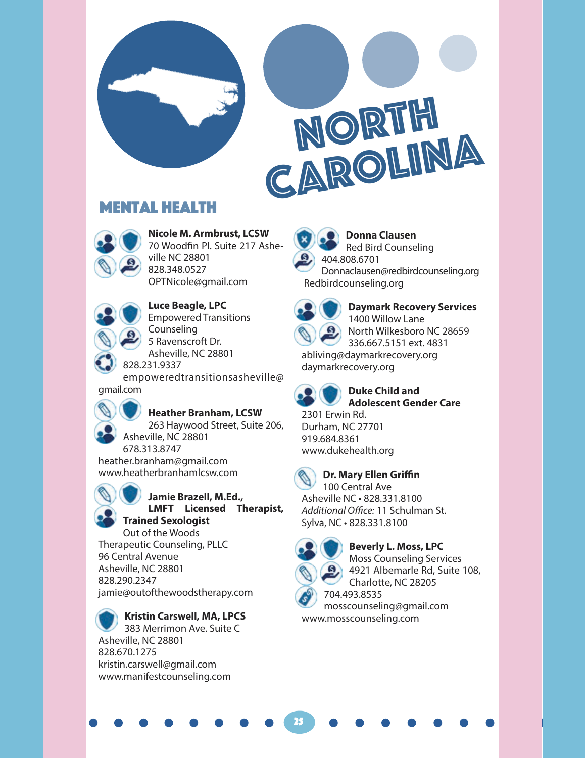# NORTH CAROLINA

## MENTAL HEALTH

**Nicole M. Armbrust, LCSW**
70 Woodfin Pl. Suite 217 Asheville NC 28801
828.348.0527
OPTNicole@gmail.com

**Luce Beagle, LPC**
Empowered Transitions Counseling
5 Ravenscroft Dr.
Asheville, NC 28801
828.231.9337
empoweredtransitionsasheville@gmail.com

**Heather Branham, LCSW**
263 Haywood Street, Suite 206, Asheville, NC 28801
678.313.8747
heather.branham@gmail.com
www.heatherbranhamlcsw.com

**Jamie Brazell, M.Ed., LMFT Licensed Therapist, Trained Sexologist**
Out of the Woods Therapeutic Counseling, PLLC
96 Central Avenue
Asheville, NC 28801
828.290.2347
jamie@outofthewoodstherapy.com

**Kristin Carswell, MA, LPCS**
383 Merrimon Ave. Suite C
Asheville, NC 28801
828.670.1275
kristin.carswell@gmail.com
www.manifestcounseling.com

**Donna Clausen**
Red Bird Counseling
404.808.6701
Donnaclausen@redbirdcounseling.org
Redbirdcounseling.org

**Daymark Recovery Services**
1400 Willow Lane
North Wilkesboro NC 28659
336.667.5151 ext. 4831
abliving@daymarkrecovery.org
daymarkrecovery.org

**Duke Child and Adolescent Gender Care**
2301 Erwin Rd.
Durham, NC 27701
919.684.8361
www.dukehealth.org

**Dr. Mary Ellen Griffin**
100 Central Ave
Asheville NC • 828.331.8100
*Additional Office:* 11 Schulman St.
Sylva, NC • 828.331.8100

**Beverly L. Moss, LPC**
Moss Counseling Services
4921 Albemarle Rd, Suite 108,
Charlotte, NC 28205
704.493.8535
mosscounseling@gmail.com
www.mosscounseling.com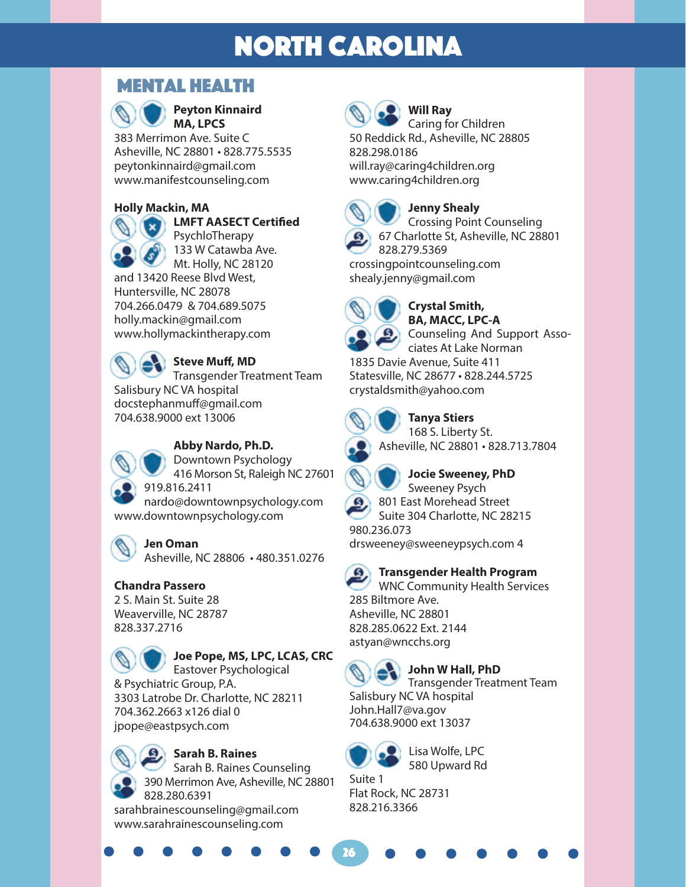# NORTH CAROLINA

## MENTAL HEALTH

**Peyton Kinnaird**
**MA, LPCS**
383 Merrimon Ave. Suite C
Asheville, NC 28801 • 828.775.5535
peytonkinnaird@gmail.com
www.manifestcounseling.com

**Holly Mackin, MA**
**LMFT AASECT Certified**
PsychloTherapy
133 W Catawba Ave.
Mt. Holly, NC 28120
and 13420 Reese Blvd West,
Huntersville, NC 28078
704.266.0479 & 704.689.5075
holly.mackin@gmail.com
www.hollymackintherapy.com

**Steve Muff, MD**
Transgender Treatment Team
Salisbury NC VA hospital
docstephanmuff@gmail.com
704.638.9000 ext 13006

**Abby Nardo, Ph.D.**
Downtown Psychology
416 Morson St, Raleigh NC 27601
919.816.2411
nardo@downtownpsychology.com
www.downtownpsychology.com

**Jen Oman**
Asheville, NC 28806 • 480.351.0276

**Chandra Passero**
2 S. Main St. Suite 28
Weaverville, NC 28787
828.337.2716

**Joe Pope, MS, LPC, LCAS, CRC**
Eastover Psychological
& Psychiatric Group, P.A.
3303 Latrobe Dr. Charlotte, NC 28211
704.362.2663 x126 dial 0
jpope@eastpsych.com

**Sarah B. Raines**
Sarah B. Raines Counseling
390 Merrimon Ave, Asheville, NC 28801
828.280.6391
sarahbrainescounseling@gmail.com
www.sarahrainescounseling.com

**Will Ray**
Caring for Children
50 Reddick Rd., Asheville, NC 28805
828.298.0186
will.ray@caring4children.org
www.caring4children.org

**Jenny Shealy**
Crossing Point Counseling
67 Charlotte St, Asheville, NC 28801
828.279.5369
crossingpointcounseling.com
shealy.jenny@gmail.com

**Crystal Smith,**
**BA, MACC, LPC-A**
Counseling And Support Associates At Lake Norman
1835 Davie Avenue, Suite 411
Statesville, NC 28677 • 828.244.5725
crystaldsmith@yahoo.com

**Tanya Stiers**
168 S. Liberty St.
Asheville, NC 28801 • 828.713.7804

**Jocie Sweeney, PhD**
Sweeney Psych
801 East Morehead Street
Suite 304 Charlotte, NC 28215
980.236.073
drsweeney@sweeneypsych.com 4

**Transgender Health Program**
WNC Community Health Services
285 Biltmore Ave.
Asheville, NC 28801
828.285.0622 Ext. 2144
astyan@wncchs.org

**John W Hall, PhD**
Transgender Treatment Team
Salisbury NC VA hospital
John.Hall7@va.gov
704.638.9000 ext 13037

Lisa Wolfe, LPC
580 Upward Rd
Suite 1
Flat Rock, NC 28731
828.216.3366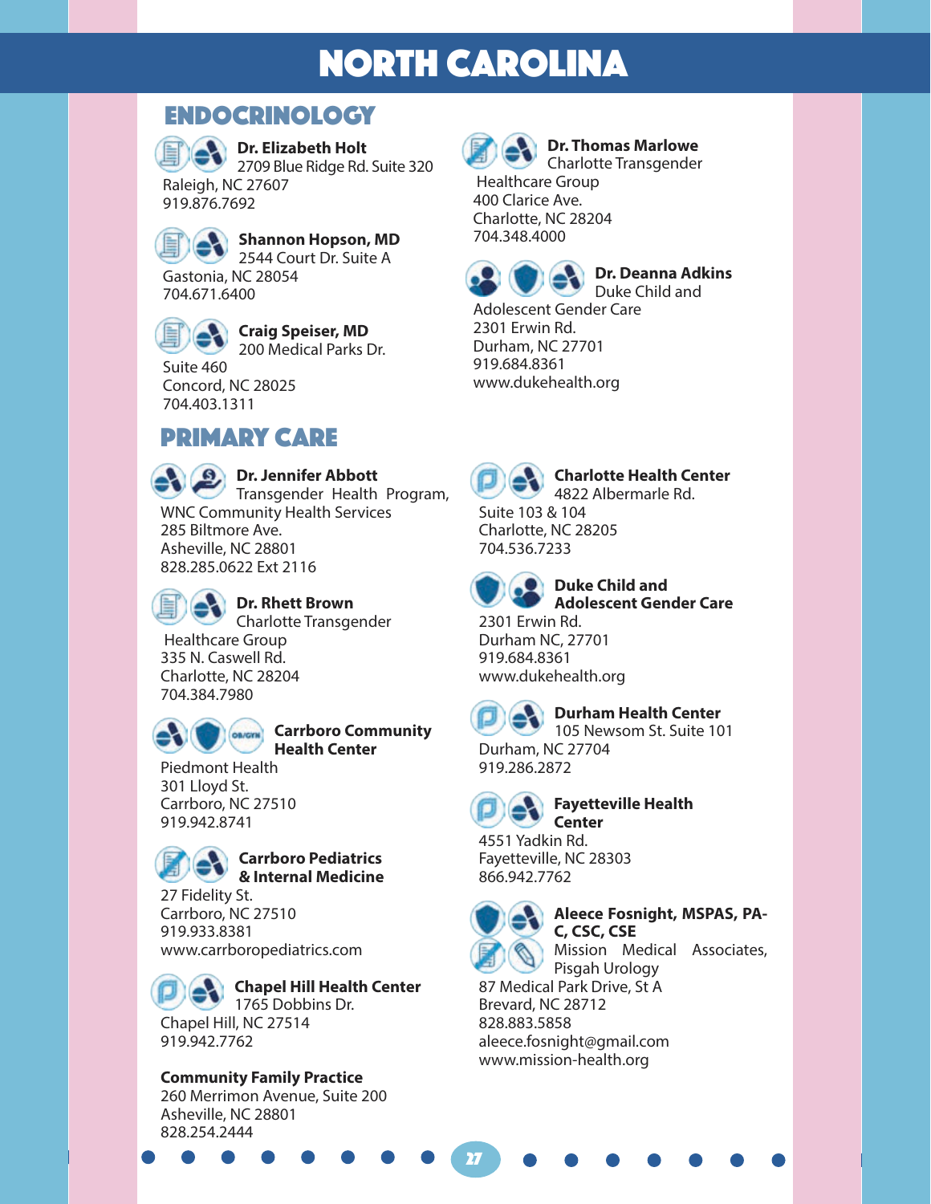# NORTH CAROLINA

## ENDOCRINOLOGY

**Dr. Elizabeth Holt**
2709 Blue Ridge Rd. Suite 320
Raleigh, NC 27607
919.876.7692

**Shannon Hopson, MD**
2544 Court Dr. Suite A
Gastonia, NC 28054
704.671.6400

**Craig Speiser, MD**
200 Medical Parks Dr.
Suite 460
Concord, NC 28025
704.403.1311

**Dr. Thomas Marlowe**
Charlotte Transgender Healthcare Group
400 Clarice Ave.
Charlotte, NC 28204
704.348.4000

**Dr. Deanna Adkins**
Duke Child and Adolescent Gender Care
2301 Erwin Rd.
Durham, NC 27701
919.684.8361
www.dukehealth.org

## PRIMARY CARE

**Dr. Jennifer Abbott**
Transgender Health Program, WNC Community Health Services
285 Biltmore Ave.
Asheville, NC 28801
828.285.0622 Ext 2116

**Dr. Rhett Brown**
Charlotte Transgender Healthcare Group
335 N. Caswell Rd.
Charlotte, NC 28204
704.384.7980

**Carrboro Community Health Center**
Piedmont Health
301 Lloyd St.
Carrboro, NC 27510
919.942.8741

**Carrboro Pediatrics & Internal Medicine**
27 Fidelity St.
Carrboro, NC 27510
919.933.8381
www.carrboropediatrics.com

**Chapel Hill Health Center**
1765 Dobbins Dr.
Chapel Hill, NC 27514
919.942.7762

**Community Family Practice**
260 Merrimon Avenue, Suite 200
Asheville, NC 28801
828.254.2444

**Charlotte Health Center**
4822 Albermarle Rd.
Suite 103 & 104
Charlotte, NC 28205
704.536.7233

**Duke Child and Adolescent Gender Care**
2301 Erwin Rd.
Durham NC, 27701
919.684.8361
www.dukehealth.org

**Durham Health Center**
105 Newsom St. Suite 101
Durham, NC 27704
919.286.2872

**Fayetteville Health Center**
4551 Yadkin Rd.
Fayetteville, NC 28303
866.942.7762

**Aleece Fosnight, MSPAS, PA-C, CSC, CSE**
Mission Medical Associates, Pisgah Urology
87 Medical Park Drive, St A
Brevard, NC 28712
828.883.5858
aleece.fosnight@gmail.com
www.mission-health.org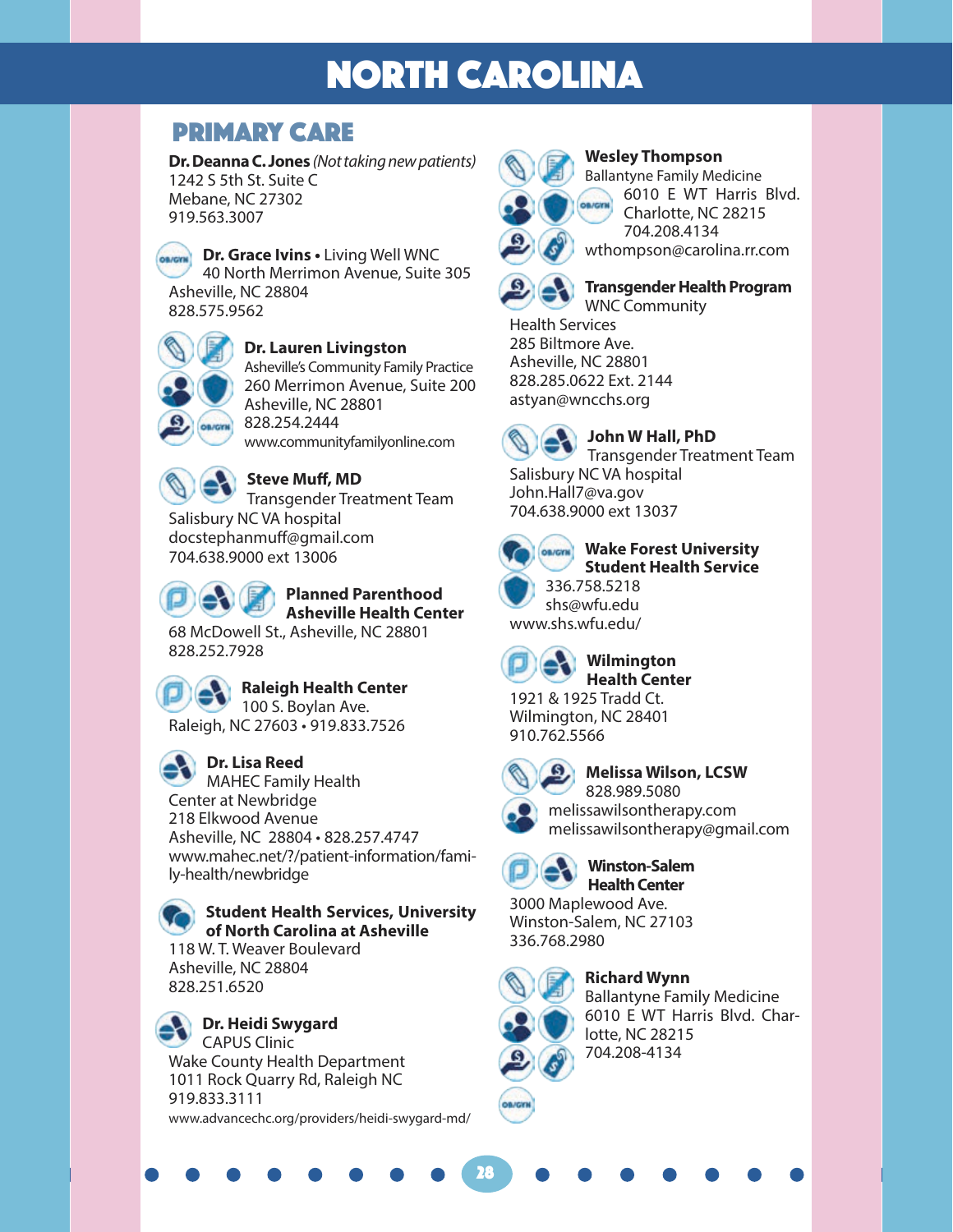# NORTH CAROLINA

## PRIMARY CARE

**Dr. Deanna C. Jones** *(Not taking new patients)*
1242 S 5th St. Suite C
Mebane, NC 27302
919.563.3007

OB/GYN
**Dr. Grace Ivins** • Living Well WNC
40 North Merrimon Avenue, Suite 305
Asheville, NC 28804
828.575.9562

OB/GYN
**Dr. Lauren Livingston**
Asheville's Community Family Practice
260 Merrimon Avenue, Suite 200
Asheville, NC 28801
828.254.2444
www.communityfamilyonline.com

**Steve Muff, MD**
Transgender Treatment Team
Salisbury NC VA hospital
docstephanmuff@gmail.com
704.638.9000 ext 13006

**Planned Parenthood Asheville Health Center**
68 McDowell St., Asheville, NC 28801
828.252.7928

**Raleigh Health Center**
100 S. Boylan Ave.
Raleigh, NC 27603 • 919.833.7526

**Dr. Lisa Reed**
MAHEC Family Health
Center at Newbridge
218 Elkwood Avenue
Asheville, NC 28804 • 828.257.4747
www.mahec.net/?/patient-information/family-health/newbridge

**Student Health Services, University of North Carolina at Asheville**
118 W. T. Weaver Boulevard
Asheville, NC 28804
828.251.6520

**Dr. Heidi Swygard**
CAPUS Clinic
Wake County Health Department
1011 Rock Quarry Rd, Raleigh NC
919.833.3111
www.advancechc.org/providers/heidi-swygard-md/

OB/GYN
**Wesley Thompson**
Ballantyne Family Medicine
6010 E WT Harris Blvd.
Charlotte, NC 28215
704.208.4134
wthompson@carolina.rr.com

**Transgender Health Program**
WNC Community
Health Services
285 Biltmore Ave.
Asheville, NC 28801
828.285.0622 Ext. 2144
astyan@wncchs.org

**John W Hall, PhD**
Transgender Treatment Team
Salisbury NC VA hospital
John.Hall7@va.gov
704.638.9000 ext 13037

OB/GYN
**Wake Forest University Student Health Service**
336.758.5218
shs@wfu.edu
www.shs.wfu.edu/

**Wilmington Health Center**
1921 & 1925 Tradd Ct.
Wilmington, NC 28401
910.762.5566

**Melissa Wilson, LCSW**
828.989.5080
melissawilsontherapy.com
melissawilsontherapy@gmail.com

**Winston-Salem Health Center**
3000 Maplewood Ave.
Winston-Salem, NC 27103
336.768.2980

OB/GYN
**Richard Wynn**
Ballantyne Family Medicine
6010 E WT Harris Blvd. Charlotte, NC 28215
704.208-4134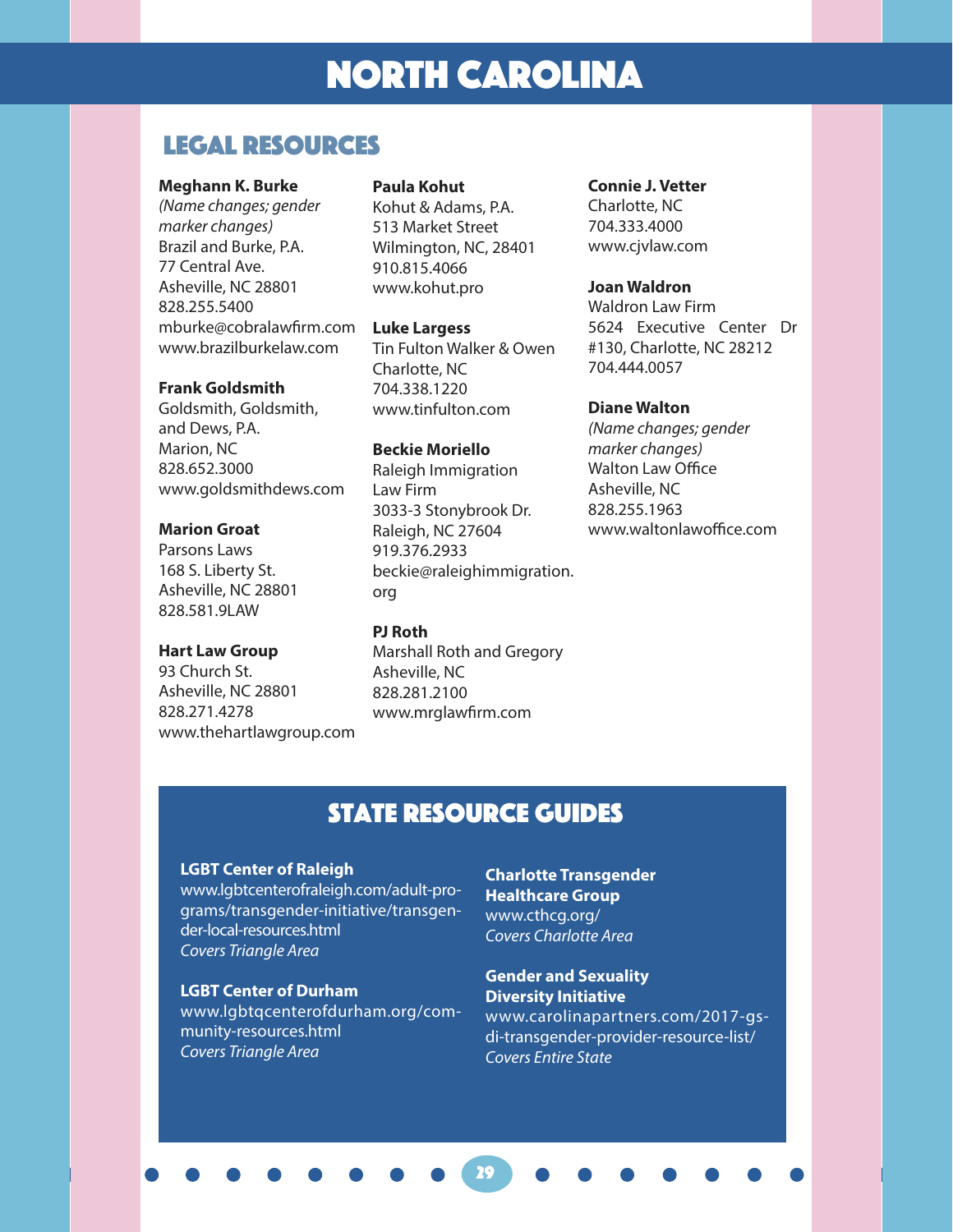# NORTH CAROLINA

## LEGAL RESOURCES

**Meghann K. Burke**
*(Name changes; gender marker changes)*
Brazil and Burke, P.A.
77 Central Ave.
Asheville, NC 28801
828.255.5400
mburke@cobralawfirm.com
www.brazilburkelaw.com

**Frank Goldsmith**
Goldsmith, Goldsmith, and Dews, P.A.
Marion, NC
828.652.3000
www.goldsmithdews.com

**Marion Groat**
Parsons Laws
168 S. Liberty St.
Asheville, NC 28801
828.581.9LAW

**Hart Law Group**
93 Church St.
Asheville, NC 28801
828.271.4278
www.thehartlawgroup.com

**Paula Kohut**
Kohut & Adams, P.A.
513 Market Street
Wilmington, NC, 28401
910.815.4066
www.kohut.pro

**Luke Largess**
Tin Fulton Walker & Owen
Charlotte, NC
704.338.1220
www.tinfulton.com

**Beckie Moriello**
Raleigh Immigration Law Firm
3033-3 Stonybrook Dr.
Raleigh, NC 27604
919.376.2933
beckie@raleighimmigration.org

**PJ Roth**
Marshall Roth and Gregory
Asheville, NC
828.281.2100
www.mrglawfirm.com

**Connie J. Vetter**
Charlotte, NC
704.333.4000
www.cjvlaw.com

**Joan Waldron**
Waldron Law Firm
5624 Executive Center Dr #130, Charlotte, NC 28212
704.444.0057

**Diane Walton**
*(Name changes; gender marker changes)*
Walton Law Office
Asheville, NC
828.255.1963
www.waltonlawoffice.com

## STATE RESOURCE GUIDES

**LGBT Center of Raleigh**
www.lgbtcenterofraleigh.com/adult-programs/transgender-initiative/transgender-local-resources.html
*Covers Triangle Area*

**LGBT Center of Durham**
www.lgbtqcenterofdurham.org/community-resources.html
*Covers Triangle Area*

**Charlotte Transgender Healthcare Group**
www.cthcg.org/
*Covers Charlotte Area*

**Gender and Sexuality Diversity Initiative**
www.carolinapartners.com/2017-gsdi-transgender-provider-resource-list/
*Covers Entire State*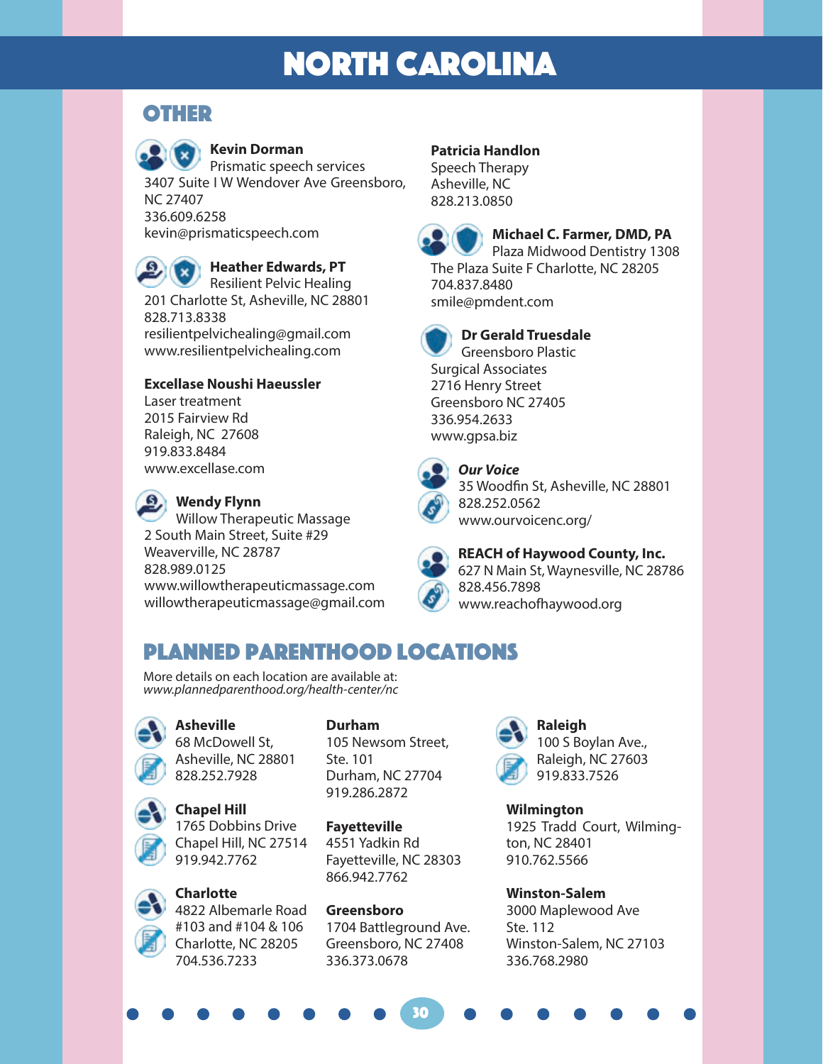# NORTH CAROLINA

## OTHER

**Kevin Dorman**
Prismatic speech services
3407 Suite I W Wendover Ave Greensboro, NC 27407
336.609.6258
kevin@prismaticspeech.com

**Heather Edwards, PT**
Resilient Pelvic Healing
201 Charlotte St, Asheville, NC 28801
828.713.8338
resilientpelvichealing@gmail.com
www.resilientpelvichealing.com

**Excellase Noushi Haeussler**
Laser treatment
2015 Fairview Rd
Raleigh, NC 27608
919.833.8484
www.excellase.com

**Wendy Flynn**
Willow Therapeutic Massage
2 South Main Street, Suite #29
Weaverville, NC 28787
828.989.0125
www.willowtherapeuticmassage.com
willowtherapeuticmassage@gmail.com

**Patricia Handlon**
Speech Therapy
Asheville, NC
828.213.0850

**Michael C. Farmer, DMD, PA**
Plaza Midwood Dentistry 1308 The Plaza Suite F Charlotte, NC 28205
704.837.8480
smile@pmdent.com

**Dr Gerald Truesdale**
Greensboro Plastic Surgical Associates
2716 Henry Street
Greensboro NC 27405
336.954.2633
www.gpsa.biz

***Our Voice***
35 Woodfin St, Asheville, NC 28801
828.252.0562
www.ourvoicenc.org/

**REACH of Haywood County, Inc.**
627 N Main St, Waynesville, NC 28786
828.456.7898
www.reachofhaywood.org

## PLANNED PARENTHOOD LOCATIONS

More details on each location are available at:
*www.plannedparenthood.org/health-center/nc*

**Asheville**
68 McDowell St,
Asheville, NC 28801
828.252.7928

**Chapel Hill**
1765 Dobbins Drive
Chapel Hill, NC 27514
919.942.7762

**Charlotte**
4822 Albemarle Road
#103 and #104 & 106
Charlotte, NC 28205
704.536.7233

**Durham**
105 Newsom Street, Ste. 101
Durham, NC 27704
919.286.2872

**Fayetteville**
4551 Yadkin Rd
Fayetteville, NC 28303
866.942.7762

**Greensboro**
1704 Battleground Ave.
Greensboro, NC 27408
336.373.0678

**Raleigh**
100 S Boylan Ave.,
Raleigh, NC 27603
919.833.7526

**Wilmington**
1925 Tradd Court, Wilmington, NC 28401
910.762.5566

**Winston-Salem**
3000 Maplewood Ave
Ste. 112
Winston-Salem, NC 27103
336.768.2980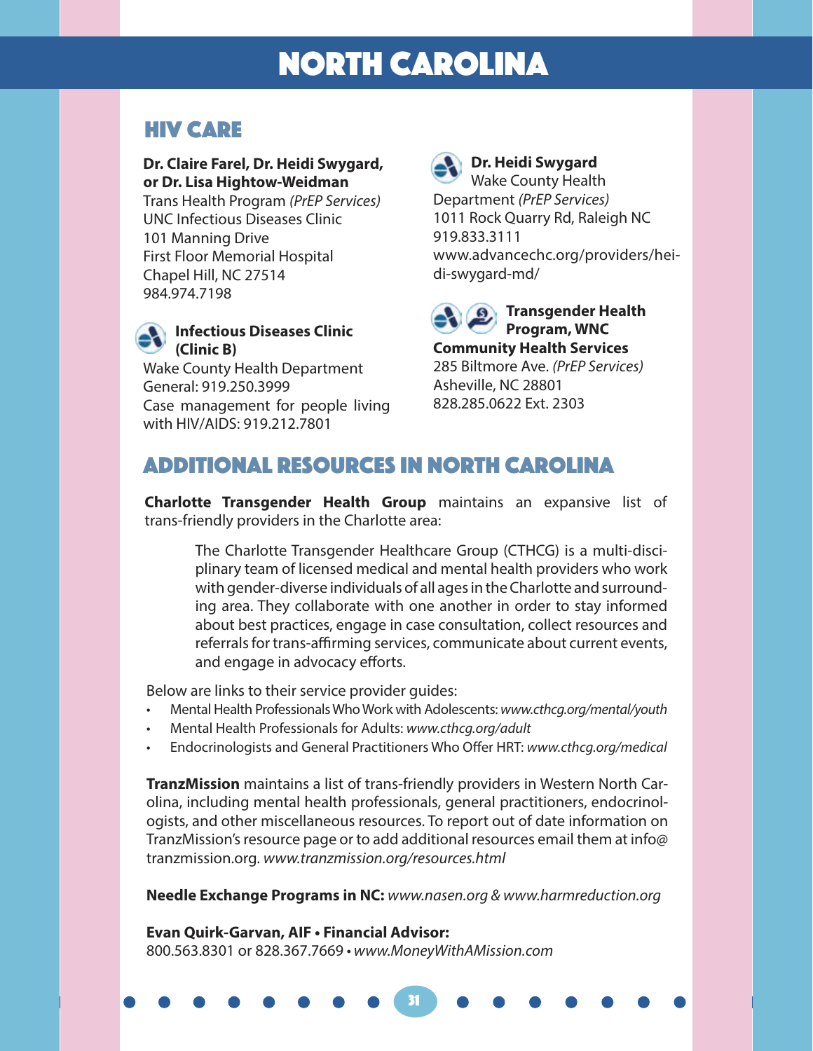# NORTH CAROLINA

## HIV CARE

**Dr. Claire Farel, Dr. Heidi Swygard, or Dr. Lisa Hightow-Weidman**
Trans Health Program *(PrEP Services)*
UNC Infectious Diseases Clinic
101 Manning Drive
First Floor Memorial Hospital
Chapel Hill, NC 27514
984.974.7198

**Infectious Diseases Clinic (Clinic B)**
Wake County Health Department
General: 919.250.3999
Case management for people living with HIV/AIDS: 919.212.7801

**Dr. Heidi Swygard**
Wake County Health Department *(PrEP Services)*
1011 Rock Quarry Rd, Raleigh NC
919.833.3111
www.advancechc.org/providers/heidi-swygard-md/

**Transgender Health Program, WNC Community Health Services**
285 Biltmore Ave. *(PrEP Services)*
Asheville, NC 28801
828.285.0622 Ext. 2303

## ADDITIONAL RESOURCES IN NORTH CAROLINA

**Charlotte Transgender Health Group** maintains an expansive list of trans-friendly providers in the Charlotte area:

> The Charlotte Transgender Healthcare Group (CTHCG) is a multi-disciplinary team of licensed medical and mental health providers who work with gender-diverse individuals of all ages in the Charlotte and surrounding area. They collaborate with one another in order to stay informed about best practices, engage in case consultation, collect resources and referrals for trans-affirming services, communicate about current events, and engage in advocacy efforts.

Below are links to their service provider guides:

- Mental Health Professionals Who Work with Adolescents: *www.cthcg.org/mental/youth*
- Mental Health Professionals for Adults: *www.cthcg.org/adult*
- Endocrinologists and General Practitioners Who Offer HRT: *www.cthcg.org/medical*

**TranzMission** maintains a list of trans-friendly providers in Western North Carolina, including mental health professionals, general practitioners, endocrinologists, and other miscellaneous resources. To report out of date information on TranzMission's resource page or to add additional resources email them at info@tranzmission.org. *www.tranzmission.org/resources.html*

**Needle Exchange Programs in NC:** *www.nasen.org & www.harmreduction.org*

**Evan Quirk-Garvan, AIF • Financial Advisor:**
800.563.8301 or 828.367.7669 • *www.MoneyWithAMission.com*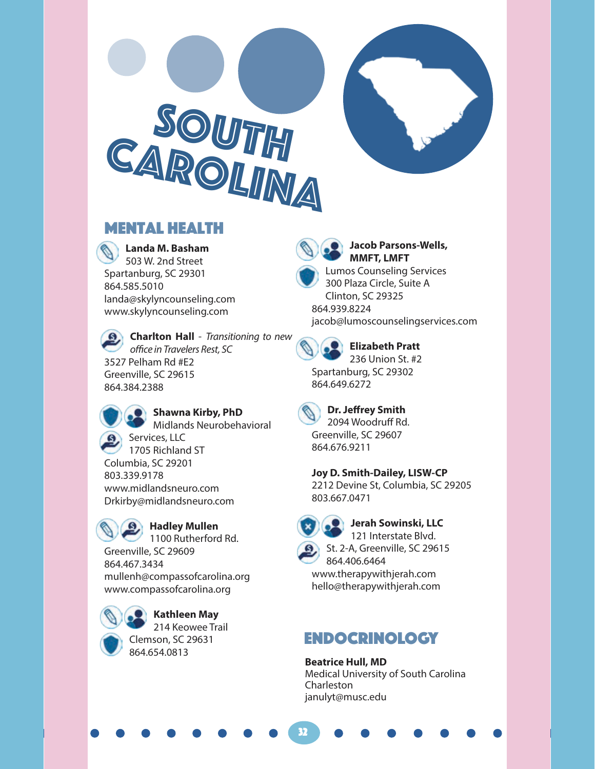# South Carolina

## Mental Health

**Landa M. Basham**
503 W. 2nd Street
Spartanburg, SC 29301
864.585.5010
landa@skylyncounseling.com
www.skylyncounseling.com

**Charlton Hall** - *Transitioning to new office in Travelers Rest, SC*
3527 Pelham Rd #E2
Greenville, SC 29615
864.384.2388

**Shawna Kirby, PhD**
Midlands Neurobehavioral Services, LLC
1705 Richland ST
Columbia, SC 29201
803.339.9178
www.midlandsneuro.com
Drkirby@midlandsneuro.com

**Hadley Mullen**
1100 Rutherford Rd.
Greenville, SC 29609
864.467.3434
mullenh@compassofcarolina.org
www.compassofcarolina.org

**Kathleen May**
214 Keowee Trail
Clemson, SC 29631
864.654.0813

**Jacob Parsons-Wells, MMFT, LMFT**
Lumos Counseling Services
300 Plaza Circle, Suite A
Clinton, SC 29325
864.939.8224
jacob@lumoscounselingservices.com

**Elizabeth Pratt**
236 Union St. #2
Spartanburg, SC 29302
864.649.6272

**Dr. Jeffrey Smith**
2094 Woodruff Rd.
Greenville, SC 29607
864.676.9211

**Joy D. Smith-Dailey, LISW-CP**
2212 Devine St, Columbia, SC 29205
803.667.0471

**Jerah Sowinski, LLC**
121 Interstate Blvd.
St. 2-A, Greenville, SC 29615
864.406.6464
www.therapywithjerah.com
hello@therapywithjerah.com

## Endocrinology

**Beatrice Hull, MD**
Medical University of South Carolina
Charleston
janulyt@musc.edu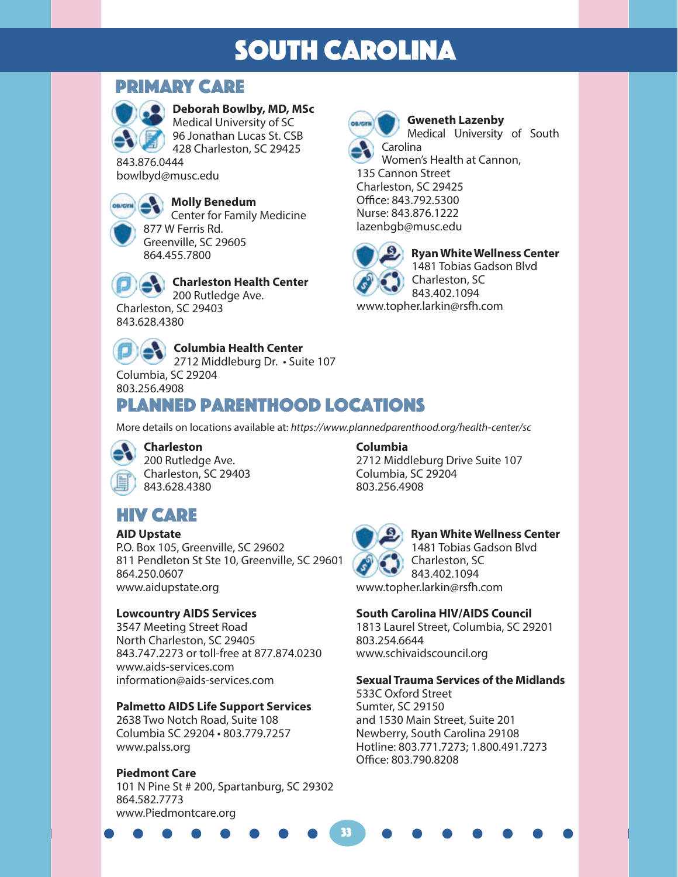# SOUTH CAROLINA

## PRIMARY CARE

**Deborah Bowlby, MD, MSc**
Medical University of SC
96 Jonathan Lucas St. CSB
428 Charleston, SC 29425
843.876.0444
bowlbyd@musc.edu

**Molly Benedum**
Center for Family Medicine
877 W Ferris Rd.
Greenville, SC 29605
864.455.7800

**Charleston Health Center**
200 Rutledge Ave.
Charleston, SC 29403
843.628.4380

**Columbia Health Center**
2712 Middleburg Dr. • Suite 107
Columbia, SC 29204
803.256.4908

**Gweneth Lazenby**
Medical University of South Carolina
Women's Health at Cannon,
135 Cannon Street
Charleston, SC 29425
Office: 843.792.5300
Nurse: 843.876.1222
lazenbgb@musc.edu

**Ryan White Wellness Center**
1481 Tobias Gadson Blvd
Charleston, SC
843.402.1094
www.topher.larkin@rsfh.com

## PLANNED PARENTHOOD LOCATIONS

More details on locations available at: *https://www.plannedparenthood.org/health-center/sc*

**Charleston**
200 Rutledge Ave.
Charleston, SC 29403
843.628.4380

**Columbia**
2712 Middleburg Drive Suite 107
Columbia, SC 29204
803.256.4908

## HIV CARE

**AID Upstate**
P.O. Box 105, Greenville, SC 29602
811 Pendleton St Ste 10, Greenville, SC 29601
864.250.0607
www.aidupstate.org

**Lowcountry AIDS Services**
3547 Meeting Street Road
North Charleston, SC 29405
843.747.2273 or toll-free at 877.874.0230
www.aids-services.com
information@aids-services.com

**Palmetto AIDS Life Support Services**
2638 Two Notch Road, Suite 108
Columbia SC 29204 • 803.779.7257
www.palss.org

**Piedmont Care**
101 N Pine St # 200, Spartanburg, SC 29302
864.582.7773
www.Piedmontcare.org

**Ryan White Wellness Center**
1481 Tobias Gadson Blvd
Charleston, SC
843.402.1094
www.topher.larkin@rsfh.com

**South Carolina HIV/AIDS Council**
1813 Laurel Street, Columbia, SC 29201
803.254.6644
www.schivaidscouncil.org

**Sexual Trauma Services of the Midlands**
533C Oxford Street
Sumter, SC 29150
and 1530 Main Street, Suite 201
Newberry, South Carolina 29108
Hotline: 803.771.7273; 1.800.491.7273
Office: 803.790.8208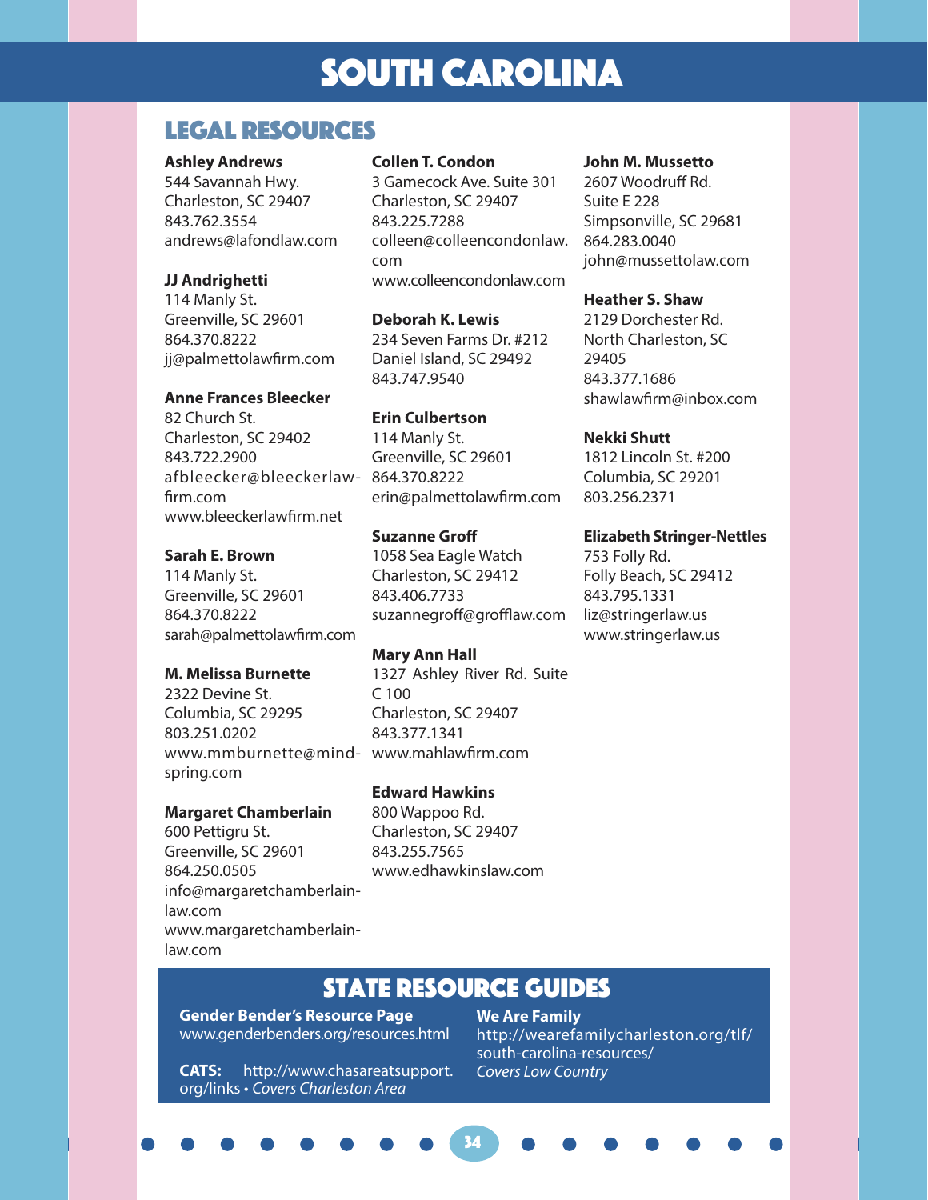# SOUTH CAROLINA

## LEGAL RESOURCES

**Ashley Andrews**
544 Savannah Hwy.
Charleston, SC 29407
843.762.3554
andrews@lafondlaw.com

**JJ Andrighetti**
114 Manly St.
Greenville, SC 29601
864.370.8222
jj@palmettolawfirm.com

**Anne Frances Bleecker**
82 Church St.
Charleston, SC 29402
843.722.2900
afbleecker@bleeckerlawfirm.com
www.bleeckerlawfirm.net

**Sarah E. Brown**
114 Manly St.
Greenville, SC 29601
864.370.8222
sarah@palmettolawfirm.com

**M. Melissa Burnette**
2322 Devine St.
Columbia, SC 29295
803.251.0202
www.mmburnette@mindspring.com

**Margaret Chamberlain**
600 Pettigru St.
Greenville, SC 29601
864.250.0505
info@margaretchamberlainlaw.com
www.margaretchamberlainlaw.com

**Collen T. Condon**
3 Gamecock Ave. Suite 301
Charleston, SC 29407
843.225.7288
colleen@colleencondonlaw.com
www.colleencondonlaw.com

**Deborah K. Lewis**
234 Seven Farms Dr. #212
Daniel Island, SC 29492
843.747.9540

**Erin Culbertson**
114 Manly St.
Greenville, SC 29601
864.370.8222
erin@palmettolawfirm.com

**Suzanne Groff**
1058 Sea Eagle Watch
Charleston, SC 29412
843.406.7733
suzannegroff@grofflaw.com

**Mary Ann Hall**
1327 Ashley River Rd. Suite C 100
Charleston, SC 29407
843.377.1341
www.mahlawfirm.com

**Edward Hawkins**
800 Wappoo Rd.
Charleston, SC 29407
843.255.7565
www.edhawkinslaw.com

**John M. Mussetto**
2607 Woodruff Rd.
Suite E 228
Simpsonville, SC 29681
864.283.0040
john@mussettolaw.com

**Heather S. Shaw**
2129 Dorchester Rd.
North Charleston, SC 29405
843.377.1686
shawlawfirm@inbox.com

**Nekki Shutt**
1812 Lincoln St. #200
Columbia, SC 29201
803.256.2371

**Elizabeth Stringer-Nettles**
753 Folly Rd.
Folly Beach, SC 29412
843.795.1331
liz@stringerlaw.us
www.stringerlaw.us

## STATE RESOURCE GUIDES

**Gender Bender's Resource Page**
www.genderbenders.org/resources.html

**CATS:** http://www.chasareatsupport.org/links • *Covers Charleston Area*

**We Are Family**
http://wearefamilycharleston.org/tlf/south-carolina-resources/
*Covers Low Country*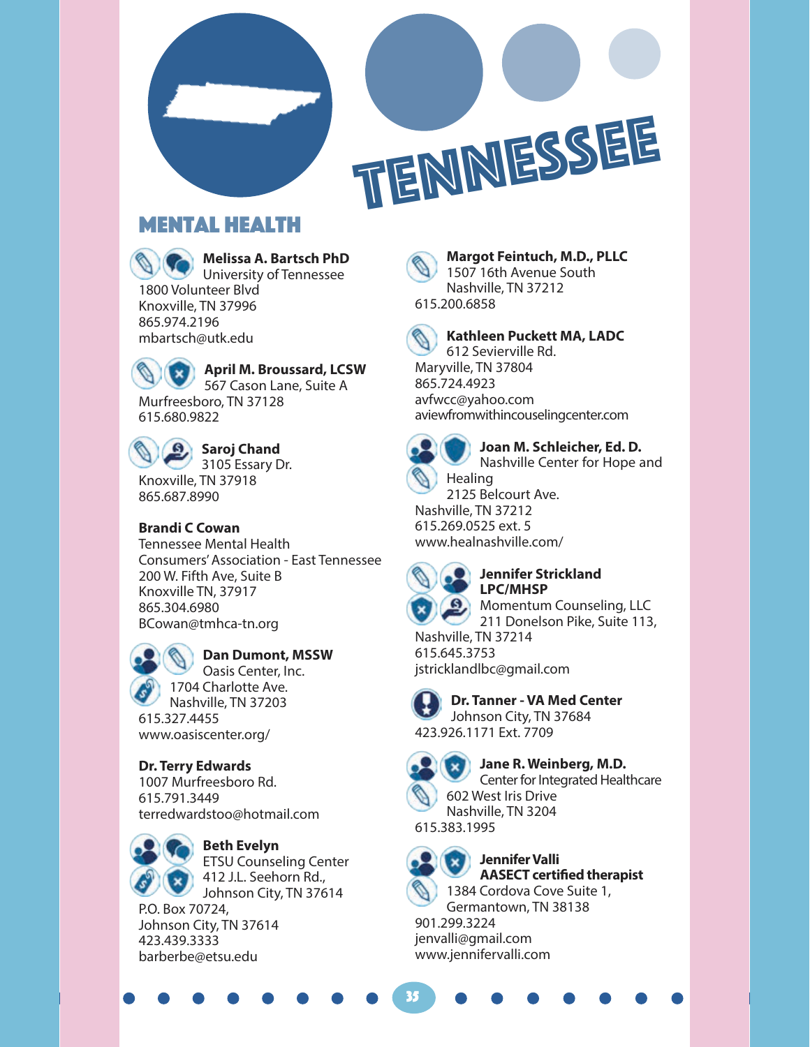# TENNESSEE

## MENTAL HEALTH

**Melissa A. Bartsch PhD**
University of Tennessee
1800 Volunteer Blvd
Knoxville, TN 37996
865.974.2196
mbartsch@utk.edu

**April M. Broussard, LCSW**
567 Cason Lane, Suite A
Murfreesboro, TN 37128
615.680.9822

**Saroj Chand**
3105 Essary Dr.
Knoxville, TN 37918
865.687.8990

**Brandi C Cowan**
Tennessee Mental Health Consumers' Association - East Tennessee
200 W. Fifth Ave, Suite B
Knoxville TN, 37917
865.304.6980
BCowan@tmhca-tn.org

**Dan Dumont, MSSW**
Oasis Center, Inc.
1704 Charlotte Ave.
Nashville, TN 37203
615.327.4455
www.oasiscenter.org/

**Dr. Terry Edwards**
1007 Murfreesboro Rd.
615.791.3449
terredwardstoo@hotmail.com

**Beth Evelyn**
ETSU Counseling Center
412 J.L. Seehorn Rd.,
Johnson City, TN 37614
P.O. Box 70724,
Johnson City, TN 37614
423.439.3333
barberbe@etsu.edu

**Margot Feintuch, M.D., PLLC**
1507 16th Avenue South
Nashville, TN 37212
615.200.6858

**Kathleen Puckett MA, LADC**
612 Sevierville Rd.
Maryville, TN 37804
865.724.4923
avfwcc@yahoo.com
aviewfromwithincouselingcenter.com

**Joan M. Schleicher, Ed. D.**
Nashville Center for Hope and Healing
2125 Belcourt Ave.
Nashville, TN 37212
615.269.0525 ext. 5
www.healnashville.com/

**Jennifer Strickland LPC/MHSP**
Momentum Counseling, LLC
211 Donelson Pike, Suite 113,
Nashville, TN 37214
615.645.3753
jstricklandlbc@gmail.com

**Dr. Tanner - VA Med Center**
Johnson City, TN 37684
423.926.1171 Ext. 7709

**Jane R. Weinberg, M.D.**
Center for Integrated Healthcare
602 West Iris Drive
Nashville, TN 3204
615.383.1995

**Jennifer Valli**
**AASECT certified therapist**
1384 Cordova Cove Suite 1,
Germantown, TN 38138
901.299.3224
jenvalli@gmail.com
www.jennifervalli.com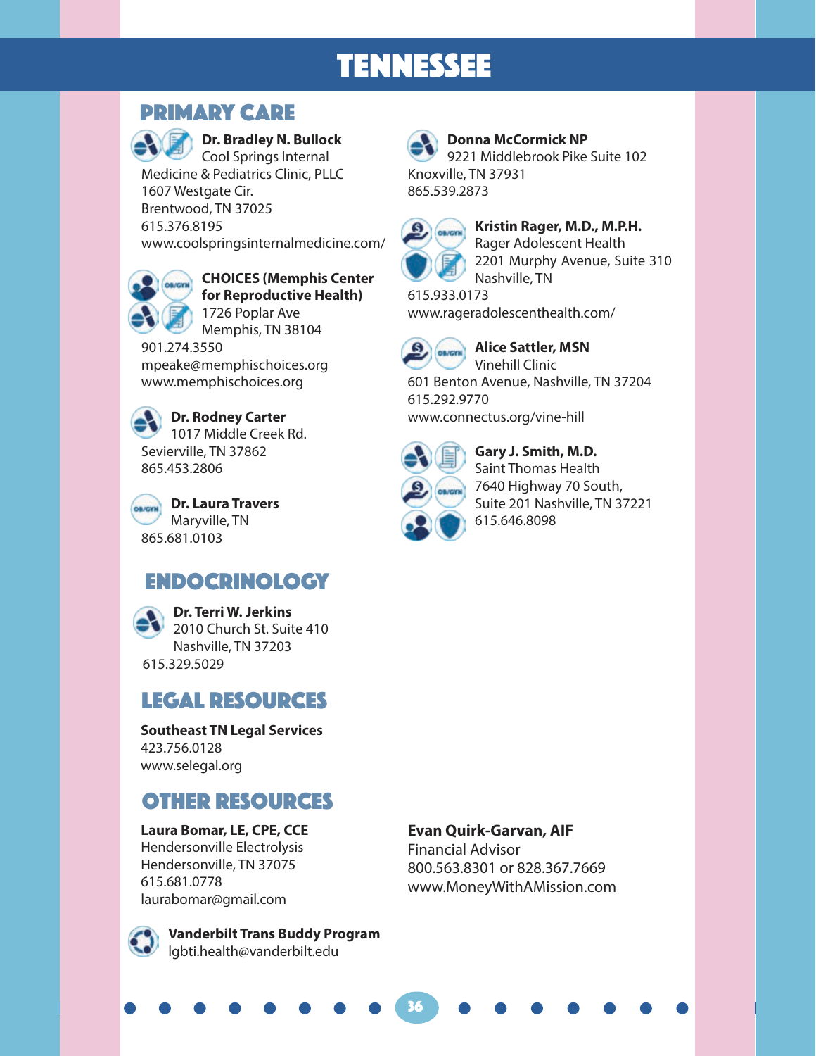# TENNESSEE

## PRIMARY CARE

**Dr. Bradley N. Bullock**
Cool Springs Internal Medicine & Pediatrics Clinic, PLLC
1607 Westgate Cir.
Brentwood, TN 37025
615.376.8195
www.coolspringsinternalmedicine.com/

**CHOICES (Memphis Center for Reproductive Health)**
1726 Poplar Ave
Memphis, TN 38104
901.274.3550
mpeake@memphischoices.org
www.memphischoices.org

**Dr. Rodney Carter**
1017 Middle Creek Rd.
Sevierville, TN 37862
865.453.2806

**Dr. Laura Travers**
Maryville, TN
865.681.0103

**Donna McCormick NP**
9221 Middlebrook Pike Suite 102
Knoxville, TN 37931
865.539.2873

**Kristin Rager, M.D., M.P.H.**
Rager Adolescent Health
2201 Murphy Avenue, Suite 310
Nashville, TN
615.933.0173
www.rageradolescenthealth.com/

**Alice Sattler, MSN**
Vinehill Clinic
601 Benton Avenue, Nashville, TN 37204
615.292.9770
www.connectus.org/vine-hill

**Gary J. Smith, M.D.**
Saint Thomas Health
7640 Highway 70 South,
Suite 201 Nashville, TN 37221
615.646.8098

## ENDOCRINOLOGY

**Dr. Terri W. Jerkins**
2010 Church St. Suite 410
Nashville, TN 37203
615.329.5029

## LEGAL RESOURCES

**Southeast TN Legal Services**
423.756.0128
www.selegal.org

## OTHER RESOURCES

**Laura Bomar, LE, CPE, CCE**
Hendersonville Electrolysis
Hendersonville, TN 37075
615.681.0778
laurabomar@gmail.com

**Vanderbilt Trans Buddy Program**
lgbti.health@vanderbilt.edu

**Evan Quirk-Garvan, AIF**
Financial Advisor
800.563.8301 or 828.367.7669
www.MoneyWithAMission.com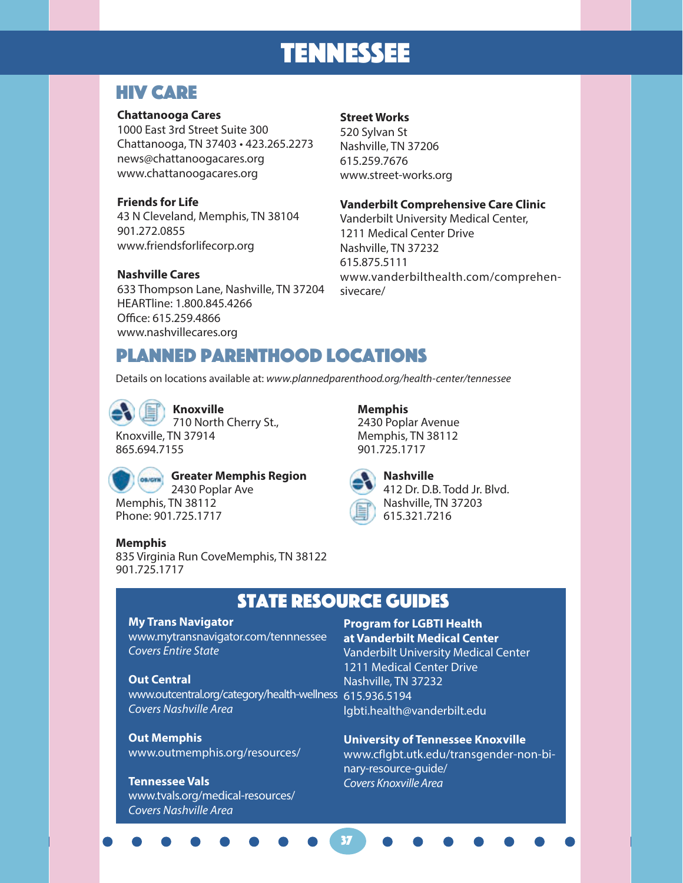# TENNESSEE

## HIV CARE

**Chattanooga Cares**
1000 East 3rd Street Suite 300
Chattanooga, TN 37403 • 423.265.2273
news@chattanoogacares.org
www.chattanoogacares.org

**Friends for Life**
43 N Cleveland, Memphis, TN 38104
901.272.0855
www.friendsforlifecorp.org

**Nashville Cares**
633 Thompson Lane, Nashville, TN 37204
HEARTline: 1.800.845.4266
Office: 615.259.4866
www.nashvillecares.org

**Street Works**
520 Sylvan St
Nashville, TN 37206
615.259.7676
www.street-works.org

**Vanderbilt Comprehensive Care Clinic**
Vanderbilt University Medical Center,
1211 Medical Center Drive
Nashville, TN 37232
615.875.5111
www.vanderbilthealth.com/comprehensivecare/

## PLANNED PARENTHOOD LOCATIONS

Details on locations available at: *www.plannedparenthood.org/health-center/tennessee*

**Knoxville**
710 North Cherry St.,
Knoxville, TN 37914
865.694.7155

**Greater Memphis Region**
2430 Poplar Ave
Memphis, TN 38112
Phone: 901.725.1717

**Memphis**
835 Virginia Run CoveMemphis, TN 38122
901.725.1717

**Memphis**
2430 Poplar Avenue
Memphis, TN 38112
901.725.1717

**Nashville**
412 Dr. D.B. Todd Jr. Blvd.
Nashville, TN 37203
615.321.7216

## STATE RESOURCE GUIDES

**My Trans Navigator**
www.mytransnavigator.com/tennnessee
*Covers Entire State*

**Out Central**
www.outcentral.org/category/health-wellness
*Covers Nashville Area*

**Out Memphis**
www.outmemphis.org/resources/

**Tennessee Vals**
www.tvals.org/medical-resources/
*Covers Nashville Area*

**Program for LGBTI Health at Vanderbilt Medical Center**
Vanderbilt University Medical Center
1211 Medical Center Drive
Nashville, TN 37232
615.936.5194
lgbti.health@vanderbilt.edu

**University of Tennessee Knoxville**
www.cflgbt.utk.edu/transgender-non-binary-resource-guide/
*Covers Knoxville Area*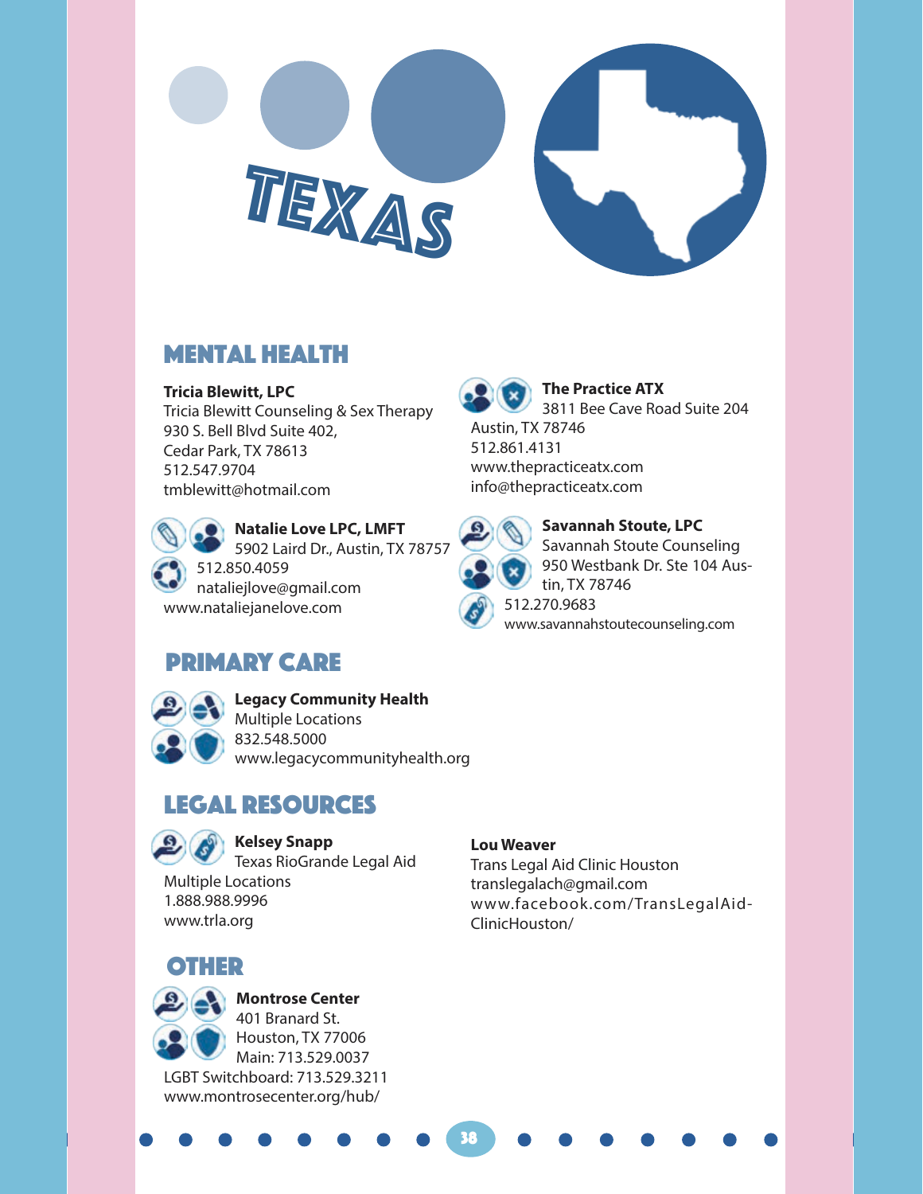# TEXAS

## MENTAL HEALTH

**Tricia Blewitt, LPC**
Tricia Blewitt Counseling & Sex Therapy
930 S. Bell Blvd Suite 402,
Cedar Park, TX 78613
512.547.9704
tmblewitt@hotmail.com

**Natalie Love LPC, LMFT**
5902 Laird Dr., Austin, TX 78757
512.850.4059
nataliejlove@gmail.com
www.nataliejanelove.com

**The Practice ATX**
3811 Bee Cave Road Suite 204
Austin, TX 78746
512.861.4131
www.thepracticeatx.com
info@thepracticeatx.com

**Savannah Stoute, LPC**
Savannah Stoute Counseling
950 Westbank Dr. Ste 104 Austin, TX 78746
512.270.9683
www.savannahstoutecounseling.com

## PRIMARY CARE

**Legacy Community Health**
Multiple Locations
832.548.5000
www.legacycommunityhealth.org

## LEGAL RESOURCES

**Kelsey Snapp**
Texas RioGrande Legal Aid
Multiple Locations
1.888.988.9996
www.trla.org

**Lou Weaver**
Trans Legal Aid Clinic Houston
translegalach@gmail.com
www.facebook.com/TransLegalAidClinicHouston/

## OTHER

**Montrose Center**
401 Branard St.
Houston, TX 77006
Main: 713.529.0037
LGBT Switchboard: 713.529.3211
www.montrosecenter.org/hub/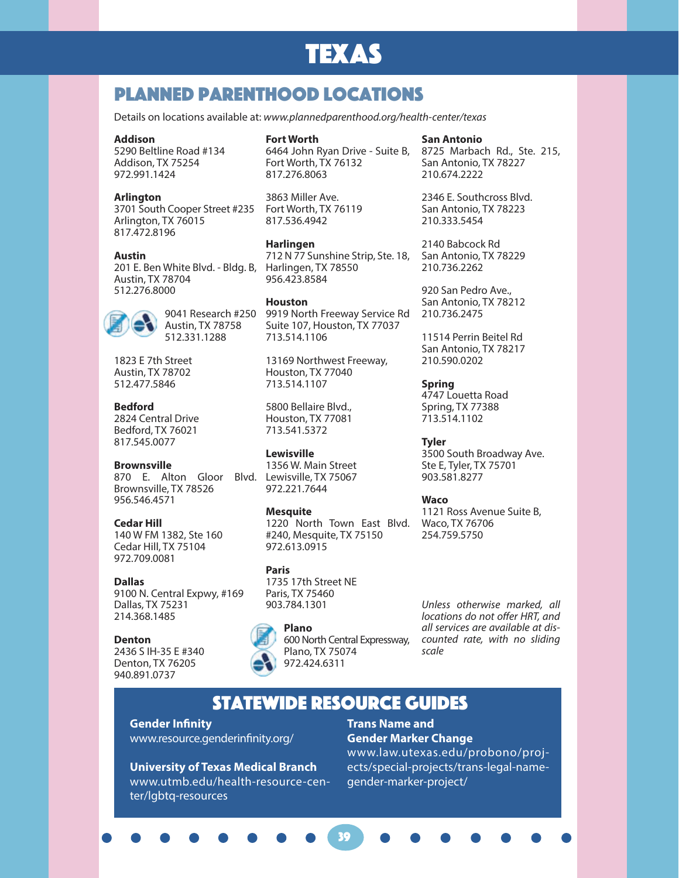# TEXAS

## PLANNED PARENTHOOD LOCATIONS

Details on locations available at: *www.plannedparenthood.org/health-center/texas*

**Addison**
5290 Beltline Road #134
Addison, TX 75254
972.991.1424

**Arlington**
3701 South Cooper Street #235
Arlington, TX 76015
817.472.8196

**Austin**
201 E. Ben White Blvd. - Bldg. B,
Austin, TX 78704
512.276.8000

9041 Research #250
Austin, TX 78758
512.331.1288

1823 E 7th Street
Austin, TX 78702
512.477.5846

**Bedford**
2824 Central Drive
Bedford, TX 76021
817.545.0077

**Brownsville**
870 E. Alton Gloor Blvd.
Brownsville, TX 78526
956.546.4571

**Cedar Hill**
140 W FM 1382, Ste 160
Cedar Hill, TX 75104
972.709.0081

**Dallas**
9100 N. Central Expwy, #169
Dallas, TX 75231
214.368.1485

**Denton**
2436 S IH-35 E #340
Denton, TX 76205
940.891.0737

**Fort Worth**
6464 John Ryan Drive - Suite B,
Fort Worth, TX 76132
817.276.8063

3863 Miller Ave.
Fort Worth, TX 76119
817.536.4942

**Harlingen**
712 N 77 Sunshine Strip, Ste. 18,
Harlingen, TX 78550
956.423.8584

**Houston**
9919 North Freeway Service Rd
Suite 107, Houston, TX 77037
713.514.1106

13169 Northwest Freeway,
Houston, TX 77040
713.514.1107

5800 Bellaire Blvd.,
Houston, TX 77081
713.541.5372

**Lewisville**
1356 W. Main Street
Lewisville, TX 75067
972.221.7644

**Mesquite**
1220 North Town East Blvd.
#240, Mesquite, TX 75150
972.613.0915

**Paris**
1735 17th Street NE
Paris, TX 75460
903.784.1301

**Plano**
600 North Central Expressway,
Plano, TX 75074
972.424.6311

**San Antonio**
8725 Marbach Rd., Ste. 215,
San Antonio, TX 78227
210.674.2222

2346 E. Southcross Blvd.
San Antonio, TX 78223
210.333.5454

2140 Babcock Rd
San Antonio, TX 78229
210.736.2262

920 San Pedro Ave.,
San Antonio, TX 78212
210.736.2475

11514 Perrin Beitel Rd
San Antonio, TX 78217
210.590.0202

**Spring**
4747 Louetta Road
Spring, TX 77388
713.514.1102

**Tyler**
3500 South Broadway Ave.
Ste E, Tyler, TX 75701
903.581.8277

**Waco**
1121 Ross Avenue Suite B,
Waco, TX 76706
254.759.5750

*Unless otherwise marked, all locations do not offer HRT, and all services are available at discounted rate, with no sliding scale*

## STATEWIDE RESOURCE GUIDES

**Gender Infinity**
www.resource.genderinfinity.org/

**University of Texas Medical Branch**
www.utmb.edu/health-resource-center/lgbtq-resources

**Trans Name and Gender Marker Change**
www.law.utexas.edu/probono/projects/special-projects/trans-legal-name-gender-marker-project/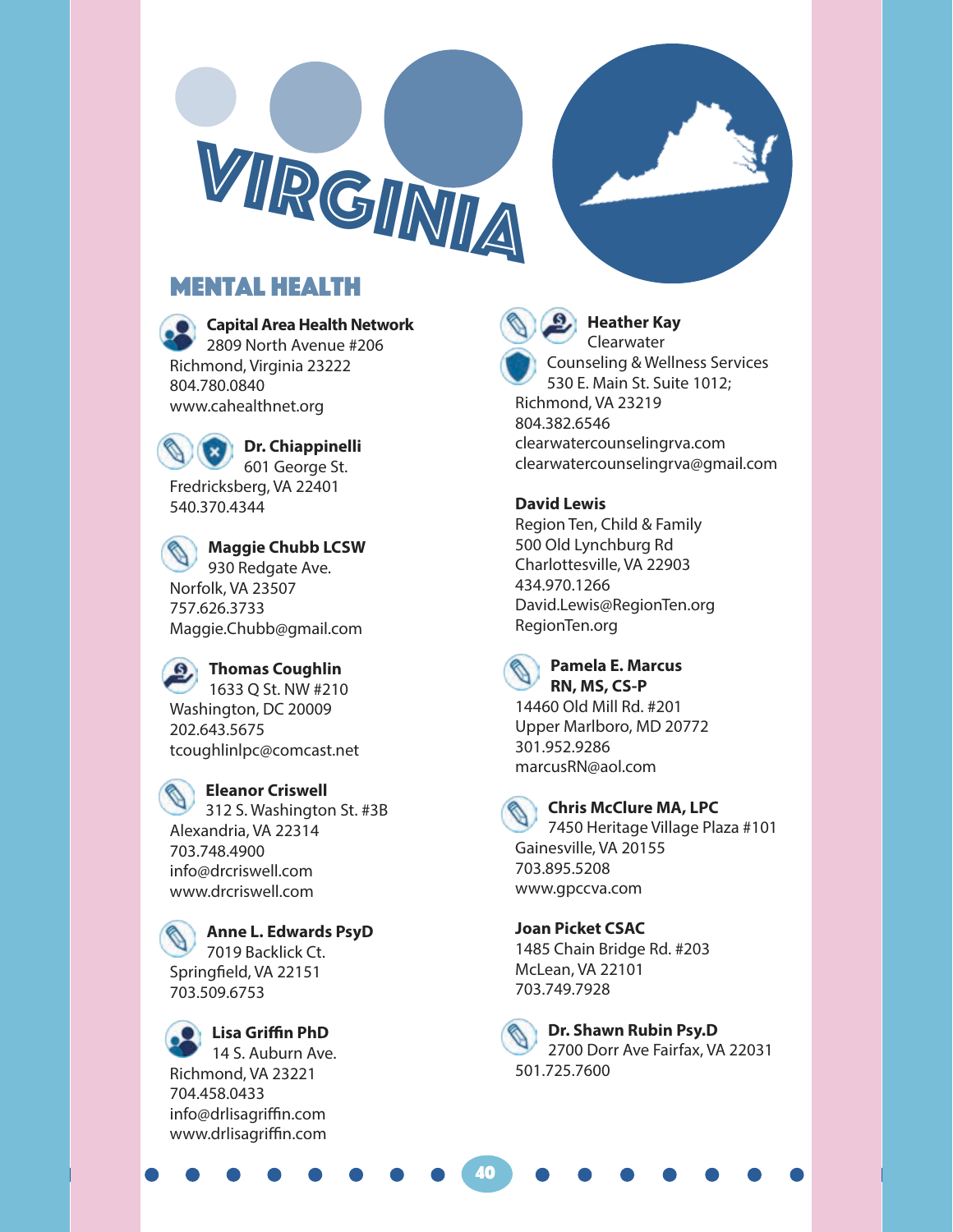# VIRGINIA

## MENTAL HEALTH

**Capital Area Health Network**
2809 North Avenue #206
Richmond, Virginia 23222
804.780.0840
www.cahealthnet.org

**Dr. Chiappinelli**
601 George St.
Fredricksberg, VA 22401
540.370.4344

**Maggie Chubb LCSW**
930 Redgate Ave.
Norfolk, VA 23507
757.626.3733
Maggie.Chubb@gmail.com

**Thomas Coughlin**
1633 Q St. NW #210
Washington, DC 20009
202.643.5675
tcoughlinlpc@comcast.net

**Eleanor Criswell**
312 S. Washington St. #3B
Alexandria, VA 22314
703.748.4900
info@drcriswell.com
www.drcriswell.com

**Anne L. Edwards PsyD**
7019 Backlick Ct.
Springfield, VA 22151
703.509.6753

**Lisa Griffin PhD**
14 S. Auburn Ave.
Richmond, VA 23221
704.458.0433
info@drlisagriffin.com
www.drlisagriffin.com

**Heather Kay**
Clearwater
Counseling & Wellness Services
530 E. Main St. Suite 1012;
Richmond, VA 23219
804.382.6546
clearwatercounselingrva.com
clearwatercounselingrva@gmail.com

**David Lewis**
Region Ten, Child & Family
500 Old Lynchburg Rd
Charlottesville, VA 22903
434.970.1266
David.Lewis@RegionTen.org
RegionTen.org

**Pamela E. Marcus RN, MS, CS-P**
14460 Old Mill Rd. #201
Upper Marlboro, MD 20772
301.952.9286
marcusRN@aol.com

**Chris McClure MA, LPC**
7450 Heritage Village Plaza #101
Gainesville, VA 20155
703.895.5208
www.gpccva.com

**Joan Picket CSAC**
1485 Chain Bridge Rd. #203
McLean, VA 22101
703.749.7928

**Dr. Shawn Rubin Psy.D**
2700 Dorr Ave Fairfax, VA 22031
501.725.7600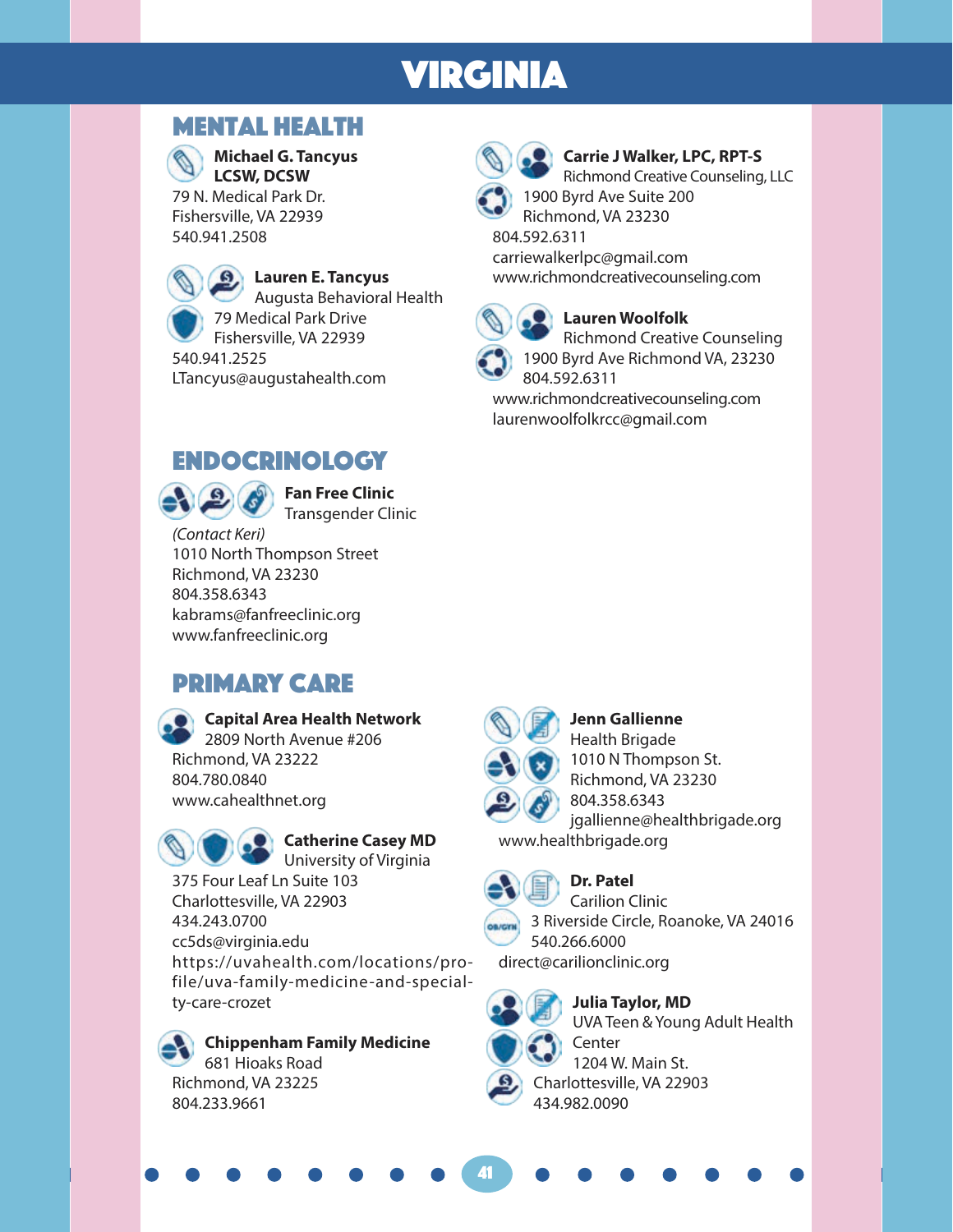# VIRGINIA

## MENTAL HEALTH

**Michael G. Tancyus LCSW, DCSW**
79 N. Medical Park Dr.
Fishersville, VA 22939
540.941.2508

**Lauren E. Tancyus**
Augusta Behavioral Health
79 Medical Park Drive
Fishersville, VA 22939
540.941.2525
LTancyus@augustahealth.com

**Carrie J Walker, LPC, RPT-S**
Richmond Creative Counseling, LLC
1900 Byrd Ave Suite 200
Richmond, VA 23230
804.592.6311
carriewalkerlpc@gmail.com
www.richmondcreativecounseling.com

**Lauren Woolfolk**
Richmond Creative Counseling
1900 Byrd Ave Richmond VA, 23230
804.592.6311
www.richmondcreativecounseling.com
laurenwoolfolkrcc@gmail.com

## ENDOCRINOLOGY

**Fan Free Clinic**
Transgender Clinic
*(Contact Keri)*
1010 North Thompson Street
Richmond, VA 23230
804.358.6343
kabrams@fanfreeclinic.org
www.fanfreeclinic.org

## PRIMARY CARE

**Capital Area Health Network**
2809 North Avenue #206
Richmond, VA 23222
804.780.0840
www.cahealthnet.org

**Catherine Casey MD**
University of Virginia
375 Four Leaf Ln Suite 103
Charlottesville, VA 22903
434.243.0700
cc5ds@virginia.edu
https://uvahealth.com/locations/profile/uva-family-medicine-and-specialty-care-crozet

**Chippenham Family Medicine**
681 Hioaks Road
Richmond, VA 23225
804.233.9661

**Jenn Gallienne**
Health Brigade
1010 N Thompson St.
Richmond, VA 23230
804.358.6343
jgallienne@healthbrigade.org
www.healthbrigade.org

**Dr. Patel**
Carilion Clinic
3 Riverside Circle, Roanoke, VA 24016
540.266.6000
direct@carilionclinic.org

**Julia Taylor, MD**
UVA Teen & Young Adult Health Center
1204 W. Main St.
Charlottesville, VA 22903
434.982.0090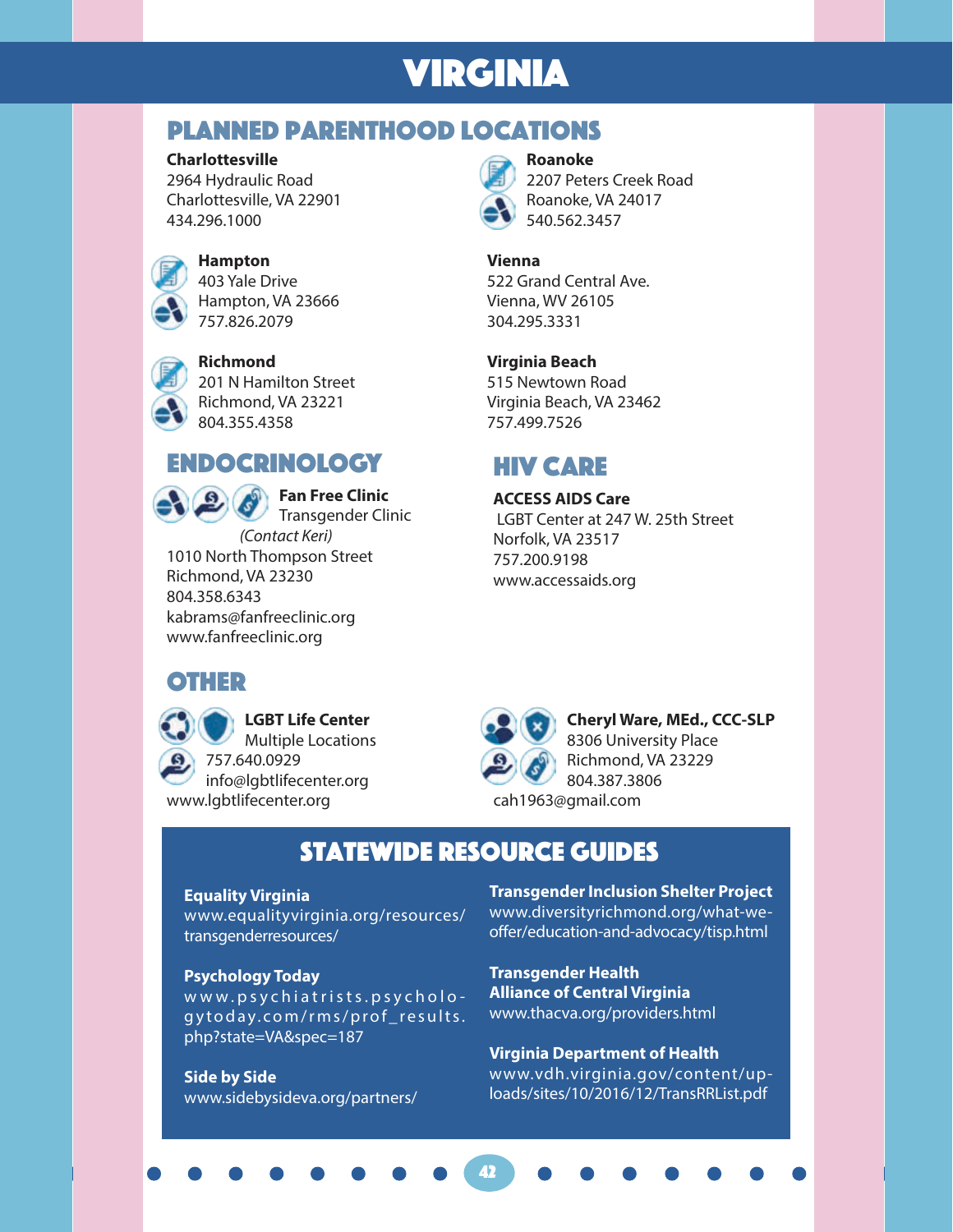# VIRGINIA

## PLANNED PARENTHOOD LOCATIONS

**Charlottesville**
2964 Hydraulic Road
Charlottesville, VA 22901
434.296.1000

**Hampton**
403 Yale Drive
Hampton, VA 23666
757.826.2079

**Richmond**
201 N Hamilton Street
Richmond, VA 23221
804.355.4358

**Roanoke**
2207 Peters Creek Road
Roanoke, VA 24017
540.562.3457

**Vienna**
522 Grand Central Ave.
Vienna, WV 26105
304.295.3331

**Virginia Beach**
515 Newtown Road
Virginia Beach, VA 23462
757.499.7526

## ENDOCRINOLOGY

**Fan Free Clinic**
Transgender Clinic
*(Contact Keri)*
1010 North Thompson Street
Richmond, VA 23230
804.358.6343
kabrams@fanfreeclinic.org
www.fanfreeclinic.org

## HIV CARE

**ACCESS AIDS Care**
LGBT Center at 247 W. 25th Street
Norfolk, VA 23517
757.200.9198
www.accessaids.org

## OTHER

**LGBT Life Center**
Multiple Locations
757.640.0929
info@lgbtlifecenter.org
www.lgbtlifecenter.org

**Cheryl Ware, MEd., CCC-SLP**
8306 University Place
Richmond, VA 23229
804.387.3806
cah1963@gmail.com

## STATEWIDE RESOURCE GUIDES

**Equality Virginia**
www.equalityvirginia.org/resources/transgenderresources/

**Psychology Today**
www.psychiatrists.psychologytoday.com/rms/prof_results.php?state=VA&spec=187

**Side by Side**
www.sidebysideva.org/partners/

**Transgender Inclusion Shelter Project**
www.diversityrichmond.org/what-we-offer/education-and-advocacy/tisp.html

**Transgender Health Alliance of Central Virginia**
www.thacva.org/providers.html

**Virginia Department of Health**
www.vdh.virginia.gov/content/uploads/sites/10/2016/12/TransRRList.pdf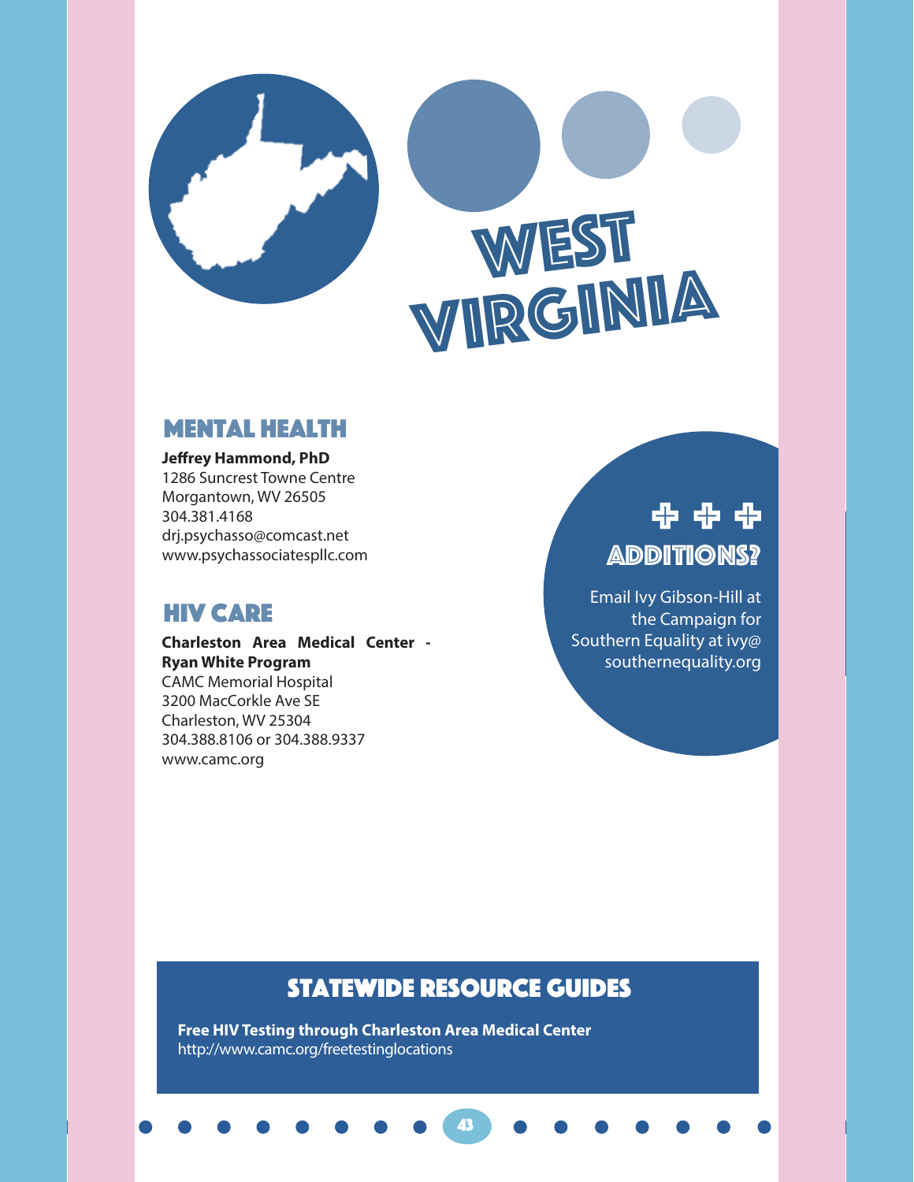# West Virginia

## Mental Health

**Jeffrey Hammond, PhD**
1286 Suncrest Towne Centre
Morgantown, WV 26505
304.381.4168
drj.psychasso@comcast.net
www.psychassociatespllc.com

## HIV Care

**Charleston Area Medical Center - Ryan White Program**
CAMC Memorial Hospital
3200 MacCorkle Ave SE
Charleston, WV 25304
304.388.8106 or 304.388.9337
www.camc.org

### Additions?

Email Ivy Gibson-Hill at the Campaign for Southern Equality at ivy@southernequality.org

## Statewide Resource Guides

**Free HIV Testing through Charleston Area Medical Center**
http://www.camc.org/freetestinglocations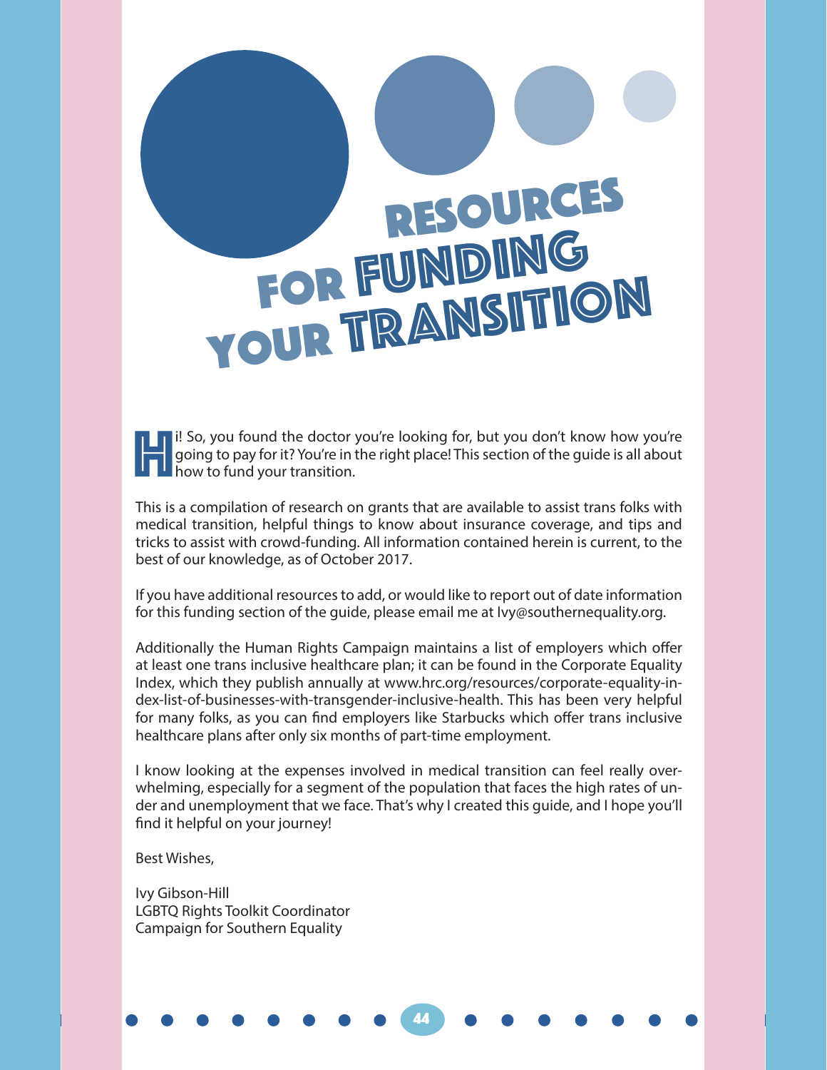# Resources for Funding Your Transition

Hi! So, you found the doctor you're looking for, but you don't know how you're going to pay for it? You're in the right place! This section of the guide is all about how to fund your transition.

This is a compilation of research on grants that are available to assist trans folks with medical transition, helpful things to know about insurance coverage, and tips and tricks to assist with crowd-funding. All information contained herein is current, to the best of our knowledge, as of October 2017.

If you have additional resources to add, or would like to report out of date information for this funding section of the guide, please email me at Ivy@southernequality.org.

Additionally the Human Rights Campaign maintains a list of employers which offer at least one trans inclusive healthcare plan; it can be found in the Corporate Equality Index, which they publish annually at www.hrc.org/resources/corporate-equality-index-list-of-businesses-with-transgender-inclusive-health. This has been very helpful for many folks, as you can find employers like Starbucks which offer trans inclusive healthcare plans after only six months of part-time employment.

I know looking at the expenses involved in medical transition can feel really overwhelming, especially for a segment of the population that faces the high rates of under and unemployment that we face. That's why I created this guide, and I hope you'll find it helpful on your journey!

Best Wishes,

Ivy Gibson-Hill
LGBTQ Rights Toolkit Coordinator
Campaign for Southern Equality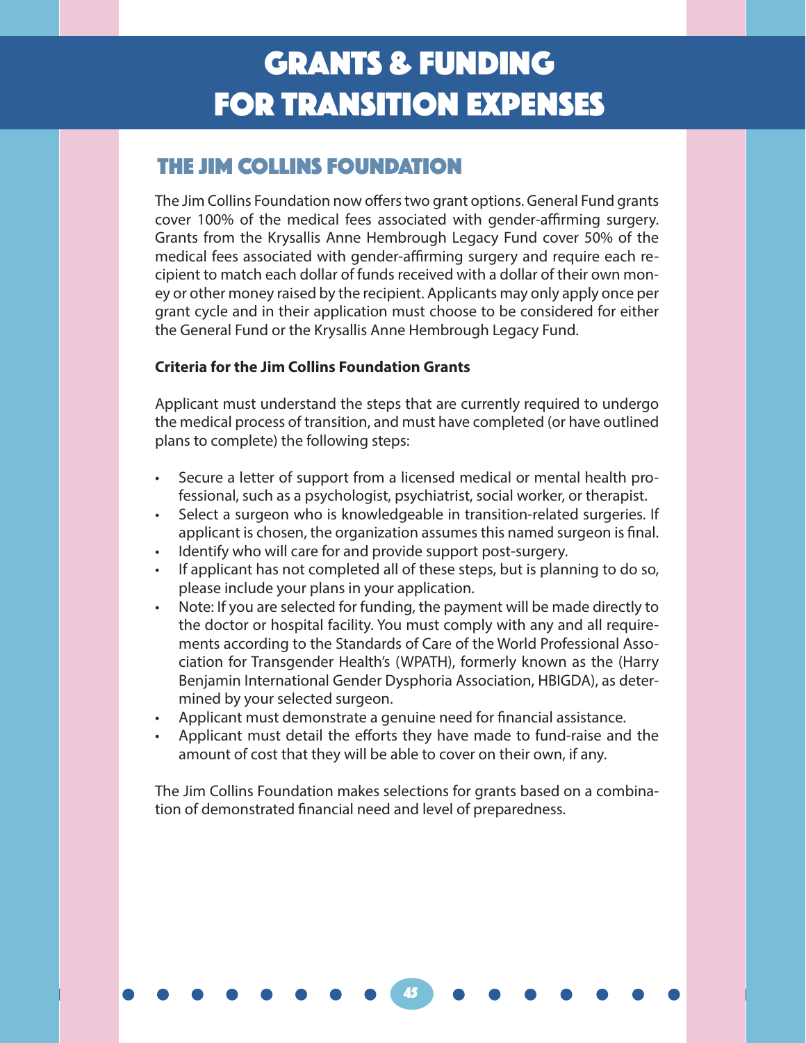# GRANTS & FUNDING FOR TRANSITION EXPENSES

## THE JIM COLLINS FOUNDATION

The Jim Collins Foundation now offers two grant options. General Fund grants cover 100% of the medical fees associated with gender-affirming surgery. Grants from the Krysallis Anne Hembrough Legacy Fund cover 50% of the medical fees associated with gender-affirming surgery and require each recipient to match each dollar of funds received with a dollar of their own money or other money raised by the recipient. Applicants may only apply once per grant cycle and in their application must choose to be considered for either the General Fund or the Krysallis Anne Hembrough Legacy Fund.

**Criteria for the Jim Collins Foundation Grants**

Applicant must understand the steps that are currently required to undergo the medical process of transition, and must have completed (or have outlined plans to complete) the following steps:

- Secure a letter of support from a licensed medical or mental health professional, such as a psychologist, psychiatrist, social worker, or therapist.
- Select a surgeon who is knowledgeable in transition-related surgeries. If applicant is chosen, the organization assumes this named surgeon is final.
- Identify who will care for and provide support post-surgery.
- If applicant has not completed all of these steps, but is planning to do so, please include your plans in your application.
- Note: If you are selected for funding, the payment will be made directly to the doctor or hospital facility. You must comply with any and all requirements according to the Standards of Care of the World Professional Association for Transgender Health's (WPATH), formerly known as the (Harry Benjamin International Gender Dysphoria Association, HBIGDA), as determined by your selected surgeon.
- Applicant must demonstrate a genuine need for financial assistance.
- Applicant must detail the efforts they have made to fund-raise and the amount of cost that they will be able to cover on their own, if any.

The Jim Collins Foundation makes selections for grants based on a combination of demonstrated financial need and level of preparedness.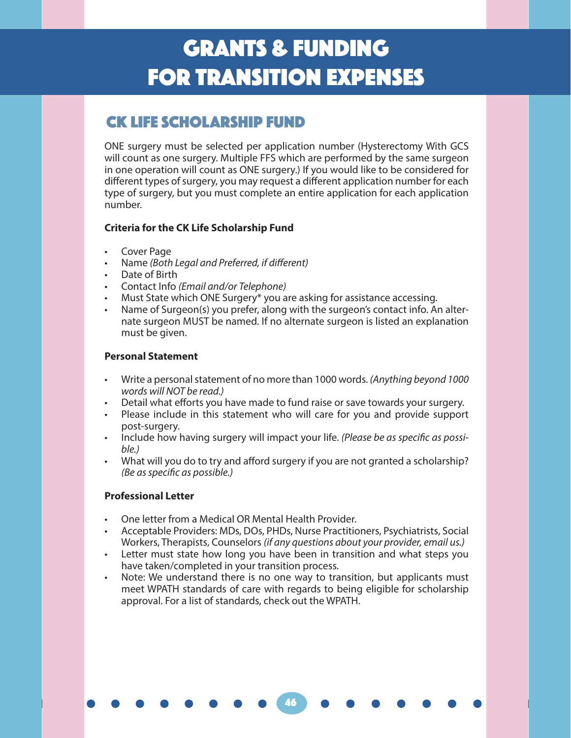# GRANTS & FUNDING FOR TRANSITION EXPENSES

## CK LIFE SCHOLARSHIP FUND

ONE surgery must be selected per application number (Hysterectomy With GCS will count as one surgery. Multiple FFS which are performed by the same surgeon in one operation will count as ONE surgery.) If you would like to be considered for different types of surgery, you may request a different application number for each type of surgery, but you must complete an entire application for each application number.

**Criteria for the CK Life Scholarship Fund**

- Cover Page
- Name *(Both Legal and Preferred, if different)*
- Date of Birth
- Contact Info *(Email and/or Telephone)*
- Must State which ONE Surgery* you are asking for assistance accessing.
- Name of Surgeon(s) you prefer, along with the surgeon's contact info. An alternate surgeon MUST be named. If no alternate surgeon is listed an explanation must be given.

**Personal Statement**

- Write a personal statement of no more than 1000 words. *(Anything beyond 1000 words will NOT be read.)*
- Detail what efforts you have made to fund raise or save towards your surgery.
- Please include in this statement who will care for you and provide support post-surgery.
- Include how having surgery will impact your life. *(Please be as specific as possible.)*
- What will you do to try and afford surgery if you are not granted a scholarship? *(Be as specific as possible.)*

**Professional Letter**

- One letter from a Medical OR Mental Health Provider.
- Acceptable Providers: MDs, DOs, PHDs, Nurse Practitioners, Psychiatrists, Social Workers, Therapists, Counselors *(if any questions about your provider, email us.)*
- Letter must state how long you have been in transition and what steps you have taken/completed in your transition process.
- Note: We understand there is no one way to transition, but applicants must meet WPATH standards of care with regards to being eligible for scholarship approval. For a list of standards, check out the WPATH.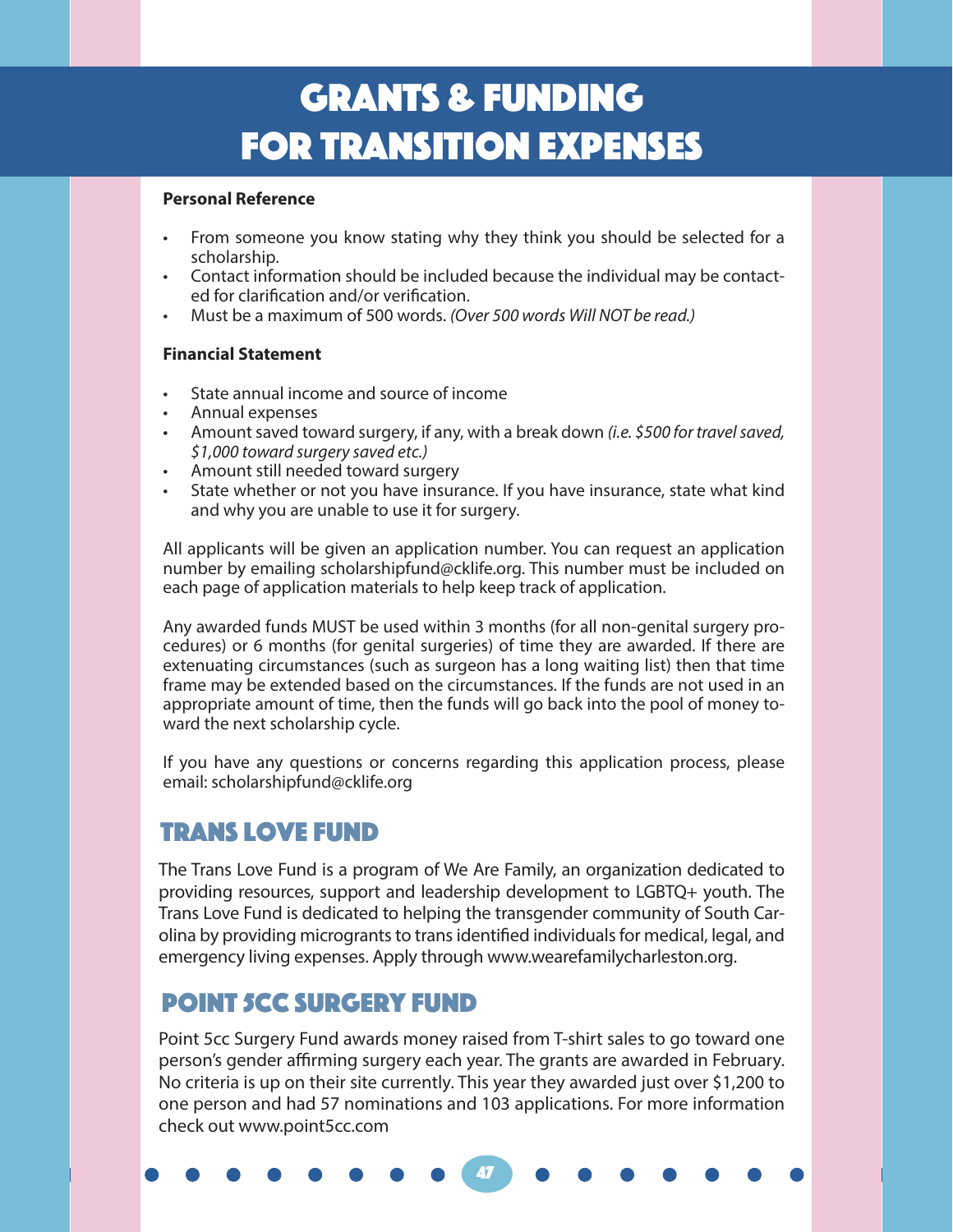# GRANTS & FUNDING FOR TRANSITION EXPENSES

**Personal Reference**

- From someone you know stating why they think you should be selected for a scholarship.
- Contact information should be included because the individual may be contacted for clarification and/or verification.
- Must be a maximum of 500 words. *(Over 500 words Will NOT be read.)*

**Financial Statement**

- State annual income and source of income
- Annual expenses
- Amount saved toward surgery, if any, with a break down *(i.e. $500 for travel saved, $1,000 toward surgery saved etc.)*
- Amount still needed toward surgery
- State whether or not you have insurance. If you have insurance, state what kind and why you are unable to use it for surgery.

All applicants will be given an application number. You can request an application number by emailing scholarshipfund@cklife.org. This number must be included on each page of application materials to help keep track of application.

Any awarded funds MUST be used within 3 months (for all non-genital surgery procedures) or 6 months (for genital surgeries) of time they are awarded. If there are extenuating circumstances (such as surgeon has a long waiting list) then that time frame may be extended based on the circumstances. If the funds are not used in an appropriate amount of time, then the funds will go back into the pool of money toward the next scholarship cycle.

If you have any questions or concerns regarding this application process, please email: scholarshipfund@cklife.org

## TRANS LOVE FUND

The Trans Love Fund is a program of We Are Family, an organization dedicated to providing resources, support and leadership development to LGBTQ+ youth. The Trans Love Fund is dedicated to helping the transgender community of South Carolina by providing microgrants to trans identified individuals for medical, legal, and emergency living expenses. Apply through www.wearefamilycharleston.org.

## POINT 5CC SURGERY FUND

Point 5cc Surgery Fund awards money raised from T-shirt sales to go toward one person's gender affirming surgery each year. The grants are awarded in February. No criteria is up on their site currently. This year they awarded just over $1,200 to one person and had 57 nominations and 103 applications. For more information check out www.point5cc.com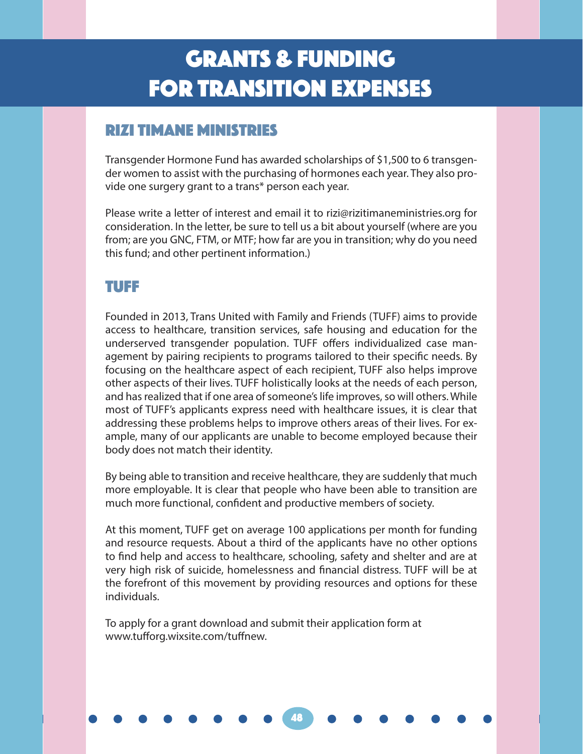# GRANTS & FUNDING FOR TRANSITION EXPENSES

## RIZI TIMANE MINISTRIES

Transgender Hormone Fund has awarded scholarships of $1,500 to 6 transgender women to assist with the purchasing of hormones each year. They also provide one surgery grant to a trans* person each year.

Please write a letter of interest and email it to rizi@rizitimaneministries.org for consideration. In the letter, be sure to tell us a bit about yourself (where are you from; are you GNC, FTM, or MTF; how far are you in transition; why do you need this fund; and other pertinent information.)

## TUFF

Founded in 2013, Trans United with Family and Friends (TUFF) aims to provide access to healthcare, transition services, safe housing and education for the underserved transgender population. TUFF offers individualized case management by pairing recipients to programs tailored to their specific needs. By focusing on the healthcare aspect of each recipient, TUFF also helps improve other aspects of their lives. TUFF holistically looks at the needs of each person, and has realized that if one area of someone's life improves, so will others. While most of TUFF's applicants express need with healthcare issues, it is clear that addressing these problems helps to improve others areas of their lives. For example, many of our applicants are unable to become employed because their body does not match their identity.

By being able to transition and receive healthcare, they are suddenly that much more employable. It is clear that people who have been able to transition are much more functional, confident and productive members of society.

At this moment, TUFF get on average 100 applications per month for funding and resource requests. About a third of the applicants have no other options to find help and access to healthcare, schooling, safety and shelter and are at very high risk of suicide, homelessness and financial distress. TUFF will be at the forefront of this movement by providing resources and options for these individuals.

To apply for a grant download and submit their application form at www.tufforg.wixsite.com/tuffnew.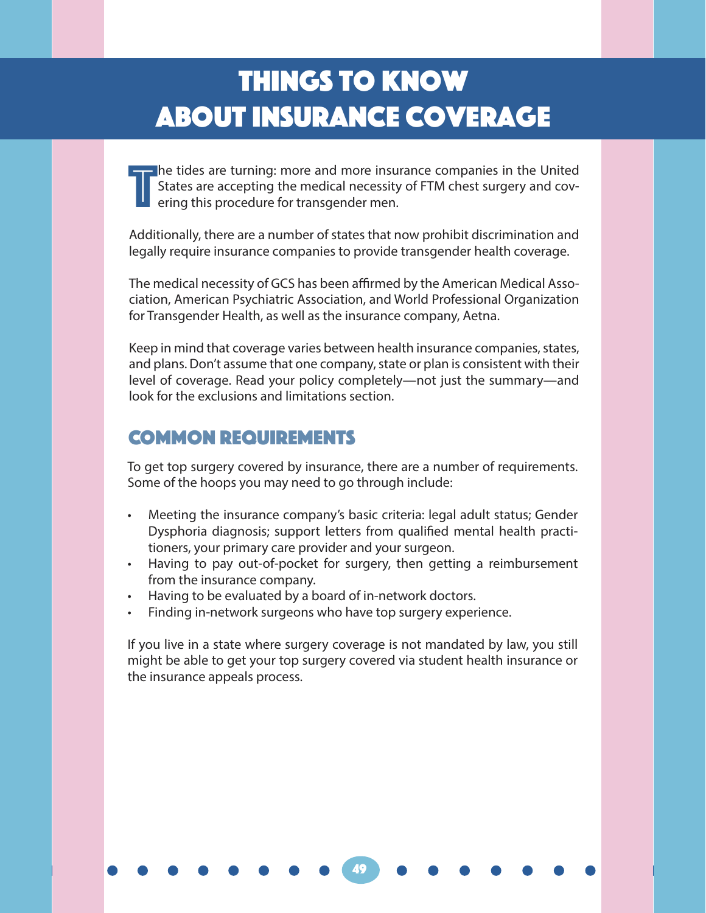# THINGS TO KNOW ABOUT INSURANCE COVERAGE

The tides are turning: more and more insurance companies in the United States are accepting the medical necessity of FTM chest surgery and covering this procedure for transgender men.

Additionally, there are a number of states that now prohibit discrimination and legally require insurance companies to provide transgender health coverage.

The medical necessity of GCS has been affirmed by the American Medical Association, American Psychiatric Association, and World Professional Organization for Transgender Health, as well as the insurance company, Aetna.

Keep in mind that coverage varies between health insurance companies, states, and plans. Don't assume that one company, state or plan is consistent with their level of coverage. Read your policy completely—not just the summary—and look for the exclusions and limitations section.

## COMMON REQUIREMENTS

To get top surgery covered by insurance, there are a number of requirements. Some of the hoops you may need to go through include:

- Meeting the insurance company's basic criteria: legal adult status; Gender Dysphoria diagnosis; support letters from qualified mental health practitioners, your primary care provider and your surgeon.
- Having to pay out-of-pocket for surgery, then getting a reimbursement from the insurance company.
- Having to be evaluated by a board of in-network doctors.
- Finding in-network surgeons who have top surgery experience.

If you live in a state where surgery coverage is not mandated by law, you still might be able to get your top surgery covered via student health insurance or the insurance appeals process.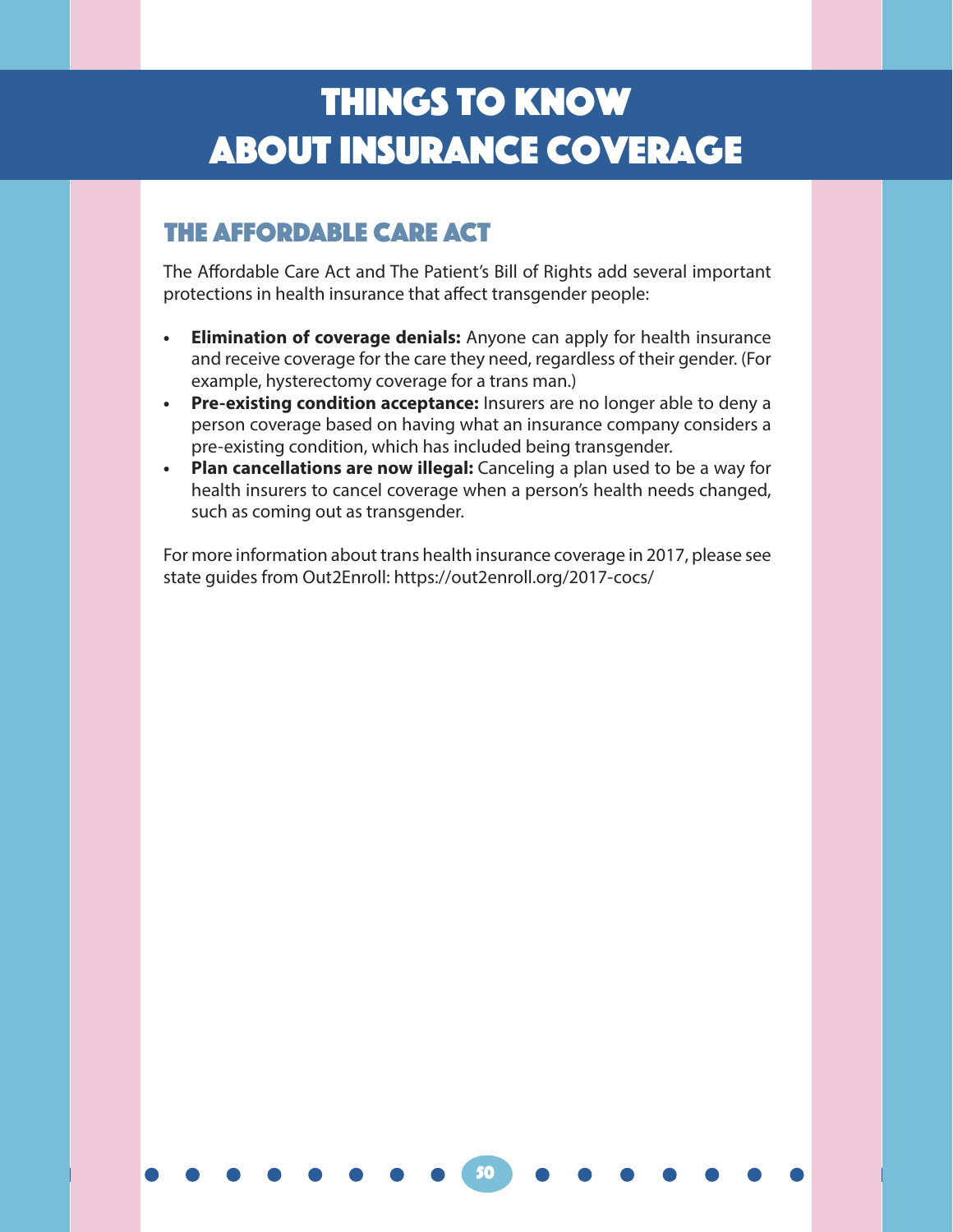# THINGS TO KNOW ABOUT INSURANCE COVERAGE

## THE AFFORDABLE CARE ACT

The Affordable Care Act and The Patient's Bill of Rights add several important protections in health insurance that affect transgender people:

- **Elimination of coverage denials:** Anyone can apply for health insurance and receive coverage for the care they need, regardless of their gender. (For example, hysterectomy coverage for a trans man.)
- **Pre-existing condition acceptance:** Insurers are no longer able to deny a person coverage based on having what an insurance company considers a pre-existing condition, which has included being transgender.
- **Plan cancellations are now illegal:** Canceling a plan used to be a way for health insurers to cancel coverage when a person's health needs changed, such as coming out as transgender.

For more information about trans health insurance coverage in 2017, please see state guides from Out2Enroll: https://out2enroll.org/2017-cocs/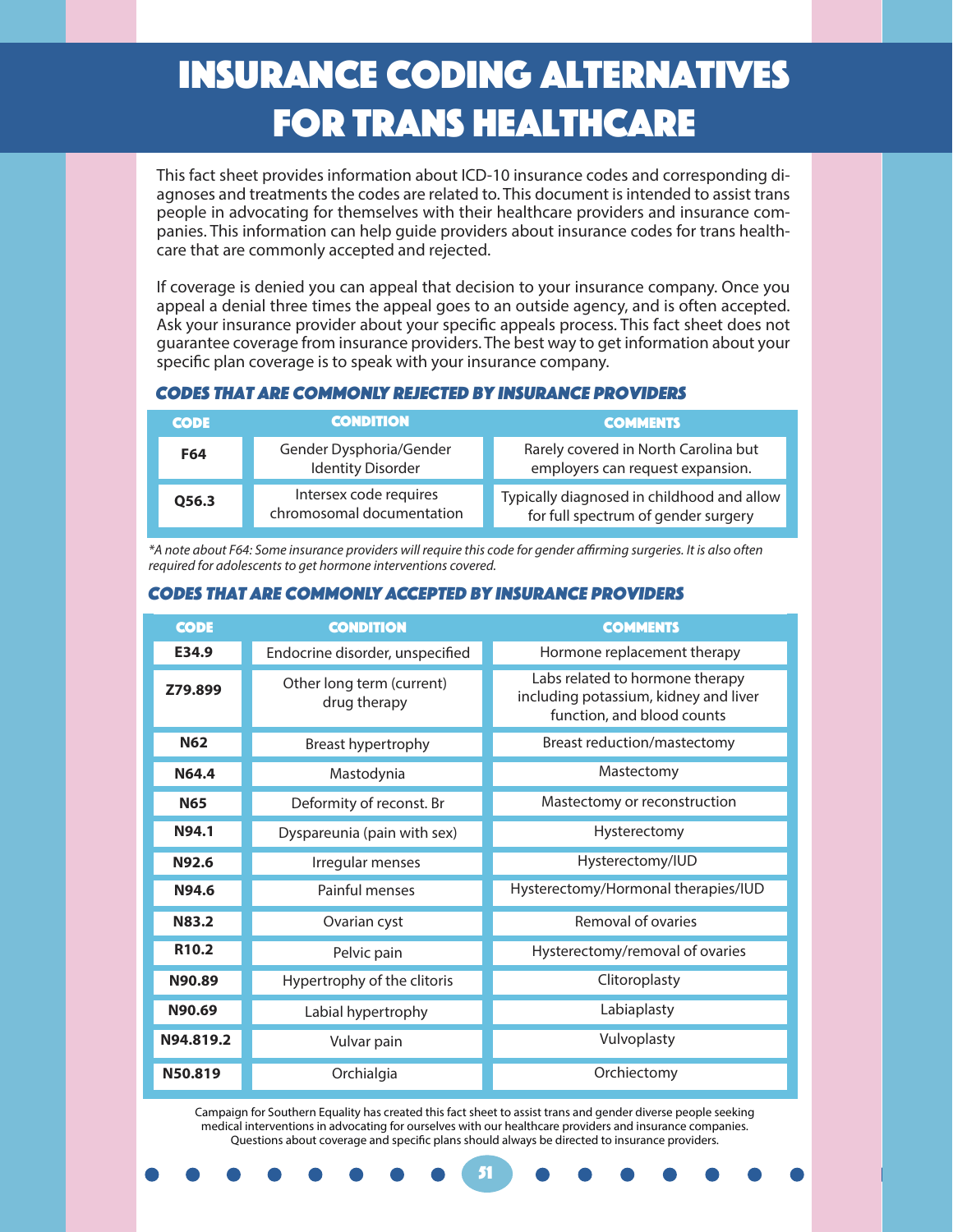# INSURANCE CODING ALTERNATIVES FOR TRANS HEALTHCARE

This fact sheet provides information about ICD-10 insurance codes and corresponding diagnoses and treatments the codes are related to. This document is intended to assist trans people in advocating for themselves with their healthcare providers and insurance companies. This information can help guide providers about insurance codes for trans healthcare that are commonly accepted and rejected.

If coverage is denied you can appeal that decision to your insurance company. Once you appeal a denial three times the appeal goes to an outside agency, and is often accepted. Ask your insurance provider about your specific appeals process. This fact sheet does not guarantee coverage from insurance providers. The best way to get information about your specific plan coverage is to speak with your insurance company.

### CODES THAT ARE COMMONLY REJECTED BY INSURANCE PROVIDERS

| CODE | CONDITION | COMMENTS |
|---|---|---|
| F64 | Gender Dysphoria/Gender Identity Disorder | Rarely covered in North Carolina but employers can request expansion. |
| Q56.3 | Intersex code requires chromosomal documentation | Typically diagnosed in childhood and allow for full spectrum of gender surgery |

*\*A note about F64: Some insurance providers will require this code for gender affirming surgeries. It is also often required for adolescents to get hormone interventions covered.*

### CODES THAT ARE COMMONLY ACCEPTED BY INSURANCE PROVIDERS

| CODE | CONDITION | COMMENTS |
|---|---|---|
| E34.9 | Endocrine disorder, unspecified | Hormone replacement therapy |
| Z79.899 | Other long term (current) drug therapy | Labs related to hormone therapy including potassium, kidney and liver function, and blood counts |
| N62 | Breast hypertrophy | Breast reduction/mastectomy |
| N64.4 | Mastodynia | Mastectomy |
| N65 | Deformity of reconst. Br | Mastectomy or reconstruction |
| N94.1 | Dyspareunia (pain with sex) | Hysterectomy |
| N92.6 | Irregular menses | Hysterectomy/IUD |
| N94.6 | Painful menses | Hysterectomy/Hormonal therapies/IUD |
| N83.2 | Ovarian cyst | Removal of ovaries |
| R10.2 | Pelvic pain | Hysterectomy/removal of ovaries |
| N90.89 | Hypertrophy of the clitoris | Clitoroplasty |
| N90.69 | Labial hypertrophy | Labiaplasty |
| N94.819.2 | Vulvar pain | Vulvoplasty |
| N50.819 | Orchialgia | Orchiectomy |

Campaign for Southern Equality has created this fact sheet to assist trans and gender diverse people seeking medical interventions in advocating for ourselves with our healthcare providers and insurance companies. Questions about coverage and specific plans should always be directed to insurance providers.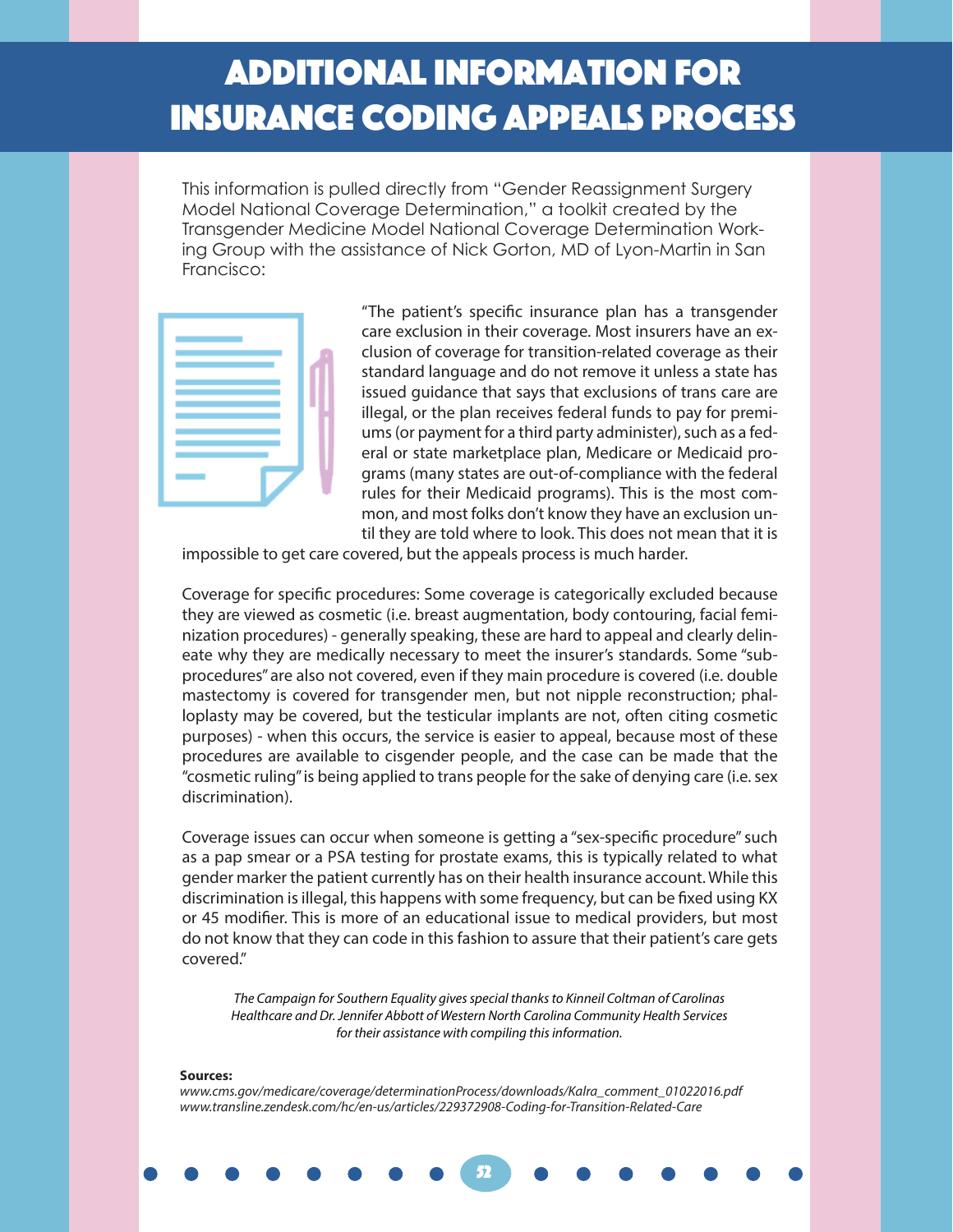# ADDITIONAL INFORMATION FOR INSURANCE CODING APPEALS PROCESS

This information is pulled directly from "Gender Reassignment Surgery Model National Coverage Determination," a toolkit created by the Transgender Medicine Model National Coverage Determination Working Group with the assistance of Nick Gorton, MD of Lyon-Martin in San Francisco:

"The patient's specific insurance plan has a transgender care exclusion in their coverage. Most insurers have an exclusion of coverage for transition-related coverage as their standard language and do not remove it unless a state has issued guidance that says that exclusions of trans care are illegal, or the plan receives federal funds to pay for premiums (or payment for a third party administer), such as a federal or state marketplace plan, Medicare or Medicaid programs (many states are out-of-compliance with the federal rules for their Medicaid programs). This is the most common, and most folks don't know they have an exclusion until they are told where to look. This does not mean that it is impossible to get care covered, but the appeals process is much harder.

Coverage for specific procedures: Some coverage is categorically excluded because they are viewed as cosmetic (i.e. breast augmentation, body contouring, facial feminization procedures) - generally speaking, these are hard to appeal and clearly delineate why they are medically necessary to meet the insurer's standards. Some "sub-procedures" are also not covered, even if they main procedure is covered (i.e. double mastectomy is covered for transgender men, but not nipple reconstruction; phalloplasty may be covered, but the testicular implants are not, often citing cosmetic purposes) - when this occurs, the service is easier to appeal, because most of these procedures are available to cisgender people, and the case can be made that the "cosmetic ruling" is being applied to trans people for the sake of denying care (i.e. sex discrimination).

Coverage issues can occur when someone is getting a "sex-specific procedure" such as a pap smear or a PSA testing for prostate exams, this is typically related to what gender marker the patient currently has on their health insurance account. While this discrimination is illegal, this happens with some frequency, but can be fixed using KX or 45 modifier. This is more of an educational issue to medical providers, but most do not know that they can code in this fashion to assure that their patient's care gets covered."

*The Campaign for Southern Equality gives special thanks to Kinneil Coltman of Carolinas Healthcare and Dr. Jennifer Abbott of Western North Carolina Community Health Services for their assistance with compiling this information.*

**Sources:**

*www.cms.gov/medicare/coverage/determinationProcess/downloads/Kalra_comment_01022016.pdf*
*www.transline.zendesk.com/hc/en-us/articles/229372908-Coding-for-Transition-Related-Care*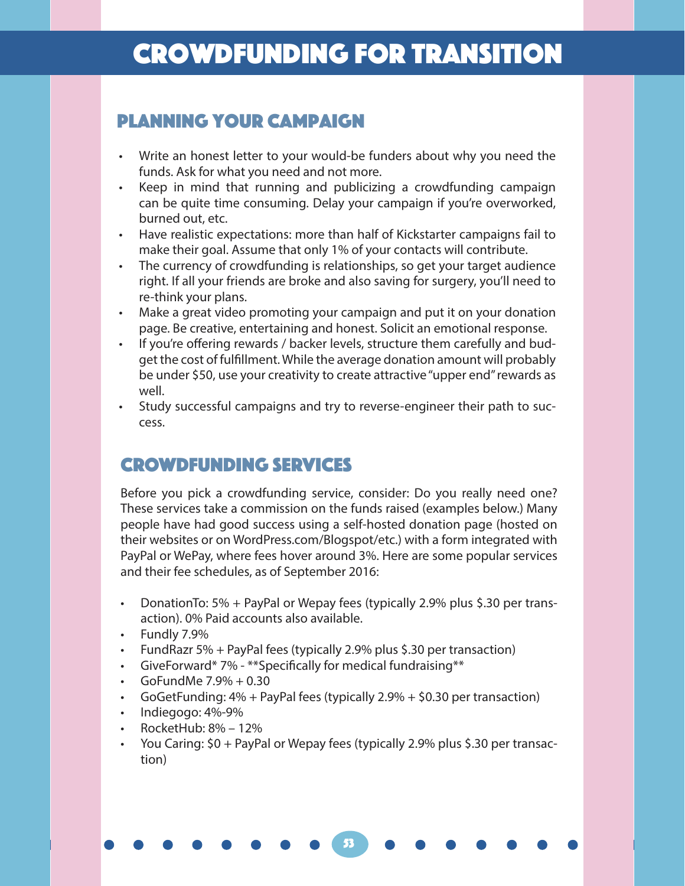# Crowdfunding for Transition

## Planning Your Campaign

- Write an honest letter to your would-be funders about why you need the funds. Ask for what you need and not more.
- Keep in mind that running and publicizing a crowdfunding campaign can be quite time consuming. Delay your campaign if you're overworked, burned out, etc.
- Have realistic expectations: more than half of Kickstarter campaigns fail to make their goal. Assume that only 1% of your contacts will contribute.
- The currency of crowdfunding is relationships, so get your target audience right. If all your friends are broke and also saving for surgery, you'll need to re-think your plans.
- Make a great video promoting your campaign and put it on your donation page. Be creative, entertaining and honest. Solicit an emotional response.
- If you're offering rewards / backer levels, structure them carefully and budget the cost of fulfillment. While the average donation amount will probably be under $50, use your creativity to create attractive "upper end" rewards as well.
- Study successful campaigns and try to reverse-engineer their path to success.

## Crowdfunding Services

Before you pick a crowdfunding service, consider: Do you really need one? These services take a commission on the funds raised (examples below.) Many people have had good success using a self-hosted donation page (hosted on their websites or on WordPress.com/Blogspot/etc.) with a form integrated with PayPal or WePay, where fees hover around 3%. Here are some popular services and their fee schedules, as of September 2016:

- DonationTo: 5% + PayPal or Wepay fees (typically 2.9% plus $.30 per transaction). 0% Paid accounts also available.
- Fundly 7.9%
- FundRazr 5% + PayPal fees (typically 2.9% plus $.30 per transaction)
- GiveForward* 7% - **Specifically for medical fundraising**
- GoFundMe 7.9% + 0.30
- GoGetFunding: 4% + PayPal fees (typically 2.9% + $0.30 per transaction)
- Indiegogo: 4%-9%
- RocketHub: 8% – 12%
- You Caring: $0 + PayPal or Wepay fees (typically 2.9% plus $.30 per transaction)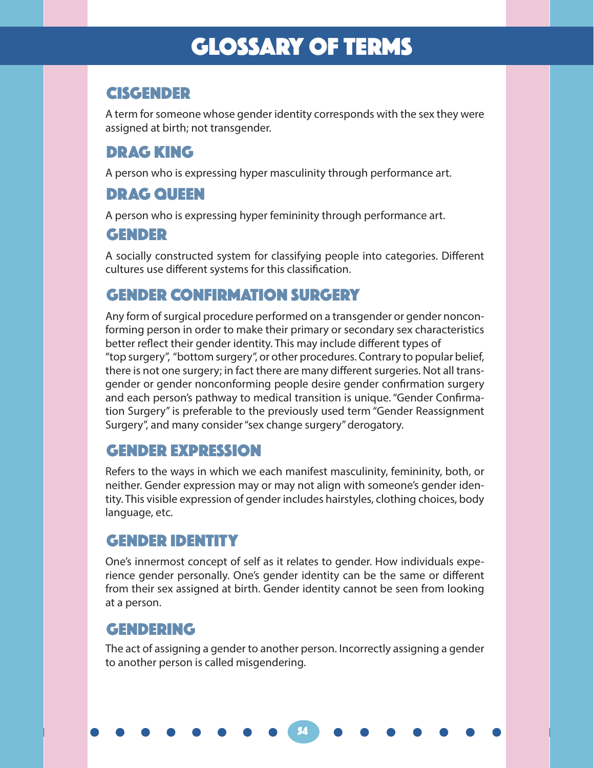# GLOSSARY OF TERMS

## CISGENDER

A term for someone whose gender identity corresponds with the sex they were assigned at birth; not transgender.

## DRAG KING

A person who is expressing hyper masculinity through performance art.

## DRAG QUEEN

A person who is expressing hyper femininity through performance art.

## GENDER

A socially constructed system for classifying people into categories. Different cultures use different systems for this classification.

## GENDER CONFIRMATION SURGERY

Any form of surgical procedure performed on a transgender or gender nonconforming person in order to make their primary or secondary sex characteristics better reflect their gender identity. This may include different types of "top surgery", "bottom surgery", or other procedures. Contrary to popular belief, there is not one surgery; in fact there are many different surgeries. Not all transgender or gender nonconforming people desire gender confirmation surgery and each person's pathway to medical transition is unique. "Gender Confirmation Surgery" is preferable to the previously used term "Gender Reassignment Surgery", and many consider "sex change surgery" derogatory.

## GENDER EXPRESSION

Refers to the ways in which we each manifest masculinity, femininity, both, or neither. Gender expression may or may not align with someone's gender identity. This visible expression of gender includes hairstyles, clothing choices, body language, etc.

## GENDER IDENTITY

One's innermost concept of self as it relates to gender. How individuals experience gender personally. One's gender identity can be the same or different from their sex assigned at birth. Gender identity cannot be seen from looking at a person.

## GENDERING

The act of assigning a gender to another person. Incorrectly assigning a gender to another person is called misgendering.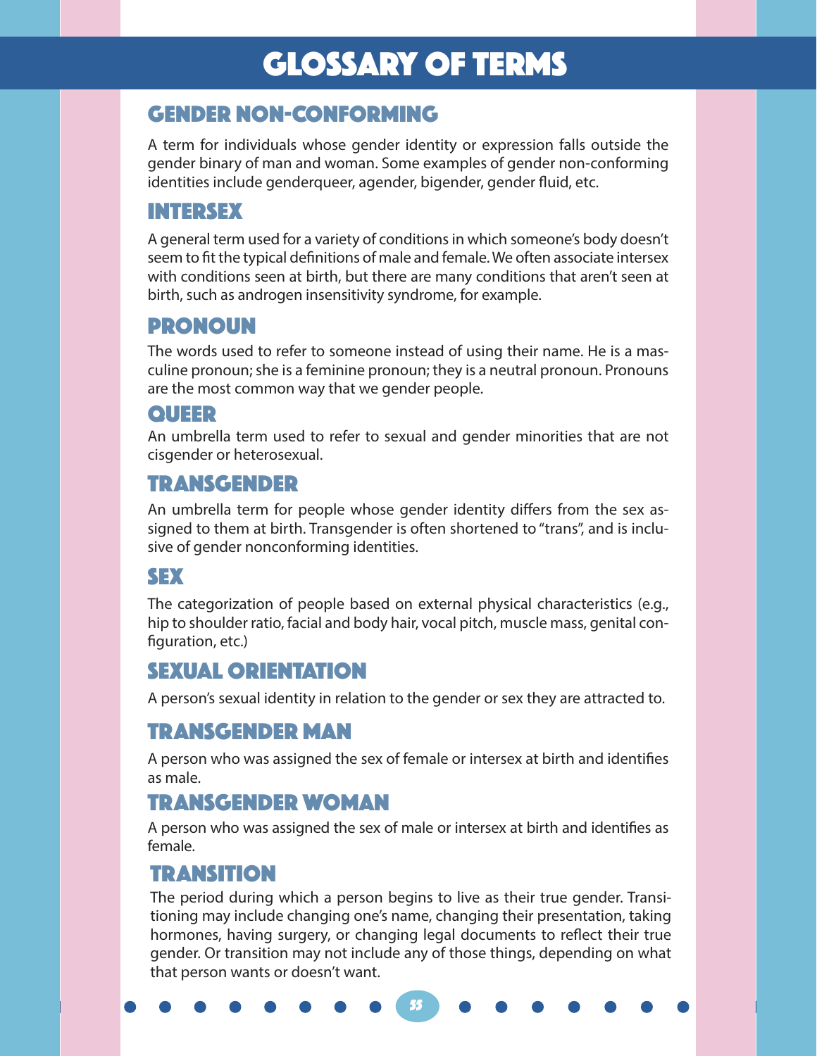# GLOSSARY OF TERMS

## GENDER NON-CONFORMING

A term for individuals whose gender identity or expression falls outside the gender binary of man and woman. Some examples of gender non-conforming identities include genderqueer, agender, bigender, gender fluid, etc.

## INTERSEX

A general term used for a variety of conditions in which someone's body doesn't seem to fit the typical definitions of male and female. We often associate intersex with conditions seen at birth, but there are many conditions that aren't seen at birth, such as androgen insensitivity syndrome, for example.

## PRONOUN

The words used to refer to someone instead of using their name. He is a masculine pronoun; she is a feminine pronoun; they is a neutral pronoun. Pronouns are the most common way that we gender people.

## QUEER

An umbrella term used to refer to sexual and gender minorities that are not cisgender or heterosexual.

## TRANSGENDER

An umbrella term for people whose gender identity differs from the sex assigned to them at birth. Transgender is often shortened to "trans", and is inclusive of gender nonconforming identities.

## SEX

The categorization of people based on external physical characteristics (e.g., hip to shoulder ratio, facial and body hair, vocal pitch, muscle mass, genital configuration, etc.)

## SEXUAL ORIENTATION

A person's sexual identity in relation to the gender or sex they are attracted to.

## TRANSGENDER MAN

A person who was assigned the sex of female or intersex at birth and identifies as male.

## TRANSGENDER WOMAN

A person who was assigned the sex of male or intersex at birth and identifies as female.

## TRANSITION

The period during which a person begins to live as their true gender. Transitioning may include changing one's name, changing their presentation, taking hormones, having surgery, or changing legal documents to reflect their true gender. Or transition may not include any of those things, depending on what that person wants or doesn't want.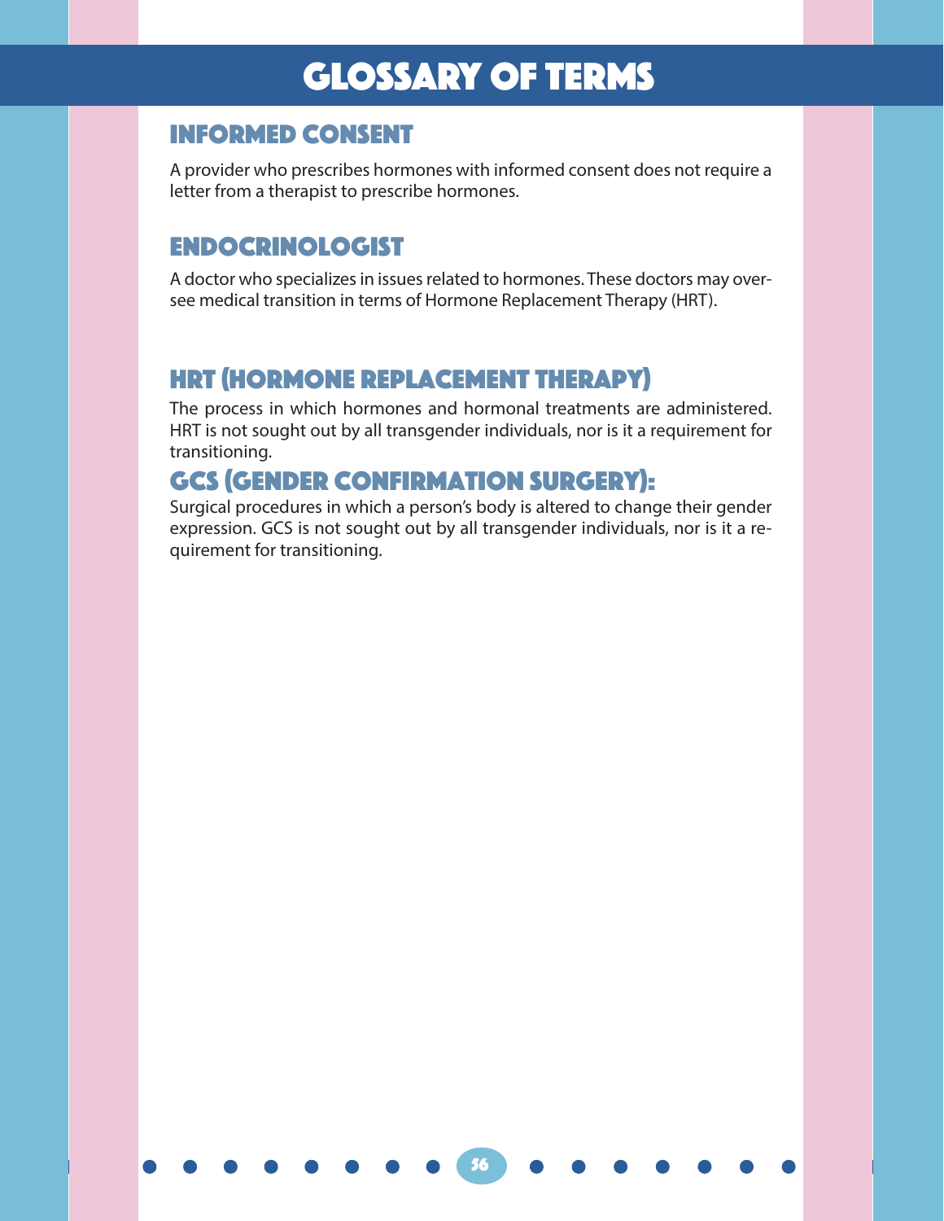# GLOSSARY OF TERMS

## INFORMED CONSENT

A provider who prescribes hormones with informed consent does not require a letter from a therapist to prescribe hormones.

## ENDOCRINOLOGIST

A doctor who specializes in issues related to hormones. These doctors may oversee medical transition in terms of Hormone Replacement Therapy (HRT).

## HRT (HORMONE REPLACEMENT THERAPY)

The process in which hormones and hormonal treatments are administered. HRT is not sought out by all transgender individuals, nor is it a requirement for transitioning.

## GCS (GENDER CONFIRMATION SURGERY):

Surgical procedures in which a person's body is altered to change their gender expression. GCS is not sought out by all transgender individuals, nor is it a requirement for transitioning.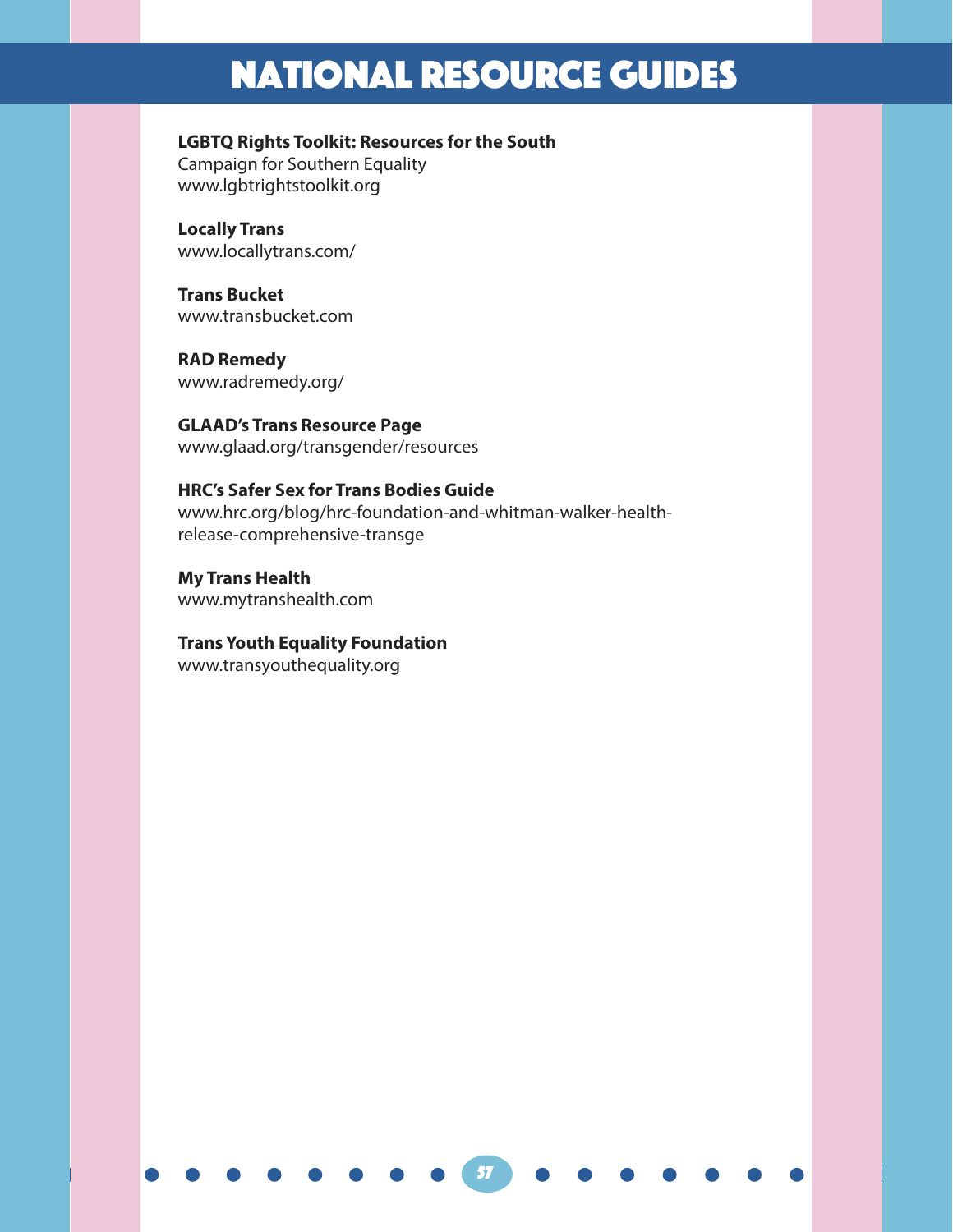# NATIONAL RESOURCE GUIDES

**LGBTQ Rights Toolkit: Resources for the South**
Campaign for Southern Equality
www.lgbtrightstoolkit.org

**Locally Trans**
www.locallytrans.com/

**Trans Bucket**
www.transbucket.com

**RAD Remedy**
www.radremedy.org/

**GLAAD's Trans Resource Page**
www.glaad.org/transgender/resources

**HRC's Safer Sex for Trans Bodies Guide**
www.hrc.org/blog/hrc-foundation-and-whitman-walker-health-release-comprehensive-transge

**My Trans Health**
www.mytranshealth.com

**Trans Youth Equality Foundation**
www.transyouthequality.org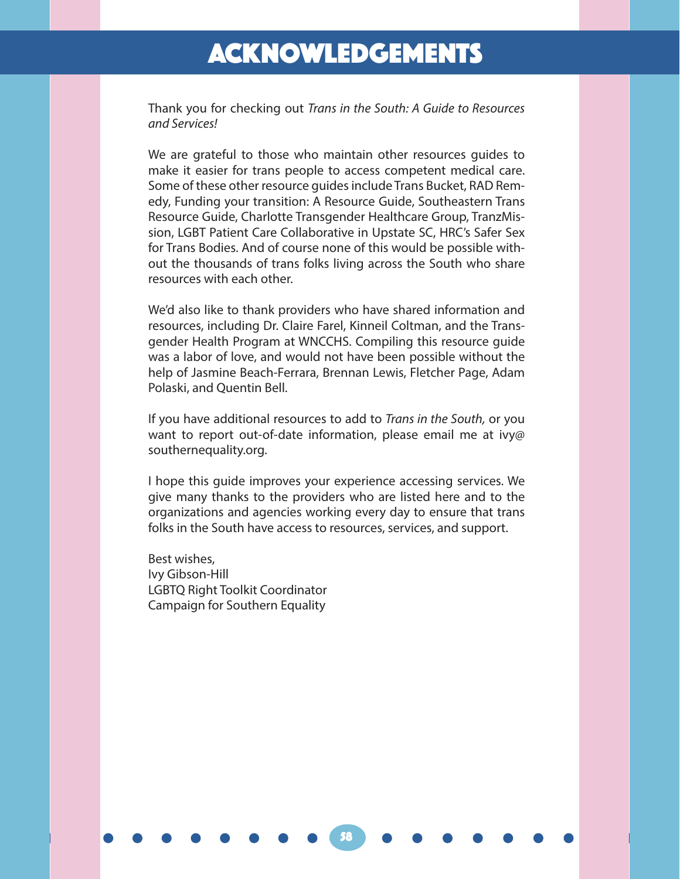# ACKNOWLEDGEMENTS

Thank you for checking out *Trans in the South: A Guide to Resources and Services!*

We are grateful to those who maintain other resources guides to make it easier for trans people to access competent medical care. Some of these other resource guides include Trans Bucket, RAD Remedy, Funding your transition: A Resource Guide, Southeastern Trans Resource Guide, Charlotte Transgender Healthcare Group, TranzMission, LGBT Patient Care Collaborative in Upstate SC, HRC's Safer Sex for Trans Bodies. And of course none of this would be possible without the thousands of trans folks living across the South who share resources with each other.

We'd also like to thank providers who have shared information and resources, including Dr. Claire Farel, Kinneil Coltman, and the Transgender Health Program at WNCCHS. Compiling this resource guide was a labor of love, and would not have been possible without the help of Jasmine Beach-Ferrara, Brennan Lewis, Fletcher Page, Adam Polaski, and Quentin Bell.

If you have additional resources to add to *Trans in the South,* or you want to report out-of-date information, please email me at ivy@southernequality.org.

I hope this guide improves your experience accessing services. We give many thanks to the providers who are listed here and to the organizations and agencies working every day to ensure that trans folks in the South have access to resources, services, and support.

Best wishes,
Ivy Gibson-Hill
LGBTQ Right Toolkit Coordinator
Campaign for Southern Equality